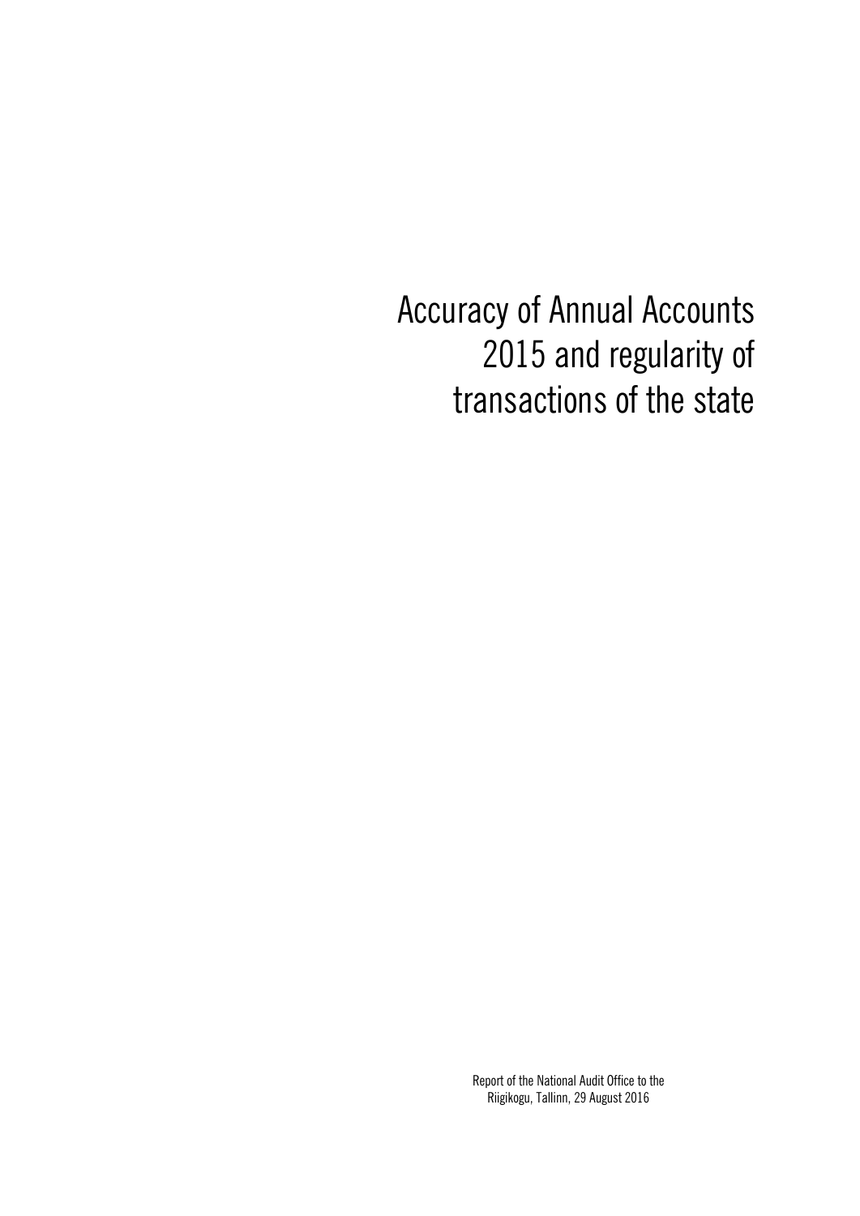# Accuracy of Annual Accounts 2015 and regularity of transactions of the state

Report of the National Audit Office to the Riigikogu, Tallinn, 29 August 2016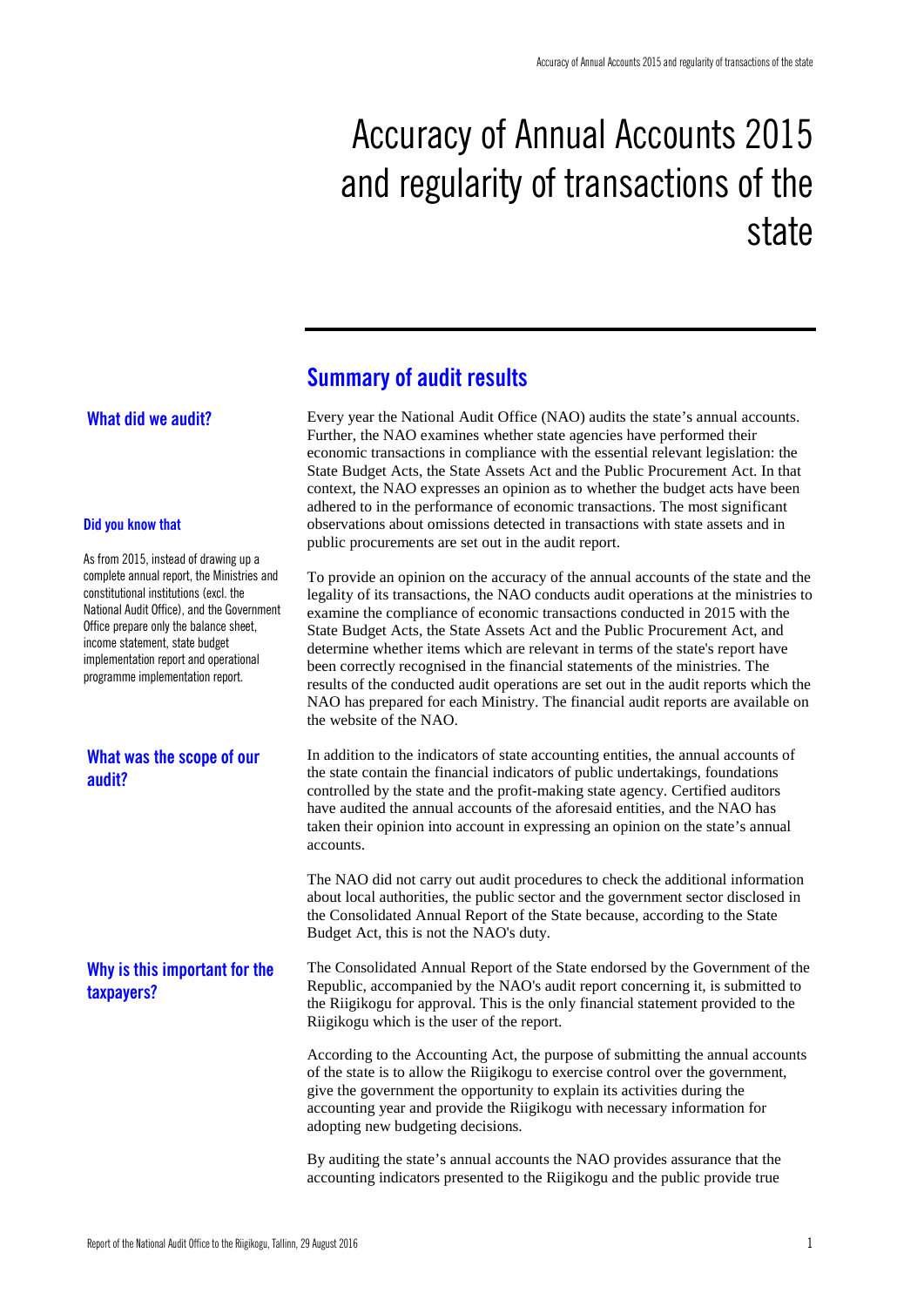# Accuracy of Annual Accounts 2015 and regularity of transactions of the state

## Summary of audit results

### What did we audit?

Every year the National Audit Office (NAO) audits the state's annual accounts. Further, the NAO examines whether state agencies have performed their economic transactions in compliance with the essential relevant legislation: the State Budget Acts, the State Assets Act and the Public Procurement Act. In that context, the NAO expresses an opinion as to whether the budget acts have been adhered to in the performance of economic transactions. The most significant observations about omissions detected in transactions with state assets and in public procurements are set out in the audit report.

**Did you know that**

As from 2015, instead of drawing up a complete annual report, the Ministries and constitutional institutions (excl. the National Audit Office), and the Government Office prepare only the balance sheet, income statement, state budget implementation report and operational programme implementation report.

To provide an opinion on the accuracy of the annual accounts of the state and the legality of its transactions, the NAO conducts audit operations at the ministries to examine the compliance of economic transactions conducted in 2015 with the State Budget Acts, the State Assets Act and the Public Procurement Act, and determine whether items which are relevant in terms of the state's report have been correctly recognised in the financial statements of the ministries. The results of the conducted audit operations are set out in the audit reports which the NAO has prepared for each Ministry. The financial audit reports are available on the website of the NAO.

### What was the scope of our audit?

In addition to the indicators of state accounting entities, the annual accounts of the state contain the financial indicators of public undertakings, foundations controlled by the state and the profit-making state agency. Certified auditors have audited the annual accounts of the aforesaid entities, and the NAO has taken their opinion into account in expressing an opinion on the state's annual accounts.

The NAO did not carry out audit procedures to check the additional information about local authorities, the public sector and the government sector disclosed in the Consolidated Annual Report of the State because, according to the State Budget Act, this is not the NAO's duty.

### Why is this important for the taxpayers?

The Consolidated Annual Report of the State endorsed by the Government of the Republic, accompanied by the NAO's audit report concerning it, is submitted to the Riigikogu for approval. This is the only financial statement provided to the Riigikogu which is the user of the report.

According to the Accounting Act, the purpose of submitting the annual accounts of the state is to allow the Riigikogu to exercise control over the government, give the government the opportunity to explain its activities during the accounting year and provide the Riigikogu with necessary information for adopting new budgeting decisions.

By auditing the state's annual accounts the NAO provides assurance that the accounting indicators presented to the Riigikogu and the public provide true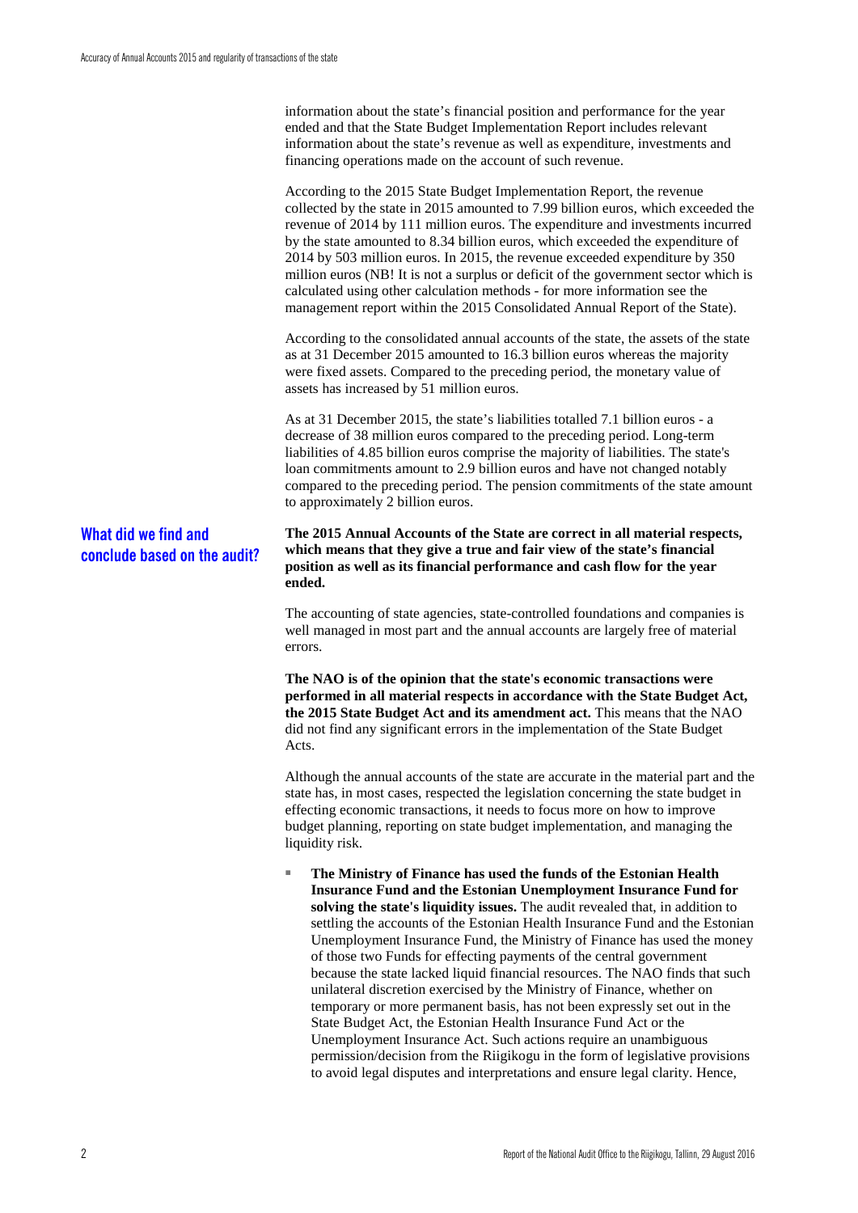information about the state's financial position and performance for the year ended and that the State Budget Implementation Report includes relevant information about the state's revenue as well as expenditure, investments and financing operations made on the account of such revenue.

According to the 2015 State Budget Implementation Report, the revenue collected by the state in 2015 amounted to 7.99 billion euros, which exceeded the revenue of 2014 by 111 million euros. The expenditure and investments incurred by the state amounted to 8.34 billion euros, which exceeded the expenditure of 2014 by 503 million euros. In 2015, the revenue exceeded expenditure by 350 million euros (NB! It is not a surplus or deficit of the government sector which is calculated using other calculation methods - for more information see the management report within the 2015 Consolidated Annual Report of the State).

According to the consolidated annual accounts of the state, the assets of the state as at 31 December 2015 amounted to 16.3 billion euros whereas the majority were fixed assets. Compared to the preceding period, the monetary value of assets has increased by 51 million euros.

As at 31 December 2015, the state's liabilities totalled 7.1 billion euros - a decrease of 38 million euros compared to the preceding period. Long-term liabilities of 4.85 billion euros comprise the majority of liabilities. The state's loan commitments amount to 2.9 billion euros and have not changed notably compared to the preceding period. The pension commitments of the state amount to approximately 2 billion euros.

## What did we find and conclude based on the audit?

**The 2015 Annual Accounts of the State are correct in all material respects, which means that they give a true and fair view of the state's financial position as well as its financial performance and cash flow for the year ended.**

The accounting of state agencies, state-controlled foundations and companies is well managed in most part and the annual accounts are largely free of material errors.

**The NAO is of the opinion that the state's economic transactions were performed in all material respects in accordance with the State Budget Act, the 2015 State Budget Act and its amendment act.** This means that the NAO did not find any significant errors in the implementation of the State Budget Acts.

Although the annual accounts of the state are accurate in the material part and the state has, in most cases, respected the legislation concerning the state budget in effecting economic transactions, it needs to focus more on how to improve budget planning, reporting on state budget implementation, and managing the liquidity risk.

- **The Ministry of Finance has used the funds of the Estonian Health Insurance Fund and the Estonian Unemployment Insurance Fund for solving the state's liquidity issues.** The audit revealed that, in addition to settling the accounts of the Estonian Health Insurance Fund and the Estonian Unemployment Insurance Fund, the Ministry of Finance has used the money of those two Funds for effecting payments of the central government because the state lacked liquid financial resources. The NAO finds that such unilateral discretion exercised by the Ministry of Finance, whether on temporary or more permanent basis, has not been expressly set out in the State Budget Act, the Estonian Health Insurance Fund Act or the Unemployment Insurance Act. Such actions require an unambiguous permission/decision from the Riigikogu in the form of legislative provisions to avoid legal disputes and interpretations and ensure legal clarity. Hence,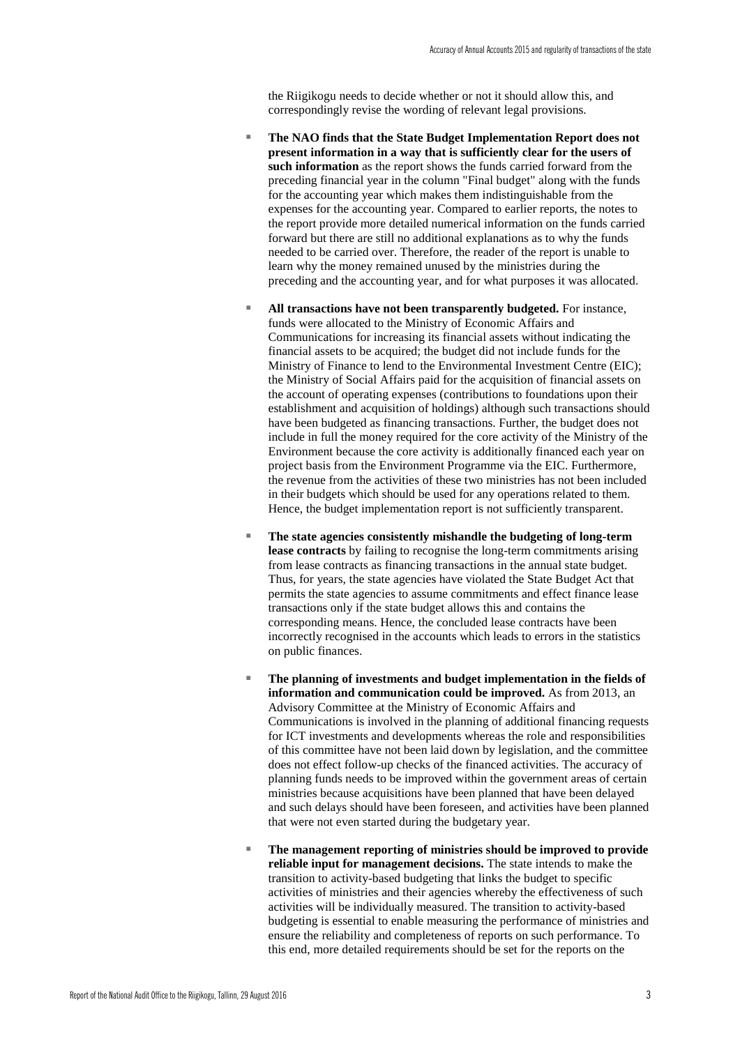the Riigikogu needs to decide whether or not it should allow this, and correspondingly revise the wording of relevant legal provisions.

- **The NAO finds that the State Budget Implementation Report does not present information in a way that is sufficiently clear for the users of such information** as the report shows the funds carried forward from the preceding financial year in the column "Final budget" along with the funds for the accounting year which makes them indistinguishable from the expenses for the accounting year. Compared to earlier reports, the notes to the report provide more detailed numerical information on the funds carried forward but there are still no additional explanations as to why the funds needed to be carried over. Therefore, the reader of the report is unable to learn why the money remained unused by the ministries during the preceding and the accounting year, and for what purposes it was allocated.

- **All transactions have not been transparently budgeted.** For instance, funds were allocated to the Ministry of Economic Affairs and Communications for increasing its financial assets without indicating the financial assets to be acquired; the budget did not include funds for the Ministry of Finance to lend to the Environmental Investment Centre (EIC); the Ministry of Social Affairs paid for the acquisition of financial assets on the account of operating expenses (contributions to foundations upon their establishment and acquisition of holdings) although such transactions should have been budgeted as financing transactions. Further, the budget does not include in full the money required for the core activity of the Ministry of the Environment because the core activity is additionally financed each year on project basis from the Environment Programme via the EIC. Furthermore, the revenue from the activities of these two ministries has not been included in their budgets which should be used for any operations related to them. Hence, the budget implementation report is not sufficiently transparent.

- **The state agencies consistently mishandle the budgeting of long-term lease contracts** by failing to recognise the long-term commitments arising from lease contracts as financing transactions in the annual state budget. Thus, for years, the state agencies have violated the State Budget Act that permits the state agencies to assume commitments and effect finance lease transactions only if the state budget allows this and contains the corresponding means. Hence, the concluded lease contracts have been incorrectly recognised in the accounts which leads to errors in the statistics on public finances.

- **The planning of investments and budget implementation in the fields of information and communication could be improved.** As from 2013, an Advisory Committee at the Ministry of Economic Affairs and Communications is involved in the planning of additional financing requests for ICT investments and developments whereas the role and responsibilities of this committee have not been laid down by legislation, and the committee does not effect follow-up checks of the financed activities. The accuracy of planning funds needs to be improved within the government areas of certain ministries because acquisitions have been planned that have been delayed and such delays should have been foreseen, and activities have been planned that were not even started during the budgetary year.

- **The management reporting of ministries should be improved to provide reliable input for management decisions.** The state intends to make the transition to activity-based budgeting that links the budget to specific activities of ministries and their agencies whereby the effectiveness of such activities will be individually measured. The transition to activity-based budgeting is essential to enable measuring the performance of ministries and ensure the reliability and completeness of reports on such performance. To this end, more detailed requirements should be set for the reports on the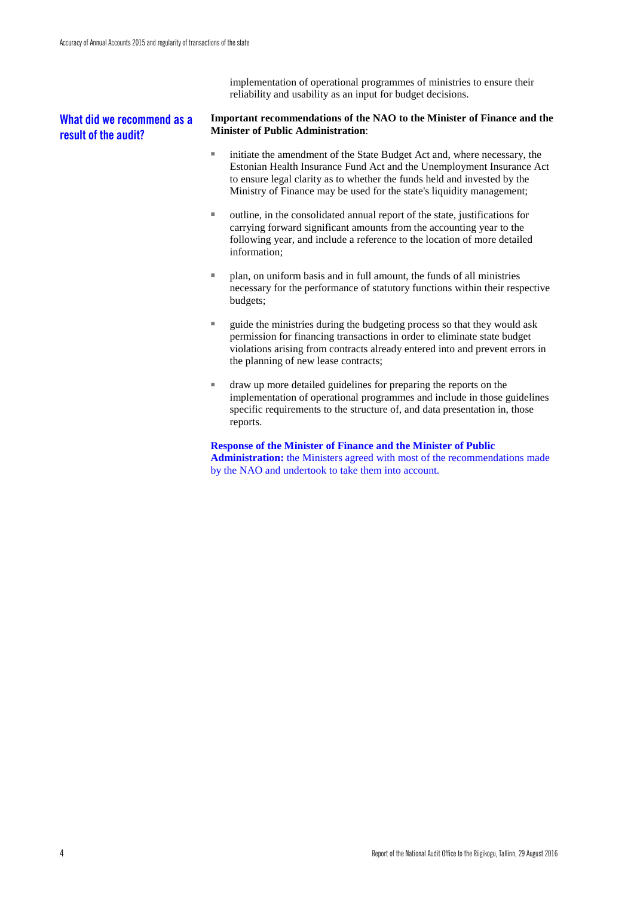implementation of operational programmes of ministries to ensure their reliability and usability as an input for budget decisions.

## What did we recommend as a result of the audit?

**Important recommendations of the NAO to the Minister of Finance and the Minister of Public Administration**:

- initiate the amendment of the State Budget Act and, where necessary, the Estonian Health Insurance Fund Act and the Unemployment Insurance Act to ensure legal clarity as to whether the funds held and invested by the Ministry of Finance may be used for the state's liquidity management;
- outline, in the consolidated annual report of the state, justifications for carrying forward significant amounts from the accounting year to the following year, and include a reference to the location of more detailed information;
- plan, on uniform basis and in full amount, the funds of all ministries necessary for the performance of statutory functions within their respective budgets;
- guide the ministries during the budgeting process so that they would ask permission for financing transactions in order to eliminate state budget violations arising from contracts already entered into and prevent errors in the planning of new lease contracts;
- draw up more detailed guidelines for preparing the reports on the implementation of operational programmes and include in those guidelines specific requirements to the structure of, and data presentation in, those reports.

**Response of the Minister of Finance and the Minister of Public Administration:** the Ministers agreed with most of the recommendations made by the NAO and undertook to take them into account.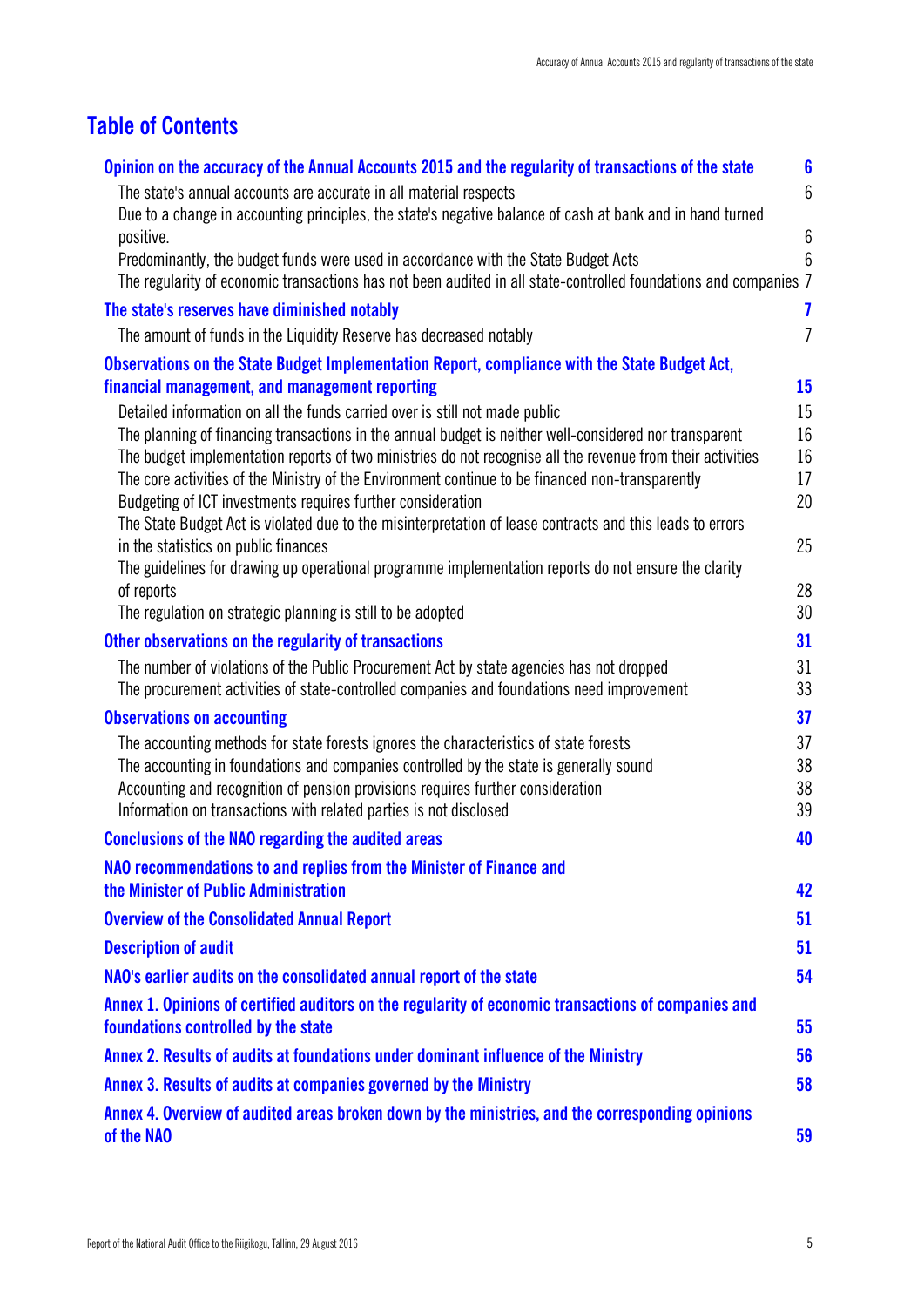# Table of Contents

| | |
|---|---|
| **Opinion on the accuracy of the Annual Accounts 2015 and the regularity of transactions of the state** | **6** |
| The state's annual accounts are accurate in all material respects | 6 |
| Due to a change in accounting principles, the state's negative balance of cash at bank and in hand turned positive. | 6 |
| Predominantly, the budget funds were used in accordance with the State Budget Acts | 6 |
| The regularity of economic transactions has not been audited in all state-controlled foundations and companies | 7 |
| **The state's reserves have diminished notably** | **7** |
| The amount of funds in the Liquidity Reserve has decreased notably | 7 |
| **Observations on the State Budget Implementation Report, compliance with the State Budget Act, financial management, and management reporting** | **15** |
| Detailed information on all the funds carried over is still not made public | 15 |
| The planning of financing transactions in the annual budget is neither well-considered nor transparent | 16 |
| The budget implementation reports of two ministries do not recognise all the revenue from their activities | 16 |
| The core activities of the Ministry of the Environment continue to be financed non-transparently | 17 |
| Budgeting of ICT investments requires further consideration | 20 |
| The State Budget Act is violated due to the misinterpretation of lease contracts and this leads to errors in the statistics on public finances | 25 |
| The guidelines for drawing up operational programme implementation reports do not ensure the clarity of reports | 28 |
| The regulation on strategic planning is still to be adopted | 30 |
| **Other observations on the regularity of transactions** | **31** |
| The number of violations of the Public Procurement Act by state agencies has not dropped | 31 |
| The procurement activities of state-controlled companies and foundations need improvement | 33 |
| **Observations on accounting** | **37** |
| The accounting methods for state forests ignores the characteristics of state forests | 37 |
| The accounting in foundations and companies controlled by the state is generally sound | 38 |
| Accounting and recognition of pension provisions requires further consideration | 38 |
| Information on transactions with related parties is not disclosed | 39 |
| **Conclusions of the NAO regarding the audited areas** | **40** |
| **NAO recommendations to and replies from the Minister of Finance and the Minister of Public Administration** | **42** |
| **Overview of the Consolidated Annual Report** | **51** |
| **Description of audit** | **51** |
| **NAO's earlier audits on the consolidated annual report of the state** | **54** |
| **Annex 1. Opinions of certified auditors on the regularity of economic transactions of companies and foundations controlled by the state** | **55** |
| **Annex 2. Results of audits at foundations under dominant influence of the Ministry** | **56** |
| **Annex 3. Results of audits at companies governed by the Ministry** | **58** |
| **Annex 4. Overview of audited areas broken down by the ministries, and the corresponding opinions of the NAO** | **59** |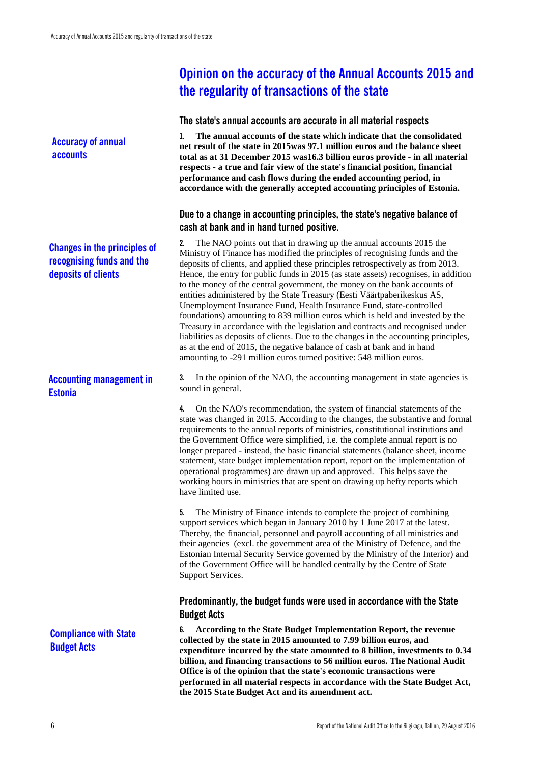// Opinion on the accuracy of the Annual Accounts 2015 and the regularity of transactions of the state

## Opinion on the accuracy of the Annual Accounts 2015 and the regularity of transactions of the state

### The state's annual accounts are accurate in all material respects

**Accuracy of annual accounts**

**1. The annual accounts of the state which indicate that the consolidated net result of the state in 2015was 97.1 million euros and the balance sheet total as at 31 December 2015 was16.3 billion euros provide - in all material respects - a true and fair view of the state's financial position, financial performance and cash flows during the ended accounting period, in accordance with the generally accepted accounting principles of Estonia.**

### Due to a change in accounting principles, the state's negative balance of cash at bank and in hand turned positive.

**Changes in the principles of recognising funds and the deposits of clients**

2. The NAO points out that in drawing up the annual accounts 2015 the Ministry of Finance has modified the principles of recognising funds and the deposits of clients, and applied these principles retrospectively as from 2013. Hence, the entry for public funds in 2015 (as state assets) recognises, in addition to the money of the central government, the money on the bank accounts of entities administered by the State Treasury (Eesti Väärtpaberikeskus AS, Unemployment Insurance Fund, Health Insurance Fund, state-controlled foundations) amounting to 839 million euros which is held and invested by the Treasury in accordance with the legislation and contracts and recognised under liabilities as deposits of clients. Due to the changes in the accounting principles, as at the end of 2015, the negative balance of cash at bank and in hand amounting to -291 million euros turned positive: 548 million euros.

**Accounting management in Estonia**

3. In the opinion of the NAO, the accounting management in state agencies is sound in general.

4. On the NAO's recommendation, the system of financial statements of the state was changed in 2015. According to the changes, the substantive and formal requirements to the annual reports of ministries, constitutional institutions and the Government Office were simplified, i.e. the complete annual report is no longer prepared - instead, the basic financial statements (balance sheet, income statement, state budget implementation report, report on the implementation of operational programmes) are drawn up and approved. This helps save the working hours in ministries that are spent on drawing up hefty reports which have limited use.

5. The Ministry of Finance intends to complete the project of combining support services which began in January 2010 by 1 June 2017 at the latest. Thereby, the financial, personnel and payroll accounting of all ministries and their agencies (excl. the government area of the Ministry of Defence, and the Estonian Internal Security Service governed by the Ministry of the Interior) and of the Government Office will be handled centrally by the Centre of State Support Services.

### Predominantly, the budget funds were used in accordance with the State Budget Acts

**Compliance with State Budget Acts**

**6. According to the State Budget Implementation Report, the revenue collected by the state in 2015 amounted to 7.99 billion euros, and expenditure incurred by the state amounted to 8 billion, investments to 0.34 billion, and financing transactions to 56 million euros. The National Audit Office is of the opinion that the state's economic transactions were performed in all material respects in accordance with the State Budget Act, the 2015 State Budget Act and its amendment act.**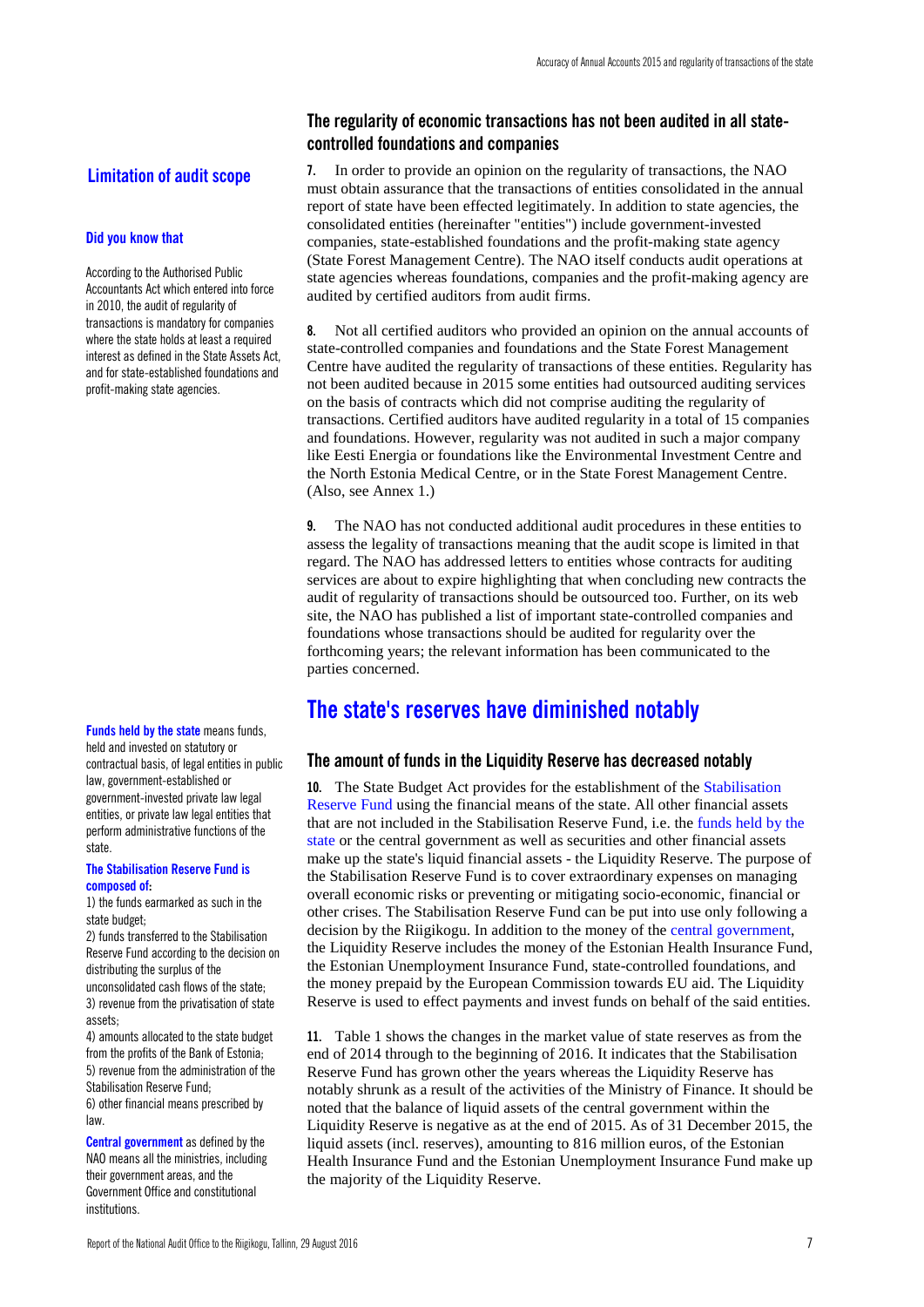## Limitation of audit scope

### The regularity of economic transactions has not been audited in all state-controlled foundations and companies

**7.** In order to provide an opinion on the regularity of transactions, the NAO must obtain assurance that the transactions of entities consolidated in the annual report of state have been effected legitimately. In addition to state agencies, the consolidated entities (hereinafter "entities") include government-invested companies, state-established foundations and the profit-making state agency (State Forest Management Centre). The NAO itself conducts audit operations at state agencies whereas foundations, companies and the profit-making agency are audited by certified auditors from audit firms.

**Did you know that**

According to the Authorised Public Accountants Act which entered into force in 2010, the audit of regularity of transactions is mandatory for companies where the state holds at least a required interest as defined in the State Assets Act, and for state-established foundations and profit-making state agencies.

**8.** Not all certified auditors who provided an opinion on the annual accounts of state-controlled companies and foundations and the State Forest Management Centre have audited the regularity of transactions of these entities. Regularity has not been audited because in 2015 some entities had outsourced auditing services on the basis of contracts which did not comprise auditing the regularity of transactions. Certified auditors have audited regularity in a total of 15 companies and foundations. However, regularity was not audited in such a major company like Eesti Energia or foundations like the Environmental Investment Centre and the North Estonia Medical Centre, or in the State Forest Management Centre. (Also, see Annex 1.)

**9.** The NAO has not conducted additional audit procedures in these entities to assess the legality of transactions meaning that the audit scope is limited in that regard. The NAO has addressed letters to entities whose contracts for auditing services are about to expire highlighting that when concluding new contracts the audit of regularity of transactions should be outsourced too. Further, on its web site, the NAO has published a list of important state-controlled companies and foundations whose transactions should be audited for regularity over the forthcoming years; the relevant information has been communicated to the parties concerned.

## The state's reserves have diminished notably

### The amount of funds in the Liquidity Reserve has decreased notably

**10.** The State Budget Act provides for the establishment of the Stabilisation Reserve Fund using the financial means of the state. All other financial assets that are not included in the Stabilisation Reserve Fund, i.e. the funds held by the state or the central government as well as securities and other financial assets make up the state's liquid financial assets - the Liquidity Reserve. The purpose of the Stabilisation Reserve Fund is to cover extraordinary expenses on managing overall economic risks or preventing or mitigating socio-economic, financial or other crises. The Stabilisation Reserve Fund can be put into use only following a decision by the Riigikogu. In addition to the money of the central government, the Liquidity Reserve includes the money of the Estonian Health Insurance Fund, the Estonian Unemployment Insurance Fund, state-controlled foundations, and the money prepaid by the European Commission towards EU aid. The Liquidity Reserve is used to effect payments and invest funds on behalf of the said entities.

**Funds held by the state** means funds, held and invested on statutory or contractual basis, of legal entities in public law, government-established or government-invested private law legal entities, or private law legal entities that perform administrative functions of the state.

**The Stabilisation Reserve Fund is composed of:**

1) the funds earmarked as such in the state budget;
2) funds transferred to the Stabilisation Reserve Fund according to the decision on distributing the surplus of the unconsolidated cash flows of the state;
3) revenue from the privatisation of state assets;
4) amounts allocated to the state budget from the profits of the Bank of Estonia;
5) revenue from the administration of the Stabilisation Reserve Fund;
6) other financial means prescribed by law.

**Central government** as defined by the NAO means all the ministries, including their government areas, and the Government Office and constitutional institutions.

**11.** Table 1 shows the changes in the market value of state reserves as from the end of 2014 through to the beginning of 2016. It indicates that the Stabilisation Reserve Fund has grown other the years whereas the Liquidity Reserve has notably shrunk as a result of the activities of the Ministry of Finance. It should be noted that the balance of liquid assets of the central government within the Liquidity Reserve is negative as at the end of 2015. As of 31 December 2015, the liquid assets (incl. reserves), amounting to 816 million euros, of the Estonian Health Insurance Fund and the Estonian Unemployment Insurance Fund make up the majority of the Liquidity Reserve.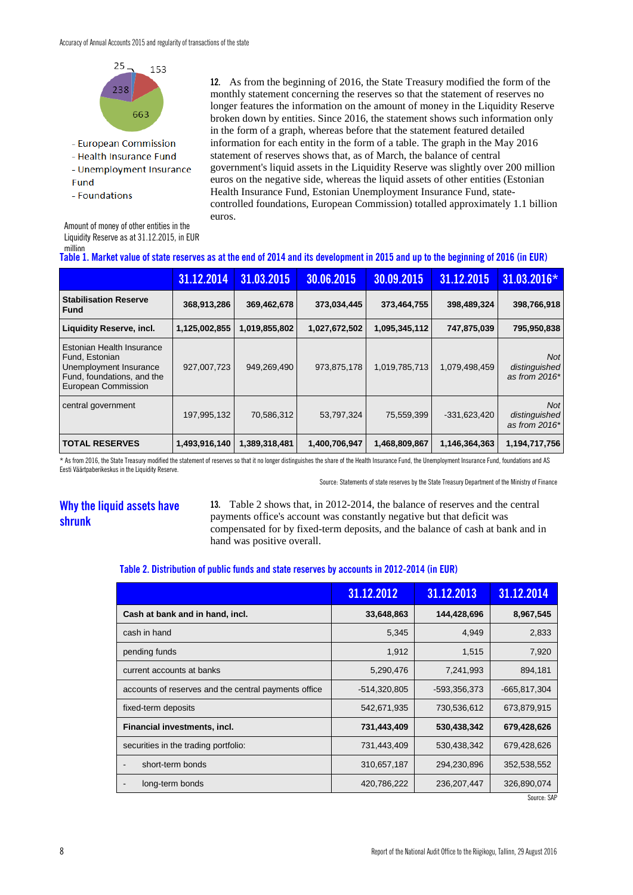25 153 238 663

- European Commission
- Health Insurance Fund
- Unemployment Insurance Fund
- Foundations

Amount of money of other entities in the Liquidity Reserve as at 31.12.2015, in EUR million

**12.** As from the beginning of 2016, the State Treasury modified the form of the monthly statement concerning the reserves so that the statement of reserves no longer features the information on the amount of money in the Liquidity Reserve broken down by entities. Since 2016, the statement shows such information only in the form of a graph, whereas before that the statement featured detailed information for each entity in the form of a table. The graph in the May 2016 statement of reserves shows that, as of March, the balance of central government's liquid assets in the Liquidity Reserve was slightly over 200 million euros on the negative side, whereas the liquid assets of other entities (Estonian Health Insurance Fund, Estonian Unemployment Insurance Fund, state-controlled foundations, European Commission) totalled approximately 1.1 billion euros.

**Table 1. Market value of state reserves as at the end of 2014 and its development in 2015 and up to the beginning of 2016 (in EUR)**

| | 31.12.2014 | 31.03.2015 | 30.06.2015 | 30.09.2015 | 31.12.2015 | 31.03.2016* |
|---|---|---|---|---|---|---|
| **Stabilisation Reserve Fund** | **368,913,286** | **369,462,678** | **373,034,445** | **373,464,755** | **398,489,324** | **398,766,918** |
| **Liquidity Reserve, incl.** | **1,125,002,855** | **1,019,855,802** | **1,027,672,502** | **1,095,345,112** | **747,875,039** | **795,950,838** |
| Estonian Health Insurance Fund, Estonian Unemployment Insurance Fund, foundations, and the European Commission | 927,007,723 | 949,269,490 | 973,875,178 | 1,019,785,713 | 1,079,498,459 | *Not distinguished as from 2016** |
| central government | 197,995,132 | 70,586,312 | 53,797,324 | 75,559,399 | -331,623,420 | *Not distinguished as from 2016** |
| **TOTAL RESERVES** | **1,493,916,140** | **1,389,318,481** | **1,400,706,947** | **1,468,809,867** | **1,146,364,363** | **1,194,717,756** |

* As from 2016, the State Treasury modified the statement of reserves so that it no longer distinguishes the share of the Health Insurance Fund, the Unemployment Insurance Fund, foundations and AS Eesti Väärtpaberikeskus in the Liquidity Reserve.

Source: Statements of state reserves by the State Treasury Department of the Ministry of Finance

## Why the liquid assets have shrunk

**13.** Table 2 shows that, in 2012-2014, the balance of reserves and the central payments office's account was constantly negative but that deficit was compensated for by fixed-term deposits, and the balance of cash at bank and in hand was positive overall.

**Table 2. Distribution of public funds and state reserves by accounts in 2012-2014 (in EUR)**

| | 31.12.2012 | 31.12.2013 | 31.12.2014 |
|---|---|---|---|
| **Cash at bank and in hand, incl.** | **33,648,863** | **144,428,696** | **8,967,545** |
| cash in hand | 5,345 | 4,949 | 2,833 |
| pending funds | 1,912 | 1,515 | 7,920 |
| current accounts at banks | 5,290,476 | 7,241,993 | 894,181 |
| accounts of reserves and the central payments office | -514,320,805 | -593,356,373 | -665,817,304 |
| fixed-term deposits | 542,671,935 | 730,536,612 | 673,879,915 |
| **Financial investments, incl.** | **731,443,409** | **530,438,342** | **679,428,626** |
| securities in the trading portfolio: | 731,443,409 | 530,438,342 | 679,428,626 |
| - short-term bonds | 310,657,187 | 294,230,896 | 352,538,552 |
| - long-term bonds | 420,786,222 | 236,207,447 | 326,890,074 |

Source: SAP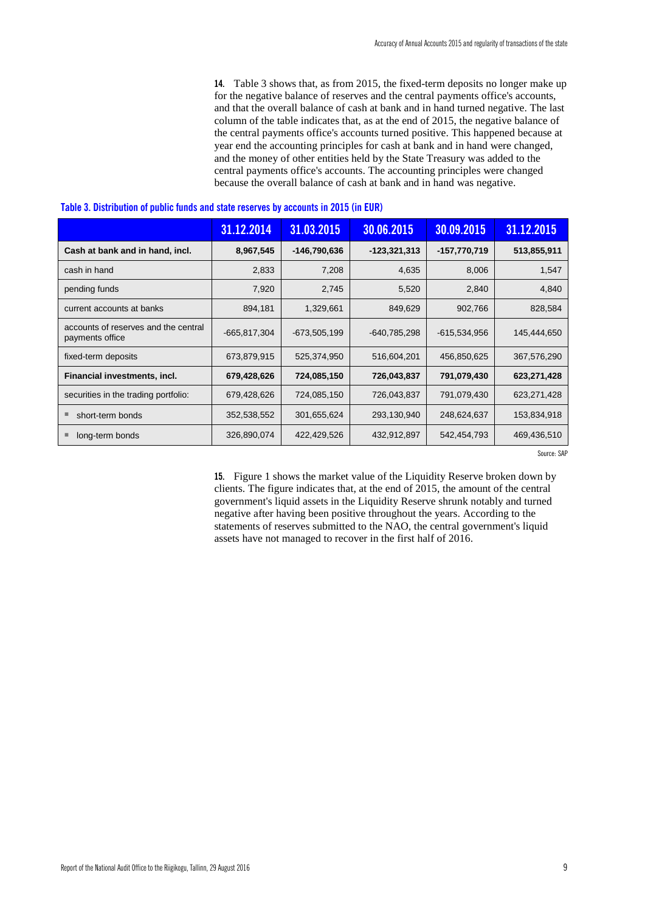**14.** Table 3 shows that, as from 2015, the fixed-term deposits no longer make up for the negative balance of reserves and the central payments office's accounts, and that the overall balance of cash at bank and in hand turned negative. The last column of the table indicates that, as at the end of 2015, the negative balance of the central payments office's accounts turned positive. This happened because at year end the accounting principles for cash at bank and in hand were changed, and the money of other entities held by the State Treasury was added to the central payments office's accounts. The accounting principles were changed because the overall balance of cash at bank and in hand was negative.

**Table 3. Distribution of public funds and state reserves by accounts in 2015 (in EUR)**

| | 31.12.2014 | 31.03.2015 | 30.06.2015 | 30.09.2015 | 31.12.2015 |
|---|---|---|---|---|---|
| **Cash at bank and in hand, incl.** | **8,967,545** | **-146,790,636** | **-123,321,313** | **-157,770,719** | **513,855,911** |
| cash in hand | 2,833 | 7,208 | 4,635 | 8,006 | 1,547 |
| pending funds | 7,920 | 2,745 | 5,520 | 2,840 | 4,840 |
| current accounts at banks | 894,181 | 1,329,661 | 849,629 | 902,766 | 828,584 |
| accounts of reserves and the central payments office | -665,817,304 | -673,505,199 | -640,785,298 | -615,534,956 | 145,444,650 |
| fixed-term deposits | 673,879,915 | 525,374,950 | 516,604,201 | 456,850,625 | 367,576,290 |
| **Financial investments, incl.** | **679,428,626** | **724,085,150** | **726,043,837** | **791,079,430** | **623,271,428** |
| securities in the trading portfolio: | 679,428,626 | 724,085,150 | 726,043,837 | 791,079,430 | 623,271,428 |
| ▪ short-term bonds | 352,538,552 | 301,655,624 | 293,130,940 | 248,624,637 | 153,834,918 |
| ▪ long-term bonds | 326,890,074 | 422,429,526 | 432,912,897 | 542,454,793 | 469,436,510 |

Source: SAP

**15.** Figure 1 shows the market value of the Liquidity Reserve broken down by clients. The figure indicates that, at the end of 2015, the amount of the central government's liquid assets in the Liquidity Reserve shrunk notably and turned negative after having been positive throughout the years. According to the statements of reserves submitted to the NAO, the central government's liquid assets have not managed to recover in the first half of 2016.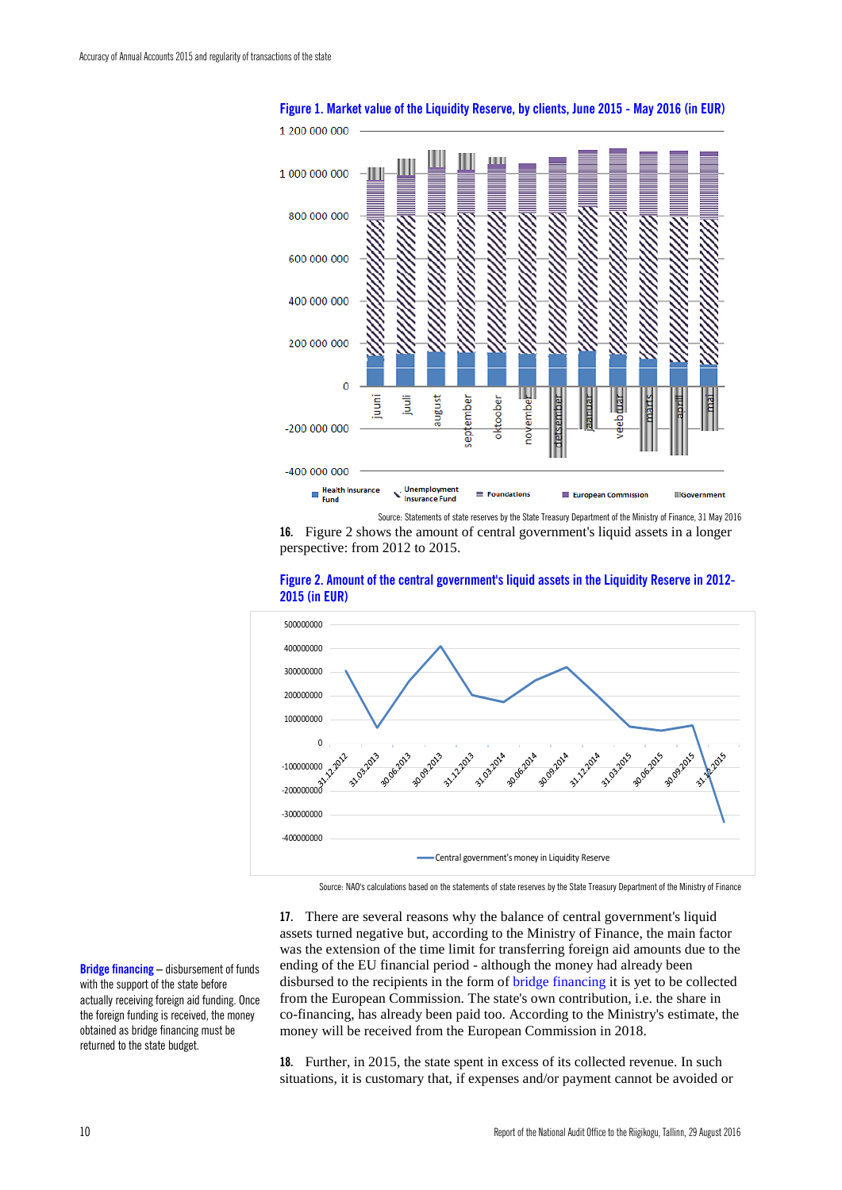**Figure 1. Market value of the Liquidity Reserve, by clients, June 2015 - May 2016 (in EUR)**

Source: Statements of state reserves by the State Treasury Department of the Ministry of Finance, 31 May 2016

**16.** Figure 2 shows the amount of central government's liquid assets in a longer perspective: from 2012 to 2015.

**Figure 2. Amount of the central government's liquid assets in the Liquidity Reserve in 2012-2015 (in EUR)**

Source: NAO's calculations based on the statements of state reserves by the State Treasury Department of the Ministry of Finance

**17.** There are several reasons why the balance of central government's liquid assets turned negative but, according to the Ministry of Finance, the main factor was the extension of the time limit for transferring foreign aid amounts due to the ending of the EU financial period - although the money had already been disbursed to the recipients in the form of bridge financing it is yet to be collected from the European Commission. The state's own contribution, i.e. the share in co-financing, has already been paid too. According to the Ministry's estimate, the money will be received from the European Commission in 2018.

**Bridge financing** – disbursement of funds with the support of the state before actually receiving foreign aid funding. Once the foreign funding is received, the money obtained as bridge financing must be returned to the state budget.

**18.** Further, in 2015, the state spent in excess of its collected revenue. In such situations, it is customary that, if expenses and/or payment cannot be avoided or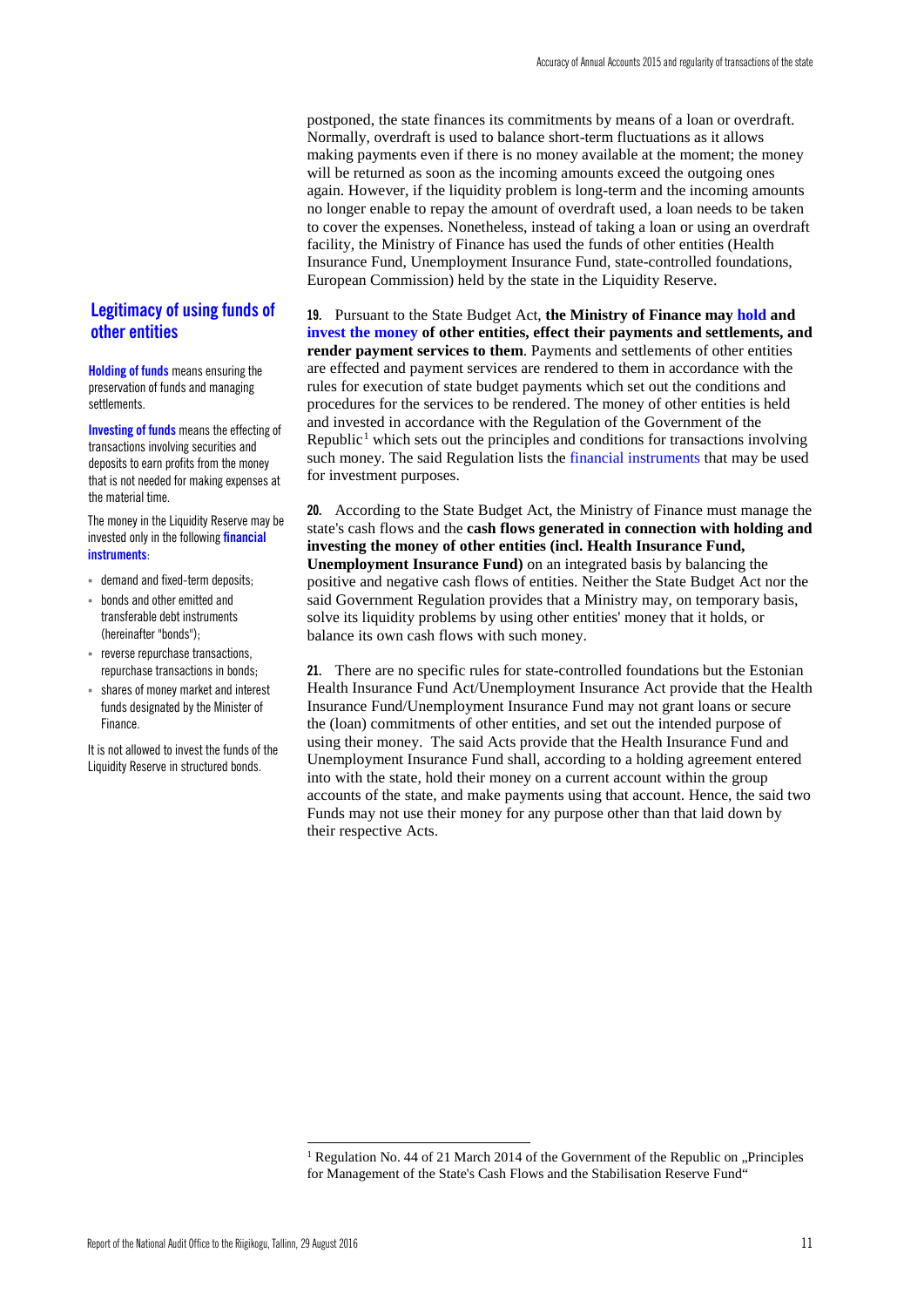postponed, the state finances its commitments by means of a loan or overdraft. Normally, overdraft is used to balance short-term fluctuations as it allows making payments even if there is no money available at the moment; the money will be returned as soon as the incoming amounts exceed the outgoing ones again. However, if the liquidity problem is long-term and the incoming amounts no longer enable to repay the amount of overdraft used, a loan needs to be taken to cover the expenses. Nonetheless, instead of taking a loan or using an overdraft facility, the Ministry of Finance has used the funds of other entities (Health Insurance Fund, Unemployment Insurance Fund, state-controlled foundations, European Commission) held by the state in the Liquidity Reserve.

## Legitimacy of using funds of other entities

**Holding of funds** means ensuring the preservation of funds and managing settlements.

**Investing of funds** means the effecting of transactions involving securities and deposits to earn profits from the money that is not needed for making expenses at the material time.

The money in the Liquidity Reserve may be invested only in the following **financial instruments**:

- demand and fixed-term deposits;
- bonds and other emitted and transferable debt instruments (hereinafter "bonds");
- reverse repurchase transactions, repurchase transactions in bonds;
- shares of money market and interest funds designated by the Minister of Finance.

It is not allowed to invest the funds of the Liquidity Reserve in structured bonds.

**19.** Pursuant to the State Budget Act, **the Ministry of Finance may hold and invest the money of other entities, effect their payments and settlements, and render payment services to them**. Payments and settlements of other entities are effected and payment services are rendered to them in accordance with the rules for execution of state budget payments which set out the conditions and procedures for the services to be rendered. The money of other entities is held and invested in accordance with the Regulation of the Government of the Republic[1] which sets out the principles and conditions for transactions involving such money. The said Regulation lists the financial instruments that may be used for investment purposes.

**20.** According to the State Budget Act, the Ministry of Finance must manage the state's cash flows and the **cash flows generated in connection with holding and investing the money of other entities (incl. Health Insurance Fund, Unemployment Insurance Fund)** on an integrated basis by balancing the positive and negative cash flows of entities. Neither the State Budget Act nor the said Government Regulation provides that a Ministry may, on temporary basis, solve its liquidity problems by using other entities' money that it holds, or balance its own cash flows with such money.

**21.** There are no specific rules for state-controlled foundations but the Estonian Health Insurance Fund Act/Unemployment Insurance Act provide that the Health Insurance Fund/Unemployment Insurance Fund may not grant loans or secure the (loan) commitments of other entities, and set out the intended purpose of using their money. The said Acts provide that the Health Insurance Fund and Unemployment Insurance Fund shall, according to a holding agreement entered into with the state, hold their money on a current account within the group accounts of the state, and make payments using that account. Hence, the said two Funds may not use their money for any purpose other than that laid down by their respective Acts.

[1] Regulation No. 44 of 21 March 2014 of the Government of the Republic on „Principles for Management of the State's Cash Flows and the Stabilisation Reserve Fund“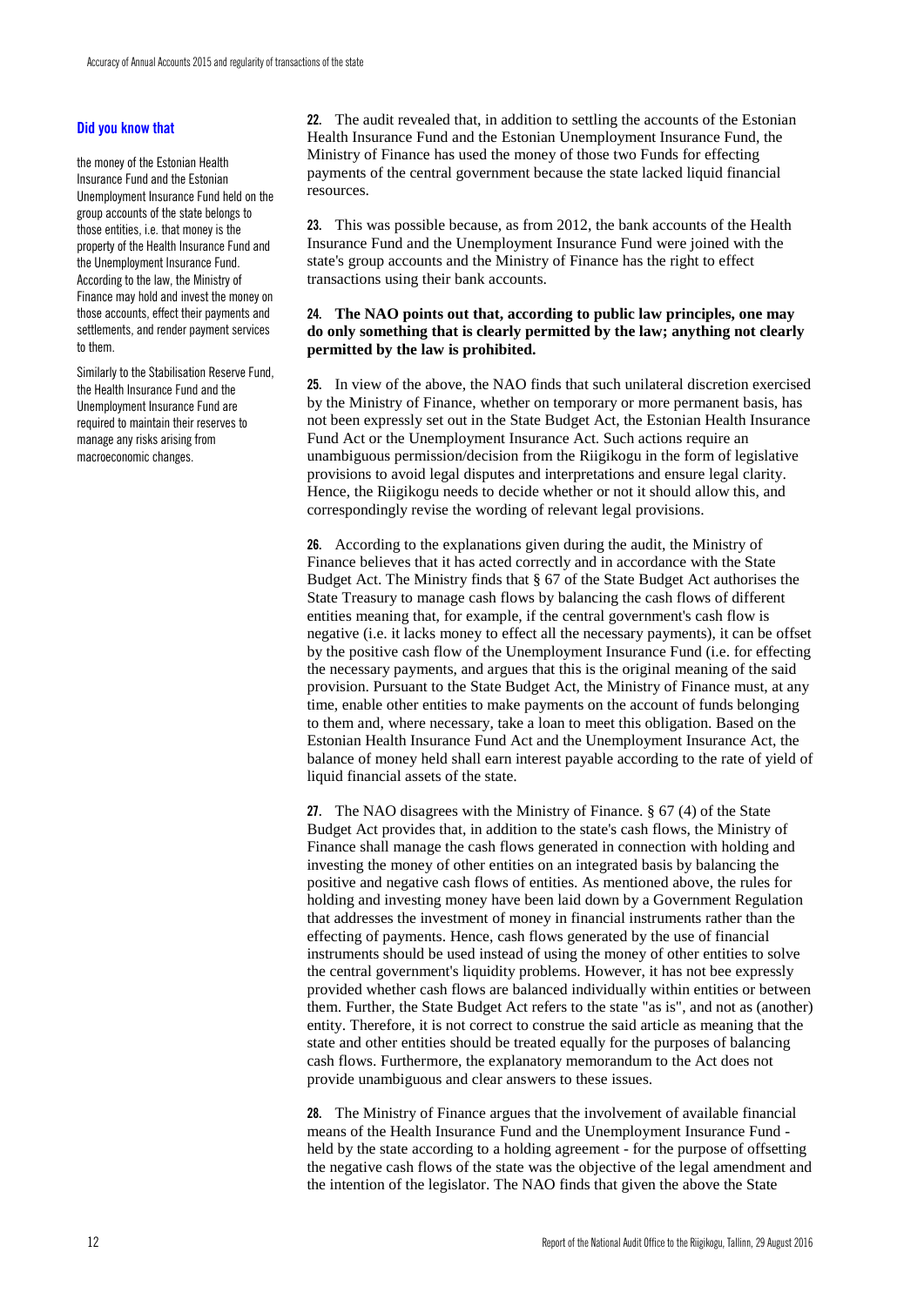**Did you know that**

the money of the Estonian Health Insurance Fund and the Estonian Unemployment Insurance Fund held on the group accounts of the state belongs to those entities, i.e. that money is the property of the Health Insurance Fund and the Unemployment Insurance Fund. According to the law, the Ministry of Finance may hold and invest the money on those accounts, effect their payments and settlements, and render payment services to them.

Similarly to the Stabilisation Reserve Fund, the Health Insurance Fund and the Unemployment Insurance Fund are required to maintain their reserves to manage any risks arising from macroeconomic changes.

**22.** The audit revealed that, in addition to settling the accounts of the Estonian Health Insurance Fund and the Estonian Unemployment Insurance Fund, the Ministry of Finance has used the money of those two Funds for effecting payments of the central government because the state lacked liquid financial resources.

**23.** This was possible because, as from 2012, the bank accounts of the Health Insurance Fund and the Unemployment Insurance Fund were joined with the state's group accounts and the Ministry of Finance has the right to effect transactions using their bank accounts.

**24. The NAO points out that, according to public law principles, one may do only something that is clearly permitted by the law; anything not clearly permitted by the law is prohibited.**

**25.** In view of the above, the NAO finds that such unilateral discretion exercised by the Ministry of Finance, whether on temporary or more permanent basis, has not been expressly set out in the State Budget Act, the Estonian Health Insurance Fund Act or the Unemployment Insurance Act. Such actions require an unambiguous permission/decision from the Riigikogu in the form of legislative provisions to avoid legal disputes and interpretations and ensure legal clarity. Hence, the Riigikogu needs to decide whether or not it should allow this, and correspondingly revise the wording of relevant legal provisions.

**26.** According to the explanations given during the audit, the Ministry of Finance believes that it has acted correctly and in accordance with the State Budget Act. The Ministry finds that § 67 of the State Budget Act authorises the State Treasury to manage cash flows by balancing the cash flows of different entities meaning that, for example, if the central government's cash flow is negative (i.e. it lacks money to effect all the necessary payments), it can be offset by the positive cash flow of the Unemployment Insurance Fund (i.e. for effecting the necessary payments, and argues that this is the original meaning of the said provision. Pursuant to the State Budget Act, the Ministry of Finance must, at any time, enable other entities to make payments on the account of funds belonging to them and, where necessary, take a loan to meet this obligation. Based on the Estonian Health Insurance Fund Act and the Unemployment Insurance Act, the balance of money held shall earn interest payable according to the rate of yield of liquid financial assets of the state.

**27.** The NAO disagrees with the Ministry of Finance. § 67 (4) of the State Budget Act provides that, in addition to the state's cash flows, the Ministry of Finance shall manage the cash flows generated in connection with holding and investing the money of other entities on an integrated basis by balancing the positive and negative cash flows of entities. As mentioned above, the rules for holding and investing money have been laid down by a Government Regulation that addresses the investment of money in financial instruments rather than the effecting of payments. Hence, cash flows generated by the use of financial instruments should be used instead of using the money of other entities to solve the central government's liquidity problems. However, it has not bee expressly provided whether cash flows are balanced individually within entities or between them. Further, the State Budget Act refers to the state "as is", and not as (another) entity. Therefore, it is not correct to construe the said article as meaning that the state and other entities should be treated equally for the purposes of balancing cash flows. Furthermore, the explanatory memorandum to the Act does not provide unambiguous and clear answers to these issues.

**28.** The Ministry of Finance argues that the involvement of available financial means of the Health Insurance Fund and the Unemployment Insurance Fund - held by the state according to a holding agreement - for the purpose of offsetting the negative cash flows of the state was the objective of the legal amendment and the intention of the legislator. The NAO finds that given the above the State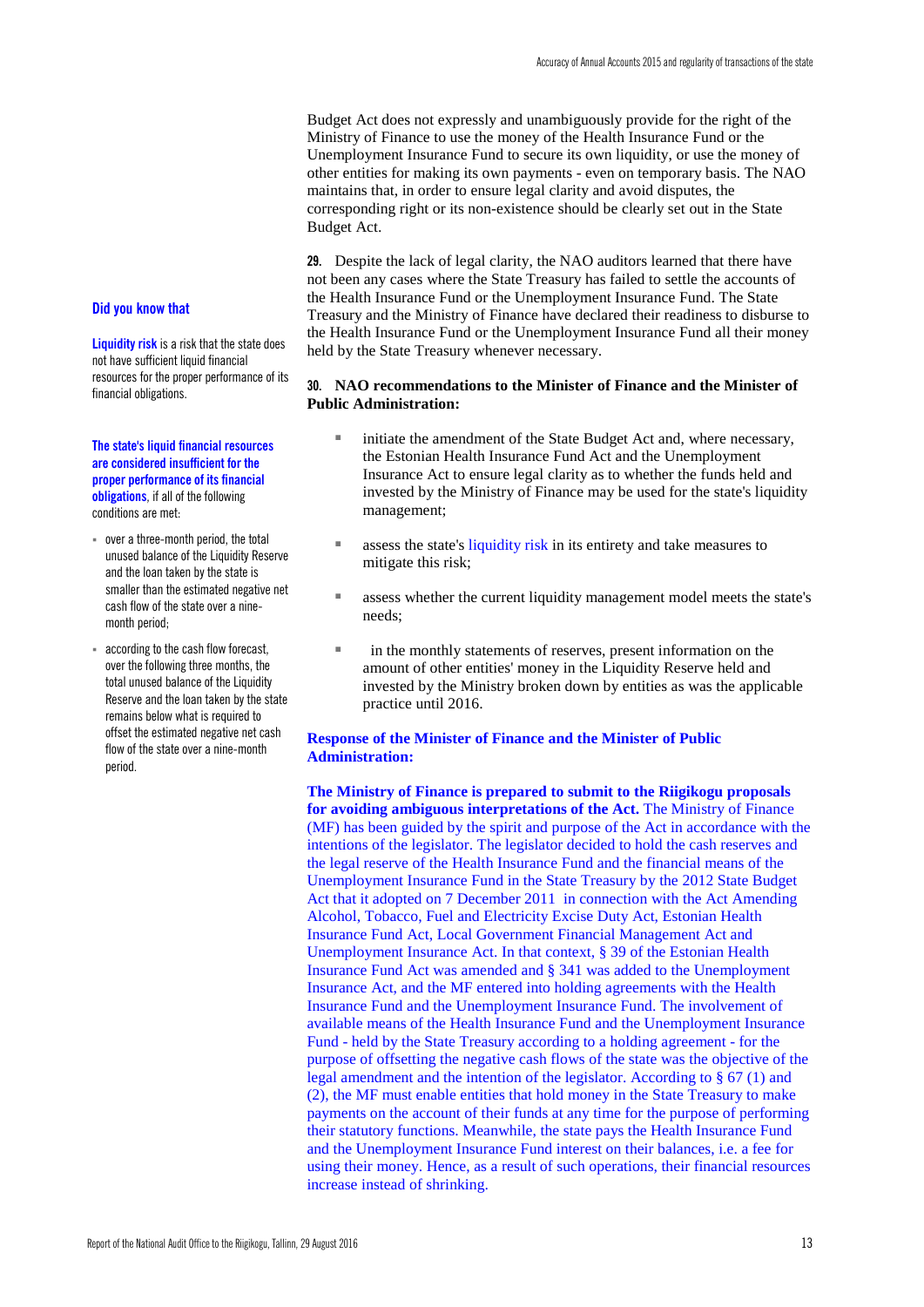Budget Act does not expressly and unambiguously provide for the right of the Ministry of Finance to use the money of the Health Insurance Fund or the Unemployment Insurance Fund to secure its own liquidity, or use the money of other entities for making its own payments - even on temporary basis. The NAO maintains that, in order to ensure legal clarity and avoid disputes, the corresponding right or its non-existence should be clearly set out in the State Budget Act.

**29.** Despite the lack of legal clarity, the NAO auditors learned that there have not been any cases where the State Treasury has failed to settle the accounts of the Health Insurance Fund or the Unemployment Insurance Fund. The State Treasury and the Ministry of Finance have declared their readiness to disburse to the Health Insurance Fund or the Unemployment Insurance Fund all their money held by the State Treasury whenever necessary.

**Did you know that**

**Liquidity risk** is a risk that the state does not have sufficient liquid financial resources for the proper performance of its financial obligations.

**The state's liquid financial resources are considered insufficient for the proper performance of its financial obligations**, if all of the following conditions are met:

- over a three-month period, the total unused balance of the Liquidity Reserve and the loan taken by the state is smaller than the estimated negative net cash flow of the state over a nine-month period;
- according to the cash flow forecast, over the following three months, the total unused balance of the Liquidity Reserve and the loan taken by the state remains below what is required to offset the estimated negative net cash flow of the state over a nine-month period.

**30. NAO recommendations to the Minister of Finance and the Minister of Public Administration:**

- initiate the amendment of the State Budget Act and, where necessary, the Estonian Health Insurance Fund Act and the Unemployment Insurance Act to ensure legal clarity as to whether the funds held and invested by the Ministry of Finance may be used for the state's liquidity management;
- assess the state's liquidity risk in its entirety and take measures to mitigate this risk;
- assess whether the current liquidity management model meets the state's needs;
- in the monthly statements of reserves, present information on the amount of other entities' money in the Liquidity Reserve held and invested by the Ministry broken down by entities as was the applicable practice until 2016.

**Response of the Minister of Finance and the Minister of Public Administration:**

**The Ministry of Finance is prepared to submit to the Riigikogu proposals for avoiding ambiguous interpretations of the Act.** The Ministry of Finance (MF) has been guided by the spirit and purpose of the Act in accordance with the intentions of the legislator. The legislator decided to hold the cash reserves and the legal reserve of the Health Insurance Fund and the financial means of the Unemployment Insurance Fund in the State Treasury by the 2012 State Budget Act that it adopted on 7 December 2011 in connection with the Act Amending Alcohol, Tobacco, Fuel and Electricity Excise Duty Act, Estonian Health Insurance Fund Act, Local Government Financial Management Act and Unemployment Insurance Act. In that context, § 39 of the Estonian Health Insurance Fund Act was amended and § 341 was added to the Unemployment Insurance Act, and the MF entered into holding agreements with the Health Insurance Fund and the Unemployment Insurance Fund. The involvement of available means of the Health Insurance Fund and the Unemployment Insurance Fund - held by the State Treasury according to a holding agreement - for the purpose of offsetting the negative cash flows of the state was the objective of the legal amendment and the intention of the legislator. According to § 67 (1) and (2), the MF must enable entities that hold money in the State Treasury to make payments on the account of their funds at any time for the purpose of performing their statutory functions. Meanwhile, the state pays the Health Insurance Fund and the Unemployment Insurance Fund interest on their balances, i.e. a fee for using their money. Hence, as a result of such operations, their financial resources increase instead of shrinking.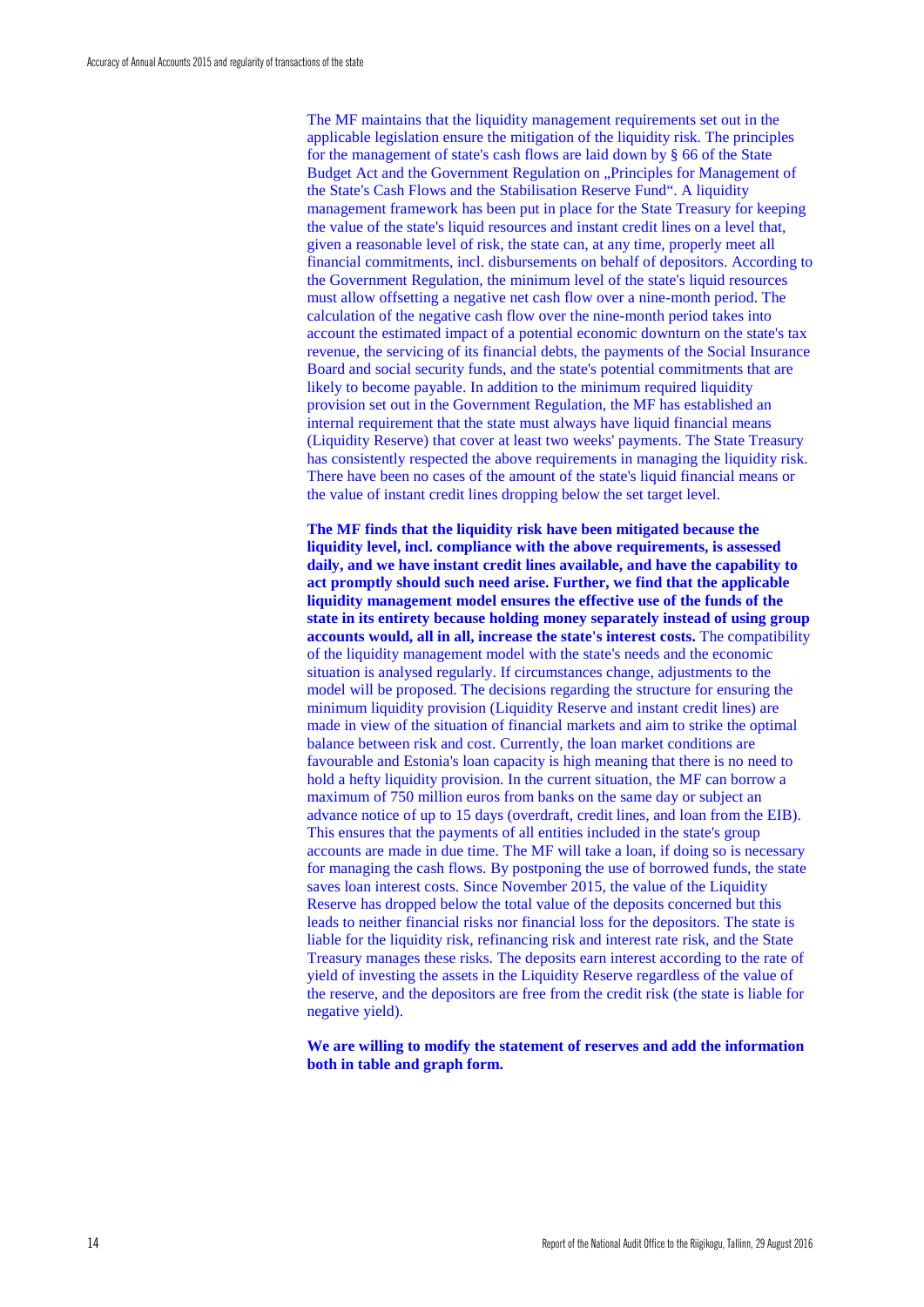The MF maintains that the liquidity management requirements set out in the applicable legislation ensure the mitigation of the liquidity risk. The principles for the management of state's cash flows are laid down by § 66 of the State Budget Act and the Government Regulation on „Principles for Management of the State's Cash Flows and the Stabilisation Reserve Fund“. A liquidity management framework has been put in place for the State Treasury for keeping the value of the state's liquid resources and instant credit lines on a level that, given a reasonable level of risk, the state can, at any time, properly meet all financial commitments, incl. disbursements on behalf of depositors. According to the Government Regulation, the minimum level of the state's liquid resources must allow offsetting a negative net cash flow over a nine-month period. The calculation of the negative cash flow over the nine-month period takes into account the estimated impact of a potential economic downturn on the state's tax revenue, the servicing of its financial debts, the payments of the Social Insurance Board and social security funds, and the state's potential commitments that are likely to become payable. In addition to the minimum required liquidity provision set out in the Government Regulation, the MF has established an internal requirement that the state must always have liquid financial means (Liquidity Reserve) that cover at least two weeks' payments. The State Treasury has consistently respected the above requirements in managing the liquidity risk. There have been no cases of the amount of the state's liquid financial means or the value of instant credit lines dropping below the set target level.

**The MF finds that the liquidity risk have been mitigated because the liquidity level, incl. compliance with the above requirements, is assessed daily, and we have instant credit lines available, and have the capability to act promptly should such need arise. Further, we find that the applicable liquidity management model ensures the effective use of the funds of the state in its entirety because holding money separately instead of using group accounts would, all in all, increase the state's interest costs.** The compatibility of the liquidity management model with the state's needs and the economic situation is analysed regularly. If circumstances change, adjustments to the model will be proposed. The decisions regarding the structure for ensuring the minimum liquidity provision (Liquidity Reserve and instant credit lines) are made in view of the situation of financial markets and aim to strike the optimal balance between risk and cost. Currently, the loan market conditions are favourable and Estonia's loan capacity is high meaning that there is no need to hold a hefty liquidity provision. In the current situation, the MF can borrow a maximum of 750 million euros from banks on the same day or subject an advance notice of up to 15 days (overdraft, credit lines, and loan from the EIB). This ensures that the payments of all entities included in the state's group accounts are made in due time. The MF will take a loan, if doing so is necessary for managing the cash flows. By postponing the use of borrowed funds, the state saves loan interest costs. Since November 2015, the value of the Liquidity Reserve has dropped below the total value of the deposits concerned but this leads to neither financial risks nor financial loss for the depositors. The state is liable for the liquidity risk, refinancing risk and interest rate risk, and the State Treasury manages these risks. The deposits earn interest according to the rate of yield of investing the assets in the Liquidity Reserve regardless of the value of the reserve, and the depositors are free from the credit risk (the state is liable for negative yield).

**We are willing to modify the statement of reserves and add the information both in table and graph form.**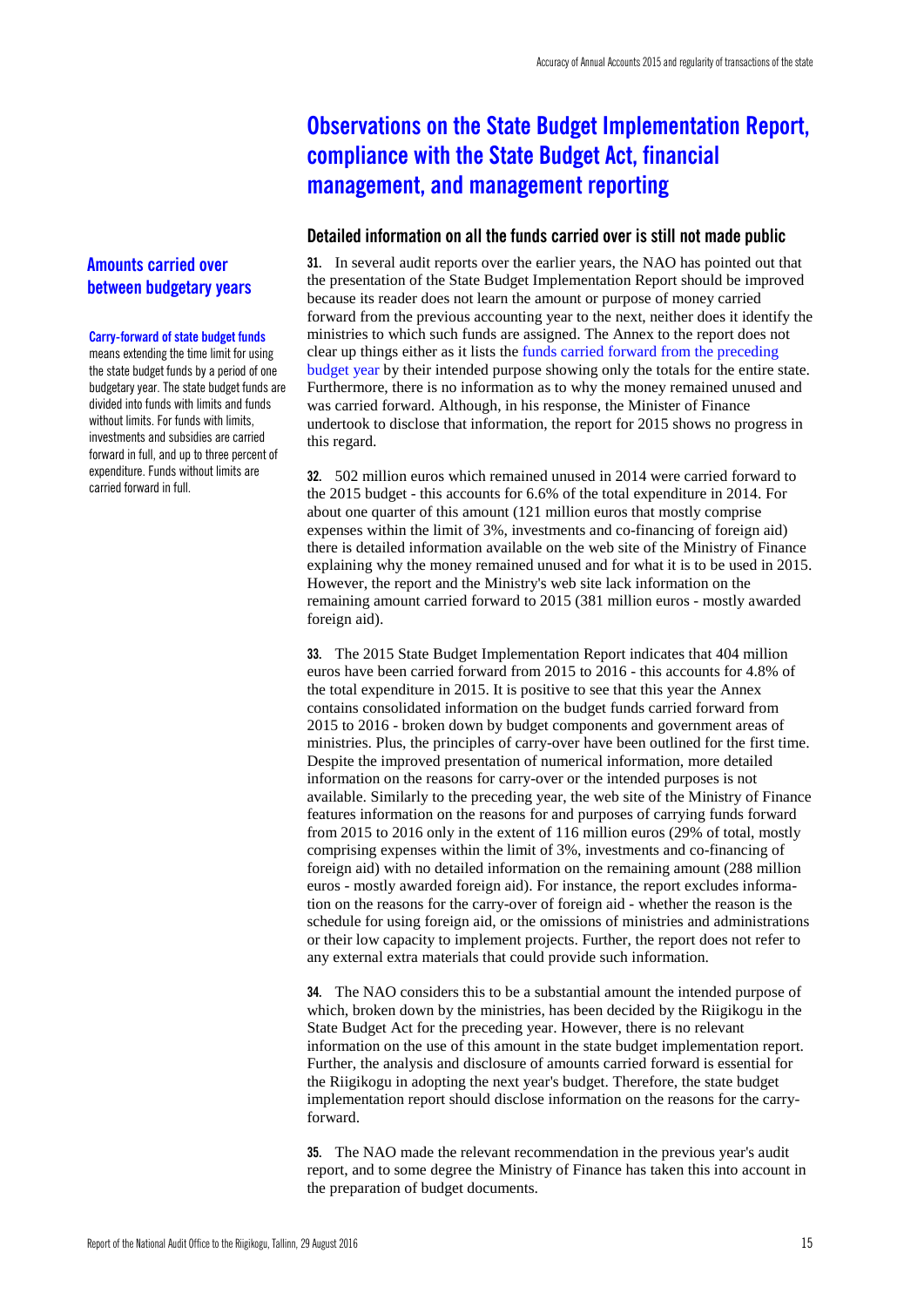# Observations on the State Budget Implementation Report, compliance with the State Budget Act, financial management, and management reporting

## Detailed information on all the funds carried over is still not made public

### Amounts carried over between budgetary years

**Carry-forward of state budget funds** means extending the time limit for using the state budget funds by a period of one budgetary year. The state budget funds are divided into funds with limits and funds without limits. For funds with limits, investments and subsidies are carried forward in full, and up to three percent of expenditure. Funds without limits are carried forward in full.

**31.** In several audit reports over the earlier years, the NAO has pointed out that the presentation of the State Budget Implementation Report should be improved because its reader does not learn the amount or purpose of money carried forward from the previous accounting year to the next, neither does it identify the ministries to which such funds are assigned. The Annex to the report does not clear up things either as it lists the funds carried forward from the preceding budget year by their intended purpose showing only the totals for the entire state. Furthermore, there is no information as to why the money remained unused and was carried forward. Although, in his response, the Minister of Finance undertook to disclose that information, the report for 2015 shows no progress in this regard.

**32.** 502 million euros which remained unused in 2014 were carried forward to the 2015 budget - this accounts for 6.6% of the total expenditure in 2014. For about one quarter of this amount (121 million euros that mostly comprise expenses within the limit of 3%, investments and co-financing of foreign aid) there is detailed information available on the web site of the Ministry of Finance explaining why the money remained unused and for what it is to be used in 2015. However, the report and the Ministry's web site lack information on the remaining amount carried forward to 2015 (381 million euros - mostly awarded foreign aid).

**33.** The 2015 State Budget Implementation Report indicates that 404 million euros have been carried forward from 2015 to 2016 - this accounts for 4.8% of the total expenditure in 2015. It is positive to see that this year the Annex contains consolidated information on the budget funds carried forward from 2015 to 2016 - broken down by budget components and government areas of ministries. Plus, the principles of carry-over have been outlined for the first time. Despite the improved presentation of numerical information, more detailed information on the reasons for carry-over or the intended purposes is not available. Similarly to the preceding year, the web site of the Ministry of Finance features information on the reasons for and purposes of carrying funds forward from 2015 to 2016 only in the extent of 116 million euros (29% of total, mostly comprising expenses within the limit of 3%, investments and co-financing of foreign aid) with no detailed information on the remaining amount (288 million euros - mostly awarded foreign aid). For instance, the report excludes information on the reasons for the carry-over of foreign aid - whether the reason is the schedule for using foreign aid, or the omissions of ministries and administrations or their low capacity to implement projects. Further, the report does not refer to any external extra materials that could provide such information.

**34.** The NAO considers this to be a substantial amount the intended purpose of which, broken down by the ministries, has been decided by the Riigikogu in the State Budget Act for the preceding year. However, there is no relevant information on the use of this amount in the state budget implementation report. Further, the analysis and disclosure of amounts carried forward is essential for the Riigikogu in adopting the next year's budget. Therefore, the state budget implementation report should disclose information on the reasons for the carry-forward.

**35.** The NAO made the relevant recommendation in the previous year's audit report, and to some degree the Ministry of Finance has taken this into account in the preparation of budget documents.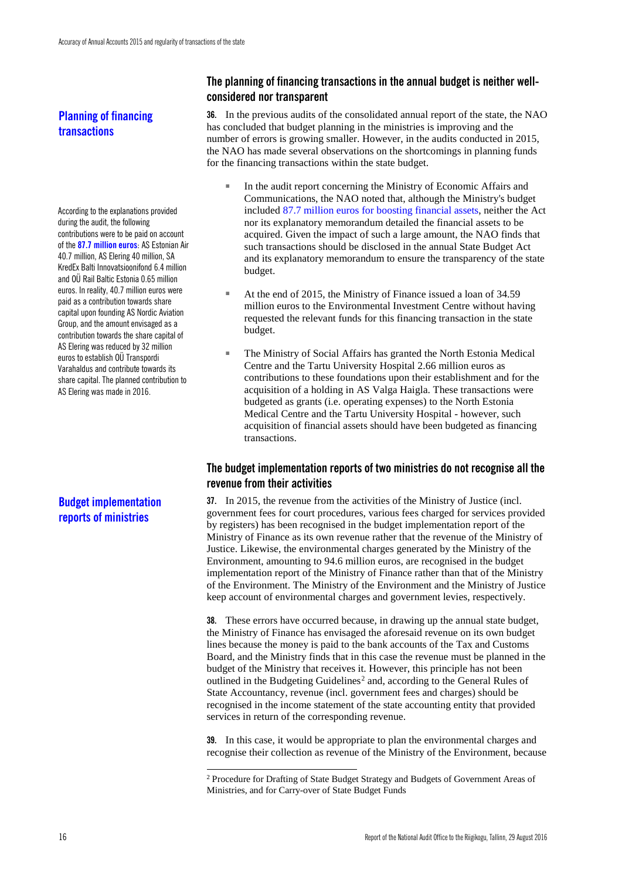## The planning of financing transactions in the annual budget is neither well-considered nor transparent

**Planning of financing transactions**

**36.** In the previous audits of the consolidated annual report of the state, the NAO has concluded that budget planning in the ministries is improving and the number of errors is growing smaller. However, in the audits conducted in 2015, the NAO has made several observations on the shortcomings in planning funds for the financing transactions within the state budget.

- In the audit report concerning the Ministry of Economic Affairs and Communications, the NAO noted that, although the Ministry's budget included 87.7 million euros for boosting financial assets, neither the Act nor its explanatory memorandum detailed the financial assets to be acquired. Given the impact of such a large amount, the NAO finds that such transactions should be disclosed in the annual State Budget Act and its explanatory memorandum to ensure the transparency of the state budget.

According to the explanations provided during the audit, the following contributions were to be paid on account of the **87.7 million euros**: AS Estonian Air 40.7 million, AS Elering 40 million, SA KredEx Balti Innovatsioonifond 6.4 million and OÜ Rail Baltic Estonia 0.65 million euros. In reality, 40.7 million euros were paid as a contribution towards share capital upon founding AS Nordic Aviation Group, and the amount envisaged as a contribution towards the share capital of AS Elering was reduced by 32 million euros to establish OÜ Transpordi Varahaldus and contribute towards its share capital. The planned contribution to AS Elering was made in 2016.

- At the end of 2015, the Ministry of Finance issued a loan of 34.59 million euros to the Environmental Investment Centre without having requested the relevant funds for this financing transaction in the state budget.

- The Ministry of Social Affairs has granted the North Estonia Medical Centre and the Tartu University Hospital 2.66 million euros as contributions to these foundations upon their establishment and for the acquisition of a holding in AS Valga Haigla. These transactions were budgeted as grants (i.e. operating expenses) to the North Estonia Medical Centre and the Tartu University Hospital - however, such acquisition of financial assets should have been budgeted as financing transactions.

## The budget implementation reports of two ministries do not recognise all the revenue from their activities

**Budget implementation reports of ministries**

**37.** In 2015, the revenue from the activities of the Ministry of Justice (incl. government fees for court procedures, various fees charged for services provided by registers) has been recognised in the budget implementation report of the Ministry of Finance as its own revenue rather that the revenue of the Ministry of Justice. Likewise, the environmental charges generated by the Ministry of the Environment, amounting to 94.6 million euros, are recognised in the budget implementation report of the Ministry of Finance rather than that of the Ministry of the Environment. The Ministry of the Environment and the Ministry of Justice keep account of environmental charges and government levies, respectively.

**38.** These errors have occurred because, in drawing up the annual state budget, the Ministry of Finance has envisaged the aforesaid revenue on its own budget lines because the money is paid to the bank accounts of the Tax and Customs Board, and the Ministry finds that in this case the revenue must be planned in the budget of the Ministry that receives it. However, this principle has not been outlined in the Budgeting Guidelines[2] and, according to the General Rules of State Accountancy, revenue (incl. government fees and charges) should be recognised in the income statement of the state accounting entity that provided services in return of the corresponding revenue.

**39.** In this case, it would be appropriate to plan the environmental charges and recognise their collection as revenue of the Ministry of the Environment, because

[2] Procedure for Drafting of State Budget Strategy and Budgets of Government Areas of Ministries, and for Carry-over of State Budget Funds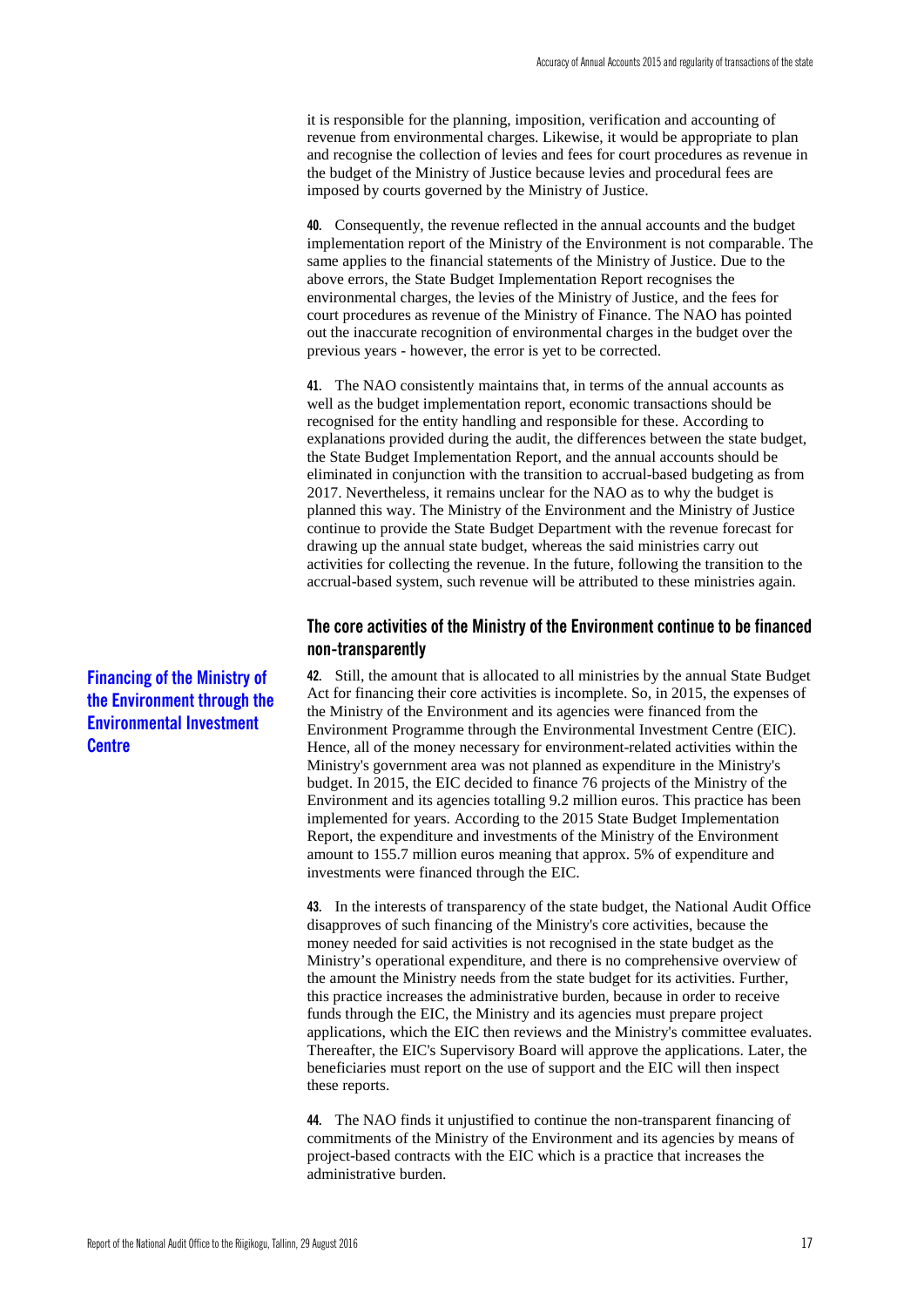it is responsible for the planning, imposition, verification and accounting of revenue from environmental charges. Likewise, it would be appropriate to plan and recognise the collection of levies and fees for court procedures as revenue in the budget of the Ministry of Justice because levies and procedural fees are imposed by courts governed by the Ministry of Justice.

**40.** Consequently, the revenue reflected in the annual accounts and the budget implementation report of the Ministry of the Environment is not comparable. The same applies to the financial statements of the Ministry of Justice. Due to the above errors, the State Budget Implementation Report recognises the environmental charges, the levies of the Ministry of Justice, and the fees for court procedures as revenue of the Ministry of Finance. The NAO has pointed out the inaccurate recognition of environmental charges in the budget over the previous years - however, the error is yet to be corrected.

**41.** The NAO consistently maintains that, in terms of the annual accounts as well as the budget implementation report, economic transactions should be recognised for the entity handling and responsible for these. According to explanations provided during the audit, the differences between the state budget, the State Budget Implementation Report, and the annual accounts should be eliminated in conjunction with the transition to accrual-based budgeting as from 2017. Nevertheless, it remains unclear for the NAO as to why the budget is planned this way. The Ministry of the Environment and the Ministry of Justice continue to provide the State Budget Department with the revenue forecast for drawing up the annual state budget, whereas the said ministries carry out activities for collecting the revenue. In the future, following the transition to the accrual-based system, such revenue will be attributed to these ministries again.

## The core activities of the Ministry of the Environment continue to be financed non-transparently

### Financing of the Ministry of the Environment through the Environmental Investment Centre

**42.** Still, the amount that is allocated to all ministries by the annual State Budget Act for financing their core activities is incomplete. So, in 2015, the expenses of the Ministry of the Environment and its agencies were financed from the Environment Programme through the Environmental Investment Centre (EIC). Hence, all of the money necessary for environment-related activities within the Ministry's government area was not planned as expenditure in the Ministry's budget. In 2015, the EIC decided to finance 76 projects of the Ministry of the Environment and its agencies totalling 9.2 million euros. This practice has been implemented for years. According to the 2015 State Budget Implementation Report, the expenditure and investments of the Ministry of the Environment amount to 155.7 million euros meaning that approx. 5% of expenditure and investments were financed through the EIC.

**43.** In the interests of transparency of the state budget, the National Audit Office disapproves of such financing of the Ministry's core activities, because the money needed for said activities is not recognised in the state budget as the Ministry's operational expenditure, and there is no comprehensive overview of the amount the Ministry needs from the state budget for its activities. Further, this practice increases the administrative burden, because in order to receive funds through the EIC, the Ministry and its agencies must prepare project applications, which the EIC then reviews and the Ministry's committee evaluates. Thereafter, the EIC's Supervisory Board will approve the applications. Later, the beneficiaries must report on the use of support and the EIC will then inspect these reports.

**44.** The NAO finds it unjustified to continue the non-transparent financing of commitments of the Ministry of the Environment and its agencies by means of project-based contracts with the EIC which is a practice that increases the administrative burden.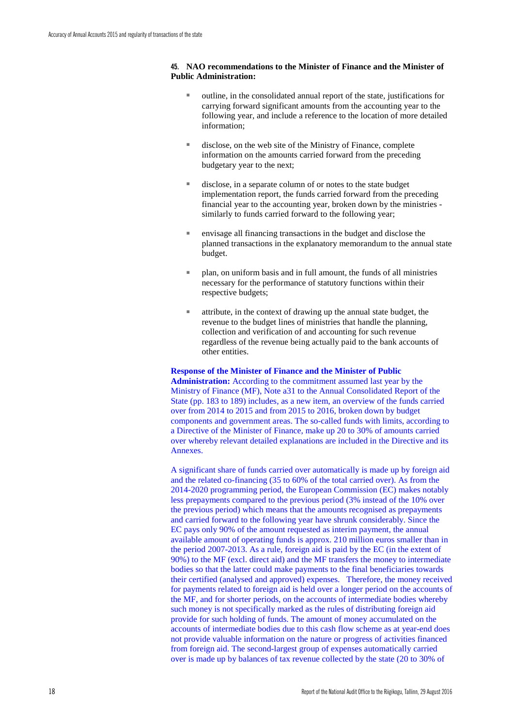**45. NAO recommendations to the Minister of Finance and the Minister of Public Administration:**

- outline, in the consolidated annual report of the state, justifications for carrying forward significant amounts from the accounting year to the following year, and include a reference to the location of more detailed information;
- disclose, on the web site of the Ministry of Finance, complete information on the amounts carried forward from the preceding budgetary year to the next;
- disclose, in a separate column of or notes to the state budget implementation report, the funds carried forward from the preceding financial year to the accounting year, broken down by the ministries - similarly to funds carried forward to the following year;
- envisage all financing transactions in the budget and disclose the planned transactions in the explanatory memorandum to the annual state budget.
- plan, on uniform basis and in full amount, the funds of all ministries necessary for the performance of statutory functions within their respective budgets;
- attribute, in the context of drawing up the annual state budget, the revenue to the budget lines of ministries that handle the planning, collection and verification of and accounting for such revenue regardless of the revenue being actually paid to the bank accounts of other entities.

**Response of the Minister of Finance and the Minister of Public Administration:** According to the commitment assumed last year by the Ministry of Finance (MF), Note a31 to the Annual Consolidated Report of the State (pp. 183 to 189) includes, as a new item, an overview of the funds carried over from 2014 to 2015 and from 2015 to 2016, broken down by budget components and government areas. The so-called funds with limits, according to a Directive of the Minister of Finance, make up 20 to 30% of amounts carried over whereby relevant detailed explanations are included in the Directive and its Annexes.

A significant share of funds carried over automatically is made up by foreign aid and the related co-financing (35 to 60% of the total carried over). As from the 2014-2020 programming period, the European Commission (EC) makes notably less prepayments compared to the previous period (3% instead of the 10% over the previous period) which means that the amounts recognised as prepayments and carried forward to the following year have shrunk considerably. Since the EC pays only 90% of the amount requested as interim payment, the annual available amount of operating funds is approx. 210 million euros smaller than in the period 2007-2013. As a rule, foreign aid is paid by the EC (in the extent of 90%) to the MF (excl. direct aid) and the MF transfers the money to intermediate bodies so that the latter could make payments to the final beneficiaries towards their certified (analysed and approved) expenses. Therefore, the money received for payments related to foreign aid is held over a longer period on the accounts of the MF, and for shorter periods, on the accounts of intermediate bodies whereby such money is not specifically marked as the rules of distributing foreign aid provide for such holding of funds. The amount of money accumulated on the accounts of intermediate bodies due to this cash flow scheme as at year-end does not provide valuable information on the nature or progress of activities financed from foreign aid. The second-largest group of expenses automatically carried over is made up by balances of tax revenue collected by the state (20 to 30% of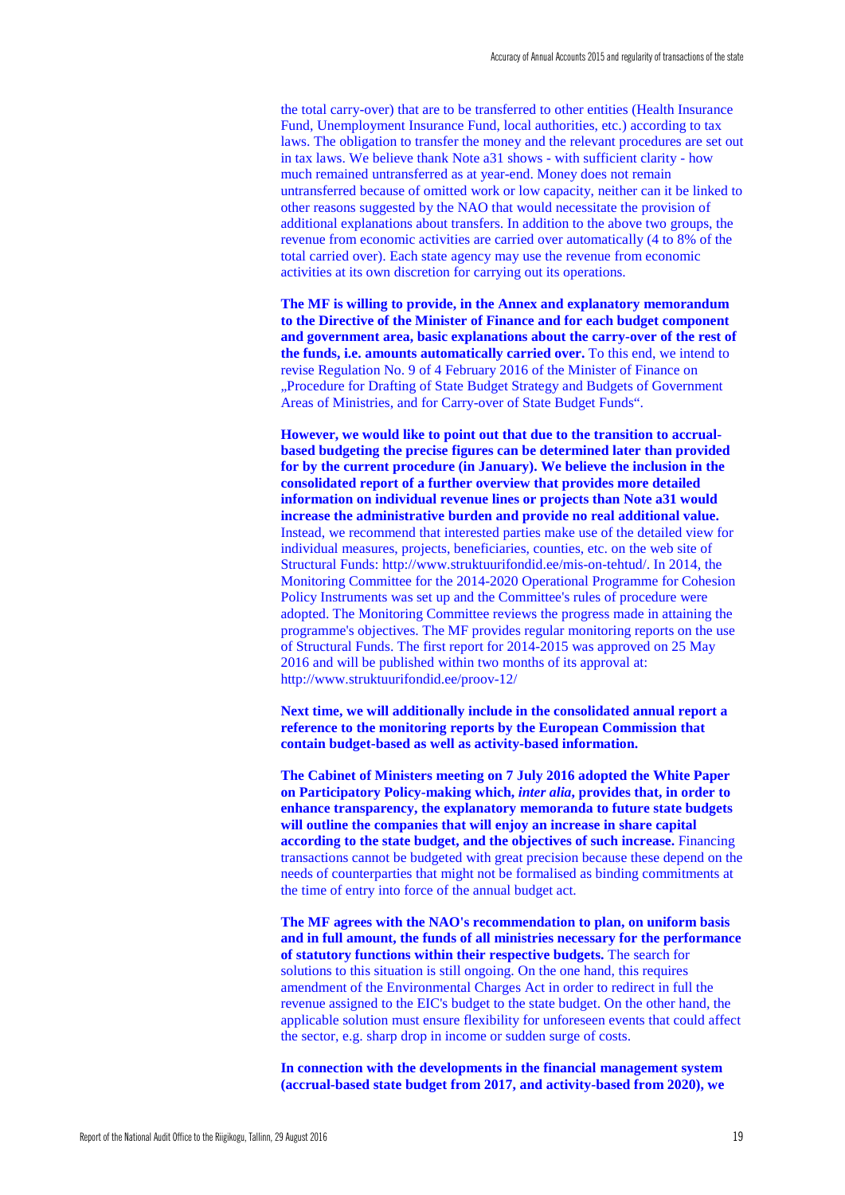the total carry-over) that are to be transferred to other entities (Health Insurance Fund, Unemployment Insurance Fund, local authorities, etc.) according to tax laws. The obligation to transfer the money and the relevant procedures are set out in tax laws. We believe thank Note a31 shows - with sufficient clarity - how much remained untransferred as at year-end. Money does not remain untransferred because of omitted work or low capacity, neither can it be linked to other reasons suggested by the NAO that would necessitate the provision of additional explanations about transfers. In addition to the above two groups, the revenue from economic activities are carried over automatically (4 to 8% of the total carried over). Each state agency may use the revenue from economic activities at its own discretion for carrying out its operations.

**The MF is willing to provide, in the Annex and explanatory memorandum to the Directive of the Minister of Finance and for each budget component and government area, basic explanations about the carry-over of the rest of the funds, i.e. amounts automatically carried over.** To this end, we intend to revise Regulation No. 9 of 4 February 2016 of the Minister of Finance on „Procedure for Drafting of State Budget Strategy and Budgets of Government Areas of Ministries, and for Carry-over of State Budget Funds".

**However, we would like to point out that due to the transition to accrual-based budgeting the precise figures can be determined later than provided for by the current procedure (in January). We believe the inclusion in the consolidated report of a further overview that provides more detailed information on individual revenue lines or projects than Note a31 would increase the administrative burden and provide no real additional value.** Instead, we recommend that interested parties make use of the detailed view for individual measures, projects, beneficiaries, counties, etc. on the web site of Structural Funds: http://www.struktuurifondid.ee/mis-on-tehtud/. In 2014, the Monitoring Committee for the 2014-2020 Operational Programme for Cohesion Policy Instruments was set up and the Committee's rules of procedure were adopted. The Monitoring Committee reviews the progress made in attaining the programme's objectives. The MF provides regular monitoring reports on the use of Structural Funds. The first report for 2014-2015 was approved on 25 May 2016 and will be published within two months of its approval at: http://www.struktuurifondid.ee/proov-12/

**Next time, we will additionally include in the consolidated annual report a reference to the monitoring reports by the European Commission that contain budget-based as well as activity-based information.**

**The Cabinet of Ministers meeting on 7 July 2016 adopted the White Paper on Participatory Policy-making which, *inter alia*, provides that, in order to enhance transparency, the explanatory memoranda to future state budgets will outline the companies that will enjoy an increase in share capital according to the state budget, and the objectives of such increase.** Financing transactions cannot be budgeted with great precision because these depend on the needs of counterparties that might not be formalised as binding commitments at the time of entry into force of the annual budget act.

**The MF agrees with the NAO's recommendation to plan, on uniform basis and in full amount, the funds of all ministries necessary for the performance of statutory functions within their respective budgets.** The search for solutions to this situation is still ongoing. On the one hand, this requires amendment of the Environmental Charges Act in order to redirect in full the revenue assigned to the EIC's budget to the state budget. On the other hand, the applicable solution must ensure flexibility for unforeseen events that could affect the sector, e.g. sharp drop in income or sudden surge of costs.

**In connection with the developments in the financial management system (accrual-based state budget from 2017, and activity-based from 2020), we**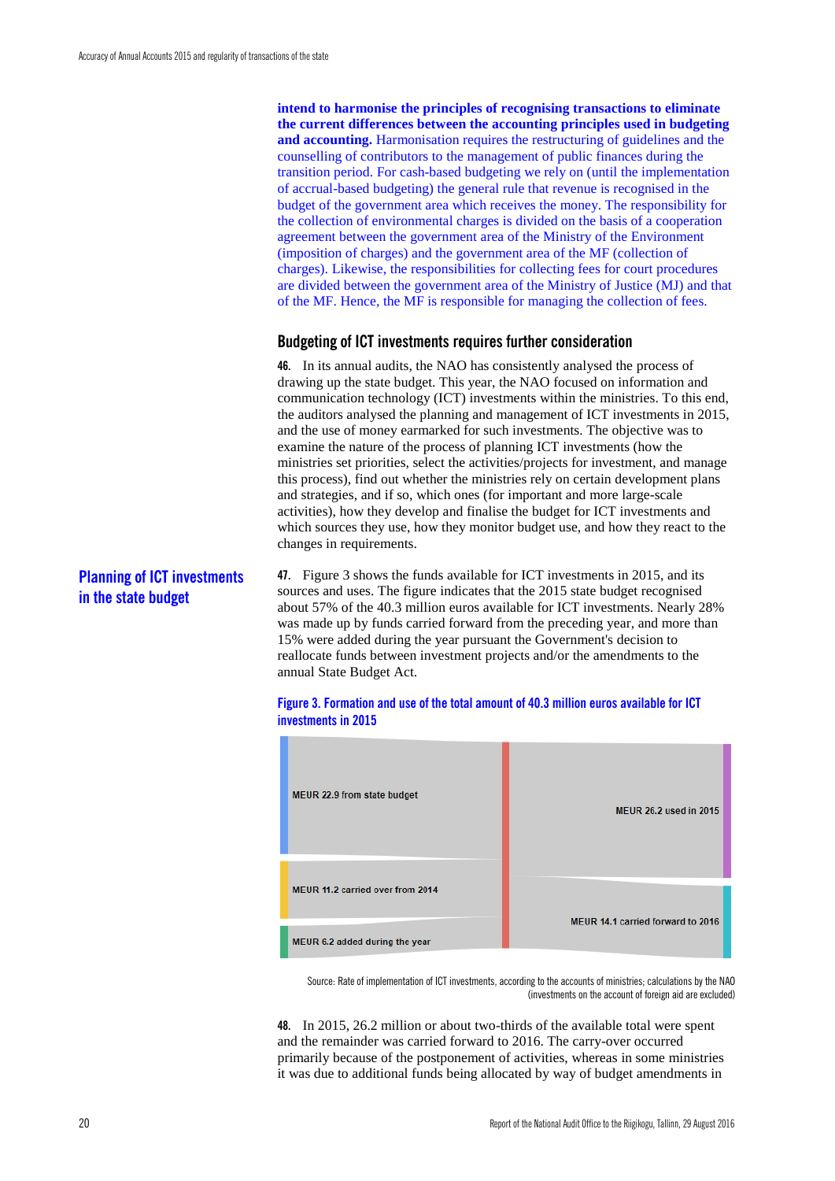**intend to harmonise the principles of recognising transactions to eliminate the current differences between the accounting principles used in budgeting and accounting.** Harmonisation requires the restructuring of guidelines and the counselling of contributors to the management of public finances during the transition period. For cash-based budgeting we rely on (until the implementation of accrual-based budgeting) the general rule that revenue is recognised in the budget of the government area which receives the money. The responsibility for the collection of environmental charges is divided on the basis of a cooperation agreement between the government area of the Ministry of the Environment (imposition of charges) and the government area of the MF (collection of charges). Likewise, the responsibilities for collecting fees for court procedures are divided between the government area of the Ministry of Justice (MJ) and that of the MF. Hence, the MF is responsible for managing the collection of fees.

## Budgeting of ICT investments requires further consideration

**46.** In its annual audits, the NAO has consistently analysed the process of drawing up the state budget. This year, the NAO focused on information and communication technology (ICT) investments within the ministries. To this end, the auditors analysed the planning and management of ICT investments in 2015, and the use of money earmarked for such investments. The objective was to examine the nature of the process of planning ICT investments (how the ministries set priorities, select the activities/projects for investment, and manage this process), find out whether the ministries rely on certain development plans and strategies, and if so, which ones (for important and more large-scale activities), how they develop and finalise the budget for ICT investments and which sources they use, how they monitor budget use, and how they react to the changes in requirements.

### Planning of ICT investments in the state budget

**47.** Figure 3 shows the funds available for ICT investments in 2015, and its sources and uses. The figure indicates that the 2015 state budget recognised about 57% of the 40.3 million euros available for ICT investments. Nearly 28% was made up by funds carried forward from the preceding year, and more than 15% were added during the year pursuant the Government's decision to reallocate funds between investment projects and/or the amendments to the annual State Budget Act.

**Figure 3. Formation and use of the total amount of 40.3 million euros available for ICT investments in 2015**

MEUR 22.9 from state budget

MEUR 11.2 carried over from 2014

MEUR 6.2 added during the year

MEUR 26.2 used in 2015

MEUR 14.1 carried forward to 2016

Source: Rate of implementation of ICT investments, according to the accounts of ministries; calculations by the NAO (investments on the account of foreign aid are excluded)

**48.** In 2015, 26.2 million or about two-thirds of the available total were spent and the remainder was carried forward to 2016. The carry-over occurred primarily because of the postponement of activities, whereas in some ministries it was due to additional funds being allocated by way of budget amendments in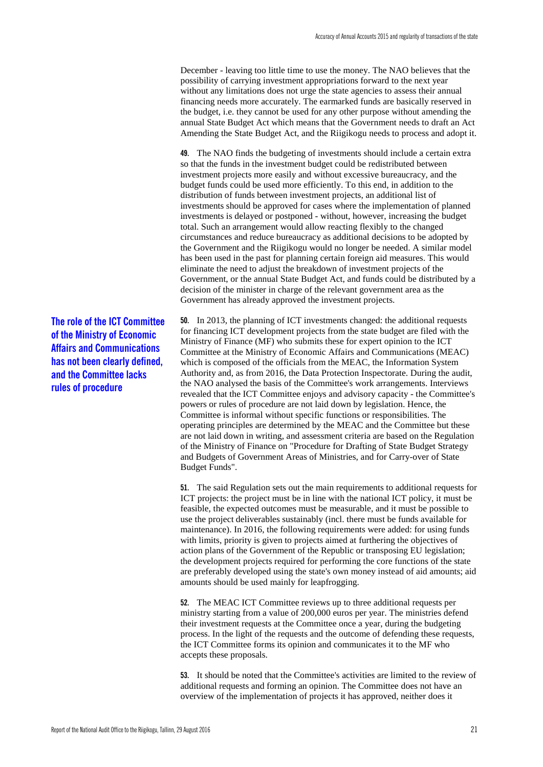December - leaving too little time to use the money. The NAO believes that the possibility of carrying investment appropriations forward to the next year without any limitations does not urge the state agencies to assess their annual financing needs more accurately. The earmarked funds are basically reserved in the budget, i.e. they cannot be used for any other purpose without amending the annual State Budget Act which means that the Government needs to draft an Act Amending the State Budget Act, and the Riigikogu needs to process and adopt it.

**49.** The NAO finds the budgeting of investments should include a certain extra so that the funds in the investment budget could be redistributed between investment projects more easily and without excessive bureaucracy, and the budget funds could be used more efficiently. To this end, in addition to the distribution of funds between investment projects, an additional list of investments should be approved for cases where the implementation of planned investments is delayed or postponed - without, however, increasing the budget total. Such an arrangement would allow reacting flexibly to the changed circumstances and reduce bureaucracy as additional decisions to be adopted by the Government and the Riigikogu would no longer be needed. A similar model has been used in the past for planning certain foreign aid measures. This would eliminate the need to adjust the breakdown of investment projects of the Government, or the annual State Budget Act, and funds could be distributed by a decision of the minister in charge of the relevant government area as the Government has already approved the investment projects.

**The role of the ICT Committee of the Ministry of Economic Affairs and Communications has not been clearly defined, and the Committee lacks rules of procedure**

**50.** In 2013, the planning of ICT investments changed: the additional requests for financing ICT development projects from the state budget are filed with the Ministry of Finance (MF) who submits these for expert opinion to the ICT Committee at the Ministry of Economic Affairs and Communications (MEAC) which is composed of the officials from the MEAC, the Information System Authority and, as from 2016, the Data Protection Inspectorate. During the audit, the NAO analysed the basis of the Committee's work arrangements. Interviews revealed that the ICT Committee enjoys and advisory capacity - the Committee's powers or rules of procedure are not laid down by legislation. Hence, the Committee is informal without specific functions or responsibilities. The operating principles are determined by the MEAC and the Committee but these are not laid down in writing, and assessment criteria are based on the Regulation of the Ministry of Finance on "Procedure for Drafting of State Budget Strategy and Budgets of Government Areas of Ministries, and for Carry-over of State Budget Funds".

**51.** The said Regulation sets out the main requirements to additional requests for ICT projects: the project must be in line with the national ICT policy, it must be feasible, the expected outcomes must be measurable, and it must be possible to use the project deliverables sustainably (incl. there must be funds available for maintenance). In 2016, the following requirements were added: for using funds with limits, priority is given to projects aimed at furthering the objectives of action plans of the Government of the Republic or transposing EU legislation; the development projects required for performing the core functions of the state are preferably developed using the state's own money instead of aid amounts; aid amounts should be used mainly for leapfrogging.

**52.** The MEAC ICT Committee reviews up to three additional requests per ministry starting from a value of 200,000 euros per year. The ministries defend their investment requests at the Committee once a year, during the budgeting process. In the light of the requests and the outcome of defending these requests, the ICT Committee forms its opinion and communicates it to the MF who accepts these proposals.

**53.** It should be noted that the Committee's activities are limited to the review of additional requests and forming an opinion. The Committee does not have an overview of the implementation of projects it has approved, neither does it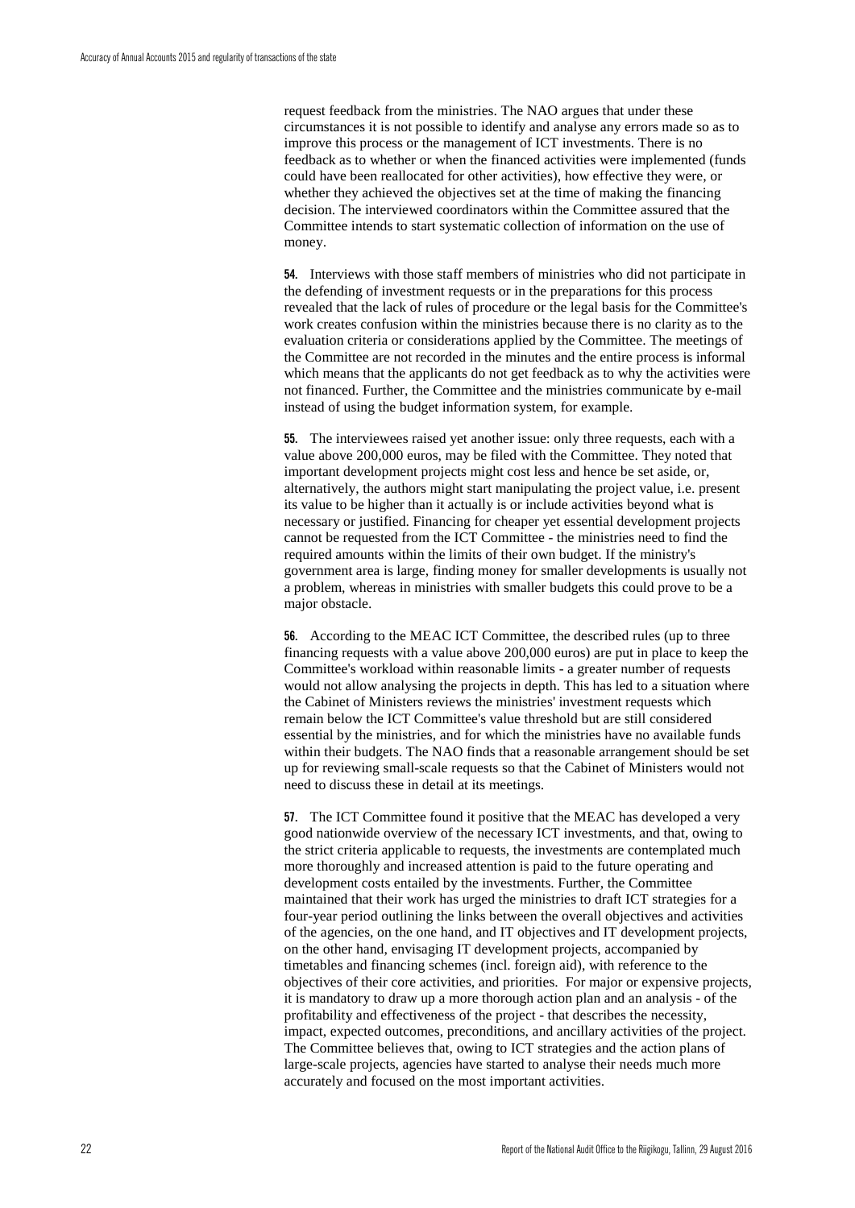request feedback from the ministries. The NAO argues that under these circumstances it is not possible to identify and analyse any errors made so as to improve this process or the management of ICT investments. There is no feedback as to whether or when the financed activities were implemented (funds could have been reallocated for other activities), how effective they were, or whether they achieved the objectives set at the time of making the financing decision. The interviewed coordinators within the Committee assured that the Committee intends to start systematic collection of information on the use of money.

**54.** Interviews with those staff members of ministries who did not participate in the defending of investment requests or in the preparations for this process revealed that the lack of rules of procedure or the legal basis for the Committee's work creates confusion within the ministries because there is no clarity as to the evaluation criteria or considerations applied by the Committee. The meetings of the Committee are not recorded in the minutes and the entire process is informal which means that the applicants do not get feedback as to why the activities were not financed. Further, the Committee and the ministries communicate by e-mail instead of using the budget information system, for example.

**55.** The interviewees raised yet another issue: only three requests, each with a value above 200,000 euros, may be filed with the Committee. They noted that important development projects might cost less and hence be set aside, or, alternatively, the authors might start manipulating the project value, i.e. present its value to be higher than it actually is or include activities beyond what is necessary or justified. Financing for cheaper yet essential development projects cannot be requested from the ICT Committee - the ministries need to find the required amounts within the limits of their own budget. If the ministry's government area is large, finding money for smaller developments is usually not a problem, whereas in ministries with smaller budgets this could prove to be a major obstacle.

**56.** According to the MEAC ICT Committee, the described rules (up to three financing requests with a value above 200,000 euros) are put in place to keep the Committee's workload within reasonable limits - a greater number of requests would not allow analysing the projects in depth. This has led to a situation where the Cabinet of Ministers reviews the ministries' investment requests which remain below the ICT Committee's value threshold but are still considered essential by the ministries, and for which the ministries have no available funds within their budgets. The NAO finds that a reasonable arrangement should be set up for reviewing small-scale requests so that the Cabinet of Ministers would not need to discuss these in detail at its meetings.

**57.** The ICT Committee found it positive that the MEAC has developed a very good nationwide overview of the necessary ICT investments, and that, owing to the strict criteria applicable to requests, the investments are contemplated much more thoroughly and increased attention is paid to the future operating and development costs entailed by the investments. Further, the Committee maintained that their work has urged the ministries to draft ICT strategies for a four-year period outlining the links between the overall objectives and activities of the agencies, on the one hand, and IT objectives and IT development projects, on the other hand, envisaging IT development projects, accompanied by timetables and financing schemes (incl. foreign aid), with reference to the objectives of their core activities, and priorities. For major or expensive projects, it is mandatory to draw up a more thorough action plan and an analysis - of the profitability and effectiveness of the project - that describes the necessity, impact, expected outcomes, preconditions, and ancillary activities of the project. The Committee believes that, owing to ICT strategies and the action plans of large-scale projects, agencies have started to analyse their needs much more accurately and focused on the most important activities.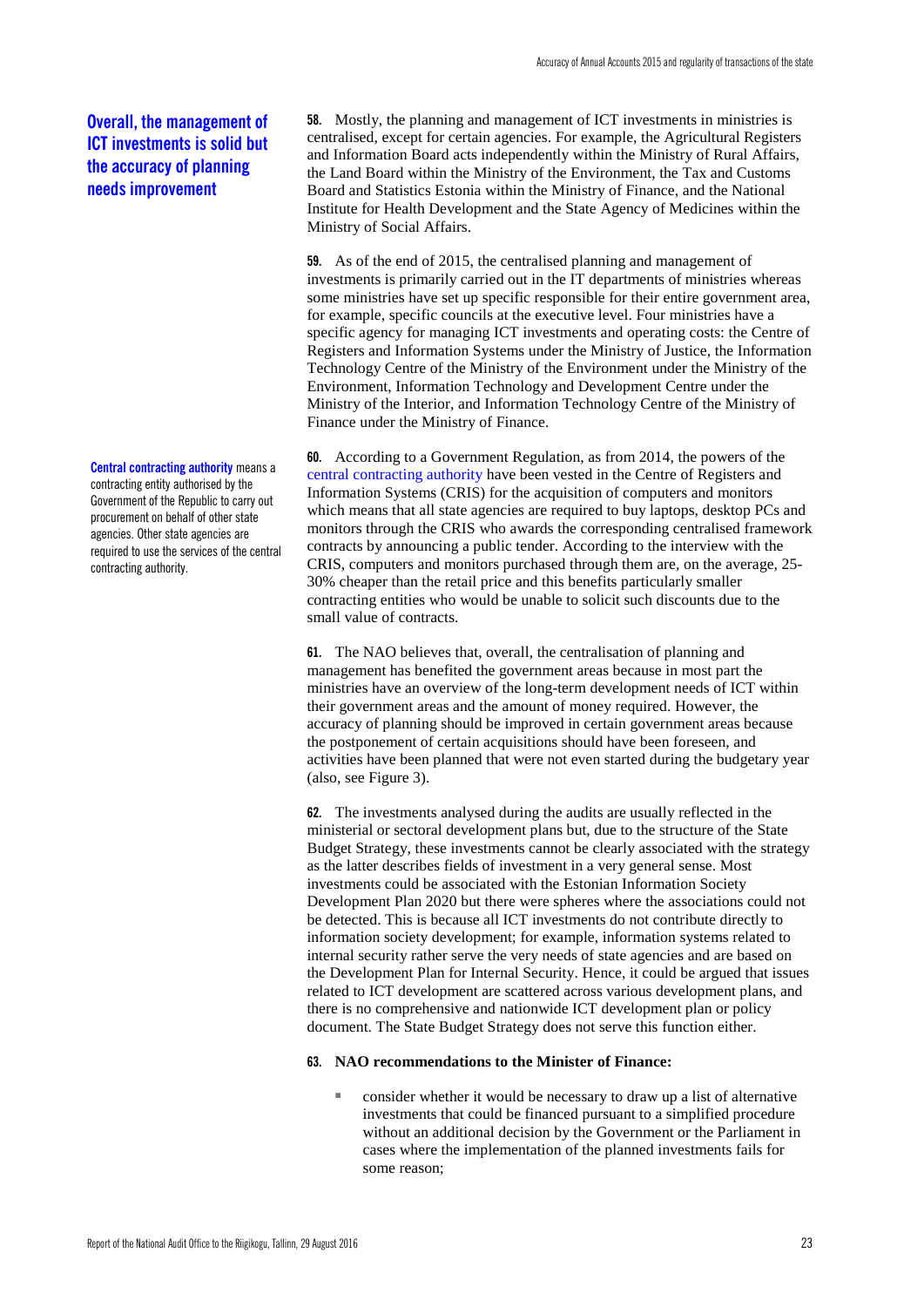## Overall, the management of ICT investments is solid but the accuracy of planning needs improvement

**58.** Mostly, the planning and management of ICT investments in ministries is centralised, except for certain agencies. For example, the Agricultural Registers and Information Board acts independently within the Ministry of Rural Affairs, the Land Board within the Ministry of the Environment, the Tax and Customs Board and Statistics Estonia within the Ministry of Finance, and the National Institute for Health Development and the State Agency of Medicines within the Ministry of Social Affairs.

**59.** As of the end of 2015, the centralised planning and management of investments is primarily carried out in the IT departments of ministries whereas some ministries have set up specific responsible for their entire government area, for example, specific councils at the executive level. Four ministries have a specific agency for managing ICT investments and operating costs: the Centre of Registers and Information Systems under the Ministry of Justice, the Information Technology Centre of the Ministry of the Environment under the Ministry of the Environment, Information Technology and Development Centre under the Ministry of the Interior, and Information Technology Centre of the Ministry of Finance under the Ministry of Finance.

**Central contracting authority** means a contracting entity authorised by the Government of the Republic to carry out procurement on behalf of other state agencies. Other state agencies are required to use the services of the central contracting authority.

**60.** According to a Government Regulation, as from 2014, the powers of the central contracting authority have been vested in the Centre of Registers and Information Systems (CRIS) for the acquisition of computers and monitors which means that all state agencies are required to buy laptops, desktop PCs and monitors through the CRIS who awards the corresponding centralised framework contracts by announcing a public tender. According to the interview with the CRIS, computers and monitors purchased through them are, on the average, 25-30% cheaper than the retail price and this benefits particularly smaller contracting entities who would be unable to solicit such discounts due to the small value of contracts.

**61.** The NAO believes that, overall, the centralisation of planning and management has benefited the government areas because in most part the ministries have an overview of the long-term development needs of ICT within their government areas and the amount of money required. However, the accuracy of planning should be improved in certain government areas because the postponement of certain acquisitions should have been foreseen, and activities have been planned that were not even started during the budgetary year (also, see Figure 3).

**62.** The investments analysed during the audits are usually reflected in the ministerial or sectoral development plans but, due to the structure of the State Budget Strategy, these investments cannot be clearly associated with the strategy as the latter describes fields of investment in a very general sense. Most investments could be associated with the Estonian Information Society Development Plan 2020 but there were spheres where the associations could not be detected. This is because all ICT investments do not contribute directly to information society development; for example, information systems related to internal security rather serve the very needs of state agencies and are based on the Development Plan for Internal Security. Hence, it could be argued that issues related to ICT development are scattered across various development plans, and there is no comprehensive and nationwide ICT development plan or policy document. The State Budget Strategy does not serve this function either.

**63. NAO recommendations to the Minister of Finance:**

- consider whether it would be necessary to draw up a list of alternative investments that could be financed pursuant to a simplified procedure without an additional decision by the Government or the Parliament in cases where the implementation of the planned investments fails for some reason;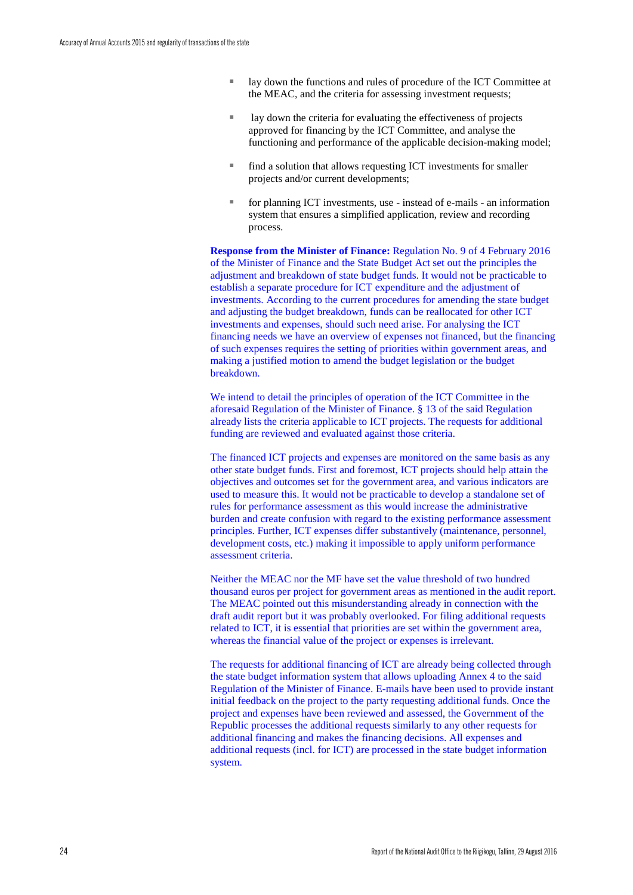- lay down the functions and rules of procedure of the ICT Committee at the MEAC, and the criteria for assessing investment requests;
- lay down the criteria for evaluating the effectiveness of projects approved for financing by the ICT Committee, and analyse the functioning and performance of the applicable decision-making model;
- find a solution that allows requesting ICT investments for smaller projects and/or current developments;
- for planning ICT investments, use - instead of e-mails - an information system that ensures a simplified application, review and recording process.

**Response from the Minister of Finance:** Regulation No. 9 of 4 February 2016 of the Minister of Finance and the State Budget Act set out the principles the adjustment and breakdown of state budget funds. It would not be practicable to establish a separate procedure for ICT expenditure and the adjustment of investments. According to the current procedures for amending the state budget and adjusting the budget breakdown, funds can be reallocated for other ICT investments and expenses, should such need arise. For analysing the ICT financing needs we have an overview of expenses not financed, but the financing of such expenses requires the setting of priorities within government areas, and making a justified motion to amend the budget legislation or the budget breakdown.

We intend to detail the principles of operation of the ICT Committee in the aforesaid Regulation of the Minister of Finance. § 13 of the said Regulation already lists the criteria applicable to ICT projects. The requests for additional funding are reviewed and evaluated against those criteria.

The financed ICT projects and expenses are monitored on the same basis as any other state budget funds. First and foremost, ICT projects should help attain the objectives and outcomes set for the government area, and various indicators are used to measure this. It would not be practicable to develop a standalone set of rules for performance assessment as this would increase the administrative burden and create confusion with regard to the existing performance assessment principles. Further, ICT expenses differ substantively (maintenance, personnel, development costs, etc.) making it impossible to apply uniform performance assessment criteria.

Neither the MEAC nor the MF have set the value threshold of two hundred thousand euros per project for government areas as mentioned in the audit report. The MEAC pointed out this misunderstanding already in connection with the draft audit report but it was probably overlooked. For filing additional requests related to ICT, it is essential that priorities are set within the government area, whereas the financial value of the project or expenses is irrelevant.

The requests for additional financing of ICT are already being collected through the state budget information system that allows uploading Annex 4 to the said Regulation of the Minister of Finance. E-mails have been used to provide instant initial feedback on the project to the party requesting additional funds. Once the project and expenses have been reviewed and assessed, the Government of the Republic processes the additional requests similarly to any other requests for additional financing and makes the financing decisions. All expenses and additional requests (incl. for ICT) are processed in the state budget information system.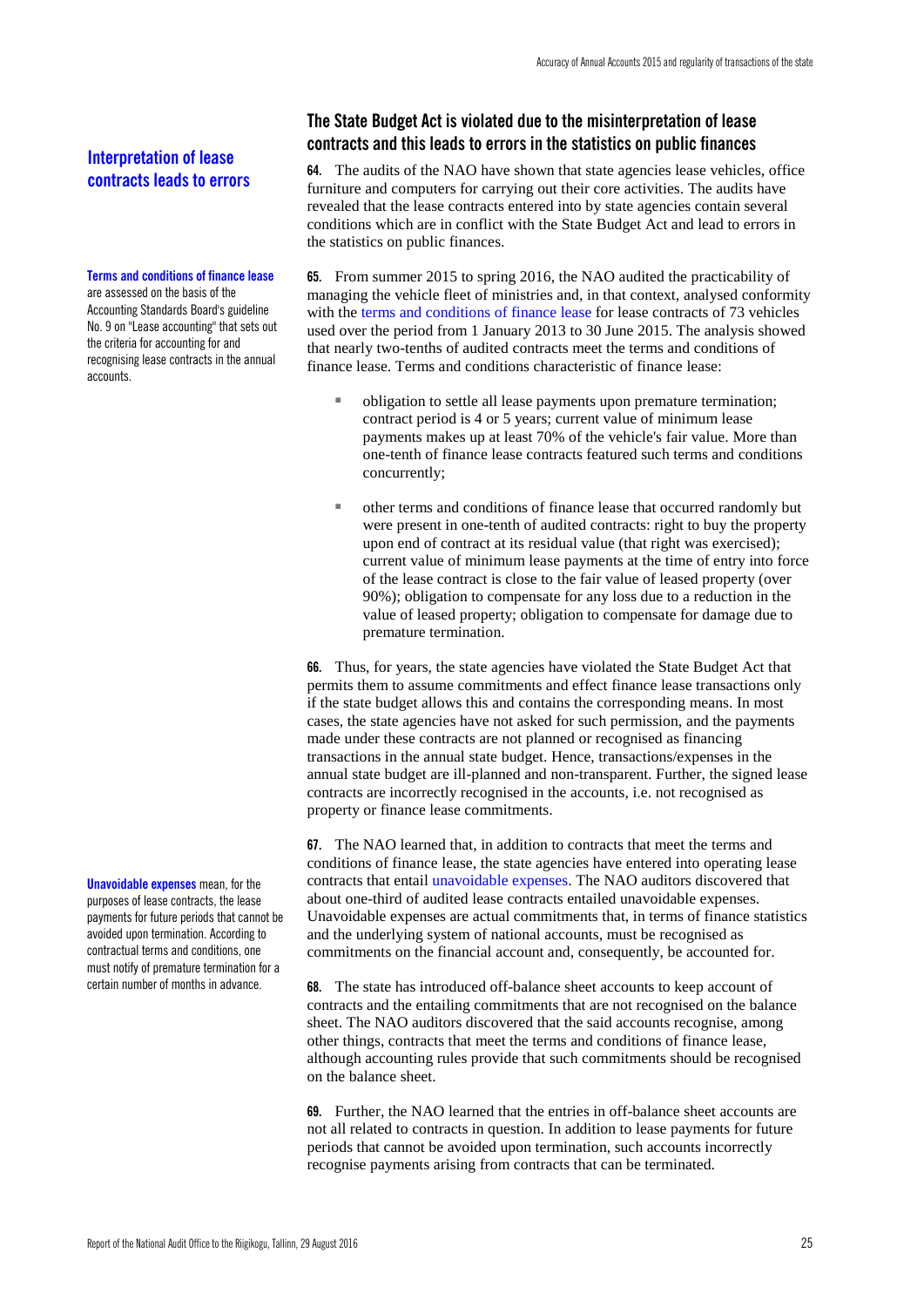## The State Budget Act is violated due to the misinterpretation of lease contracts and this leads to errors in the statistics on public finances

### Interpretation of lease contracts leads to errors

**64.** The audits of the NAO have shown that state agencies lease vehicles, office furniture and computers for carrying out their core activities. The audits have revealed that the lease contracts entered into by state agencies contain several conditions which are in conflict with the State Budget Act and lead to errors in the statistics on public finances.

**Terms and conditions of finance lease** are assessed on the basis of the Accounting Standards Board's guideline No. 9 on "Lease accounting" that sets out the criteria for accounting for and recognising lease contracts in the annual accounts.

**65.** From summer 2015 to spring 2016, the NAO audited the practicability of managing the vehicle fleet of ministries and, in that context, analysed conformity with the terms and conditions of finance lease for lease contracts of 73 vehicles used over the period from 1 January 2013 to 30 June 2015. The analysis showed that nearly two-tenths of audited contracts meet the terms and conditions of finance lease. Terms and conditions characteristic of finance lease:

- obligation to settle all lease payments upon premature termination; contract period is 4 or 5 years; current value of minimum lease payments makes up at least 70% of the vehicle's fair value. More than one-tenth of finance lease contracts featured such terms and conditions concurrently;
- other terms and conditions of finance lease that occurred randomly but were present in one-tenth of audited contracts: right to buy the property upon end of contract at its residual value (that right was exercised); current value of minimum lease payments at the time of entry into force of the lease contract is close to the fair value of leased property (over 90%); obligation to compensate for any loss due to a reduction in the value of leased property; obligation to compensate for damage due to premature termination.

**66.** Thus, for years, the state agencies have violated the State Budget Act that permits them to assume commitments and effect finance lease transactions only if the state budget allows this and contains the corresponding means. In most cases, the state agencies have not asked for such permission, and the payments made under these contracts are not planned or recognised as financing transactions in the annual state budget. Hence, transactions/expenses in the annual state budget are ill-planned and non-transparent. Further, the signed lease contracts are incorrectly recognised in the accounts, i.e. not recognised as property or finance lease commitments.

**67.** The NAO learned that, in addition to contracts that meet the terms and conditions of finance lease, the state agencies have entered into operating lease contracts that entail unavoidable expenses. The NAO auditors discovered that about one-third of audited lease contracts entailed unavoidable expenses. Unavoidable expenses are actual commitments that, in terms of finance statistics and the underlying system of national accounts, must be recognised as commitments on the financial account and, consequently, be accounted for.

**Unavoidable expenses** mean, for the purposes of lease contracts, the lease payments for future periods that cannot be avoided upon termination. According to contractual terms and conditions, one must notify of premature termination for a certain number of months in advance.

**68.** The state has introduced off-balance sheet accounts to keep account of contracts and the entailing commitments that are not recognised on the balance sheet. The NAO auditors discovered that the said accounts recognise, among other things, contracts that meet the terms and conditions of finance lease, although accounting rules provide that such commitments should be recognised on the balance sheet.

**69.** Further, the NAO learned that the entries in off-balance sheet accounts are not all related to contracts in question. In addition to lease payments for future periods that cannot be avoided upon termination, such accounts incorrectly recognise payments arising from contracts that can be terminated.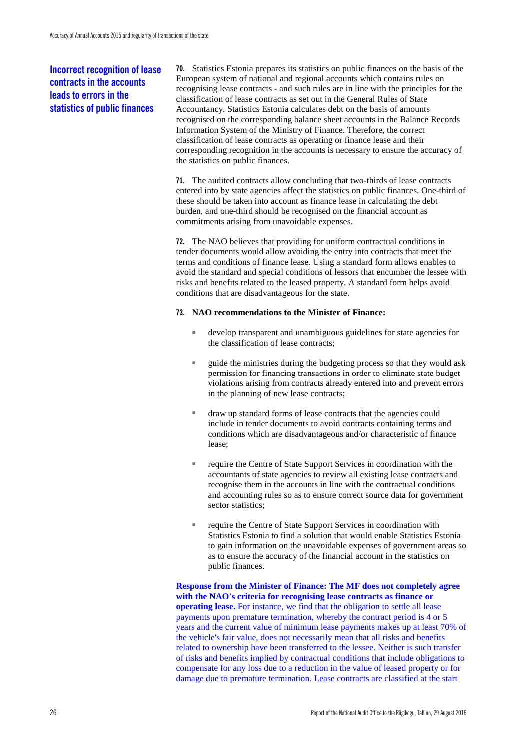## Incorrect recognition of lease contracts in the accounts leads to errors in the statistics of public finances

**70.** Statistics Estonia prepares its statistics on public finances on the basis of the European system of national and regional accounts which contains rules on recognising lease contracts - and such rules are in line with the principles for the classification of lease contracts as set out in the General Rules of State Accountancy. Statistics Estonia calculates debt on the basis of amounts recognised on the corresponding balance sheet accounts in the Balance Records Information System of the Ministry of Finance. Therefore, the correct classification of lease contracts as operating or finance lease and their corresponding recognition in the accounts is necessary to ensure the accuracy of the statistics on public finances.

**71.** The audited contracts allow concluding that two-thirds of lease contracts entered into by state agencies affect the statistics on public finances. One-third of these should be taken into account as finance lease in calculating the debt burden, and one-third should be recognised on the financial account as commitments arising from unavoidable expenses.

**72.** The NAO believes that providing for uniform contractual conditions in tender documents would allow avoiding the entry into contracts that meet the terms and conditions of finance lease. Using a standard form allows enables to avoid the standard and special conditions of lessors that encumber the lessee with risks and benefits related to the leased property. A standard form helps avoid conditions that are disadvantageous for the state.

**73. NAO recommendations to the Minister of Finance:**

- develop transparent and unambiguous guidelines for state agencies for the classification of lease contracts;
- guide the ministries during the budgeting process so that they would ask permission for financing transactions in order to eliminate state budget violations arising from contracts already entered into and prevent errors in the planning of new lease contracts;
- draw up standard forms of lease contracts that the agencies could include in tender documents to avoid contracts containing terms and conditions which are disadvantageous and/or characteristic of finance lease;
- require the Centre of State Support Services in coordination with the accountants of state agencies to review all existing lease contracts and recognise them in the accounts in line with the contractual conditions and accounting rules so as to ensure correct source data for government sector statistics;
- require the Centre of State Support Services in coordination with Statistics Estonia to find a solution that would enable Statistics Estonia to gain information on the unavoidable expenses of government areas so as to ensure the accuracy of the financial account in the statistics on public finances.

**Response from the Minister of Finance: The MF does not completely agree with the NAO's criteria for recognising lease contracts as finance or operating lease.** For instance, we find that the obligation to settle all lease payments upon premature termination, whereby the contract period is 4 or 5 years and the current value of minimum lease payments makes up at least 70% of the vehicle's fair value, does not necessarily mean that all risks and benefits related to ownership have been transferred to the lessee. Neither is such transfer of risks and benefits implied by contractual conditions that include obligations to compensate for any loss due to a reduction in the value of leased property or for damage due to premature termination. Lease contracts are classified at the start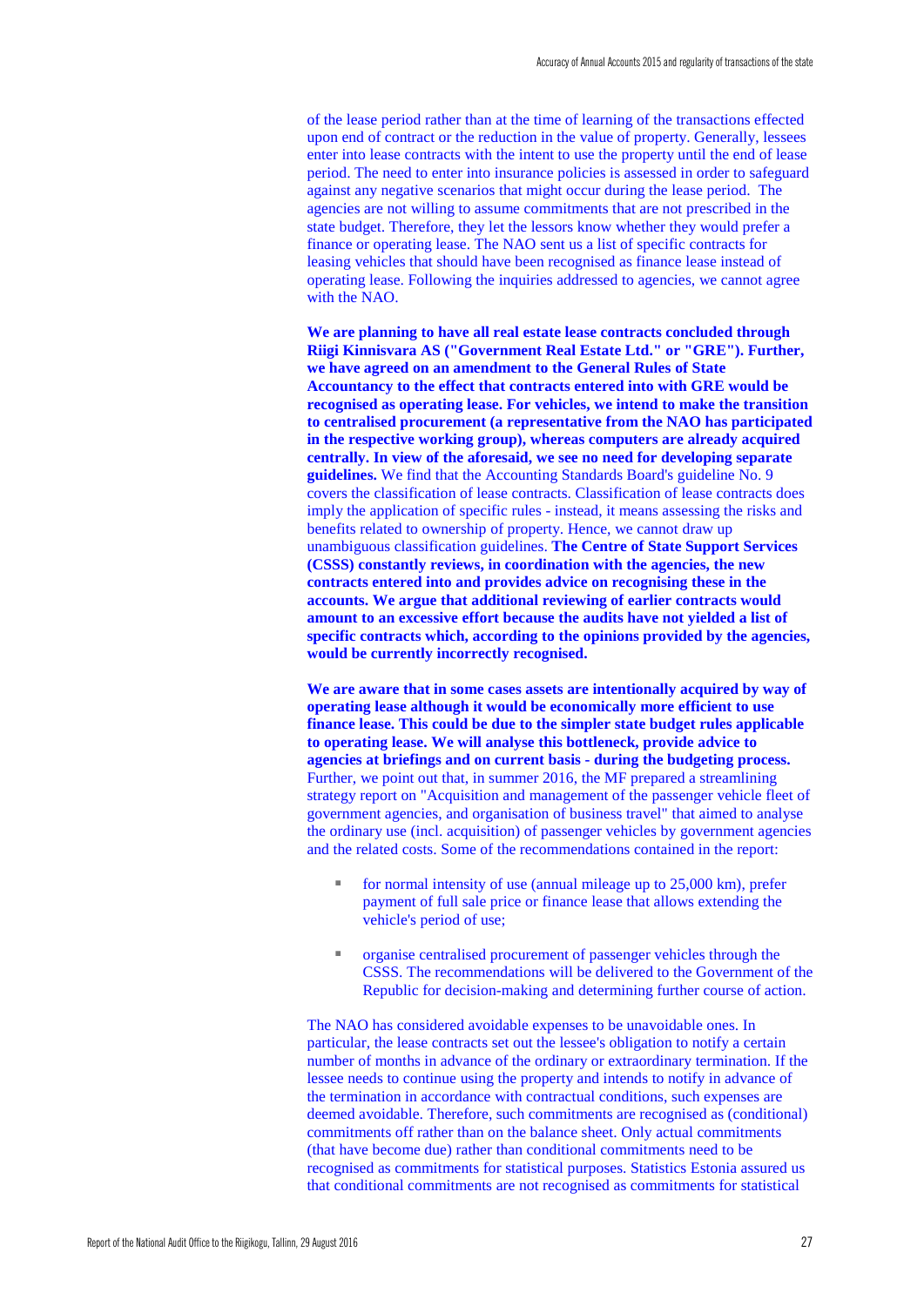of the lease period rather than at the time of learning of the transactions effected upon end of contract or the reduction in the value of property. Generally, lessees enter into lease contracts with the intent to use the property until the end of lease period. The need to enter into insurance policies is assessed in order to safeguard against any negative scenarios that might occur during the lease period. The agencies are not willing to assume commitments that are not prescribed in the state budget. Therefore, they let the lessors know whether they would prefer a finance or operating lease. The NAO sent us a list of specific contracts for leasing vehicles that should have been recognised as finance lease instead of operating lease. Following the inquiries addressed to agencies, we cannot agree with the NAO.

**We are planning to have all real estate lease contracts concluded through Riigi Kinnisvara AS ("Government Real Estate Ltd." or "GRE"). Further, we have agreed on an amendment to the General Rules of State Accountancy to the effect that contracts entered into with GRE would be recognised as operating lease. For vehicles, we intend to make the transition to centralised procurement (a representative from the NAO has participated in the respective working group), whereas computers are already acquired centrally. In view of the aforesaid, we see no need for developing separate guidelines.** We find that the Accounting Standards Board's guideline No. 9 covers the classification of lease contracts. Classification of lease contracts does imply the application of specific rules - instead, it means assessing the risks and benefits related to ownership of property. Hence, we cannot draw up unambiguous classification guidelines. **The Centre of State Support Services (CSSS) constantly reviews, in coordination with the agencies, the new contracts entered into and provides advice on recognising these in the accounts. We argue that additional reviewing of earlier contracts would amount to an excessive effort because the audits have not yielded a list of specific contracts which, according to the opinions provided by the agencies, would be currently incorrectly recognised.**

**We are aware that in some cases assets are intentionally acquired by way of operating lease although it would be economically more efficient to use finance lease. This could be due to the simpler state budget rules applicable to operating lease. We will analyse this bottleneck, provide advice to agencies at briefings and on current basis - during the budgeting process.** Further, we point out that, in summer 2016, the MF prepared a streamlining strategy report on "Acquisition and management of the passenger vehicle fleet of government agencies, and organisation of business travel" that aimed to analyse the ordinary use (incl. acquisition) of passenger vehicles by government agencies and the related costs. Some of the recommendations contained in the report:

- for normal intensity of use (annual mileage up to 25,000 km), prefer payment of full sale price or finance lease that allows extending the vehicle's period of use;
- organise centralised procurement of passenger vehicles through the CSSS. The recommendations will be delivered to the Government of the Republic for decision-making and determining further course of action.

The NAO has considered avoidable expenses to be unavoidable ones. In particular, the lease contracts set out the lessee's obligation to notify a certain number of months in advance of the ordinary or extraordinary termination. If the lessee needs to continue using the property and intends to notify in advance of the termination in accordance with contractual conditions, such expenses are deemed avoidable. Therefore, such commitments are recognised as (conditional) commitments off rather than on the balance sheet. Only actual commitments (that have become due) rather than conditional commitments need to be recognised as commitments for statistical purposes. Statistics Estonia assured us that conditional commitments are not recognised as commitments for statistical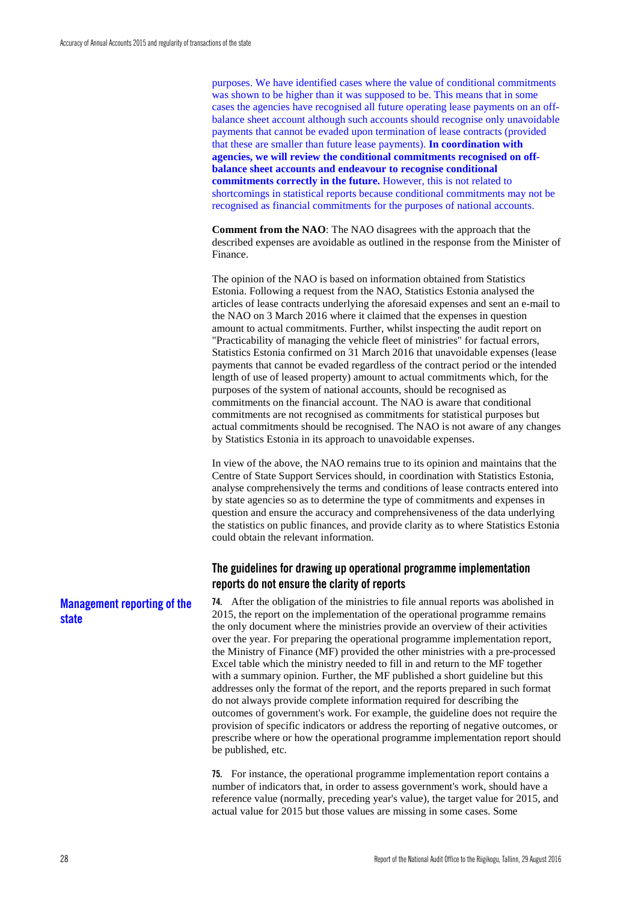purposes. We have identified cases where the value of conditional commitments was shown to be higher than it was supposed to be. This means that in some cases the agencies have recognised all future operating lease payments on an off-balance sheet account although such accounts should recognise only unavoidable payments that cannot be evaded upon termination of lease contracts (provided that these are smaller than future lease payments). **In coordination with agencies, we will review the conditional commitments recognised on off-balance sheet accounts and endeavour to recognise conditional commitments correctly in the future.** However, this is not related to shortcomings in statistical reports because conditional commitments may not be recognised as financial commitments for the purposes of national accounts.

**Comment from the NAO**: The NAO disagrees with the approach that the described expenses are avoidable as outlined in the response from the Minister of Finance.

The opinion of the NAO is based on information obtained from Statistics Estonia. Following a request from the NAO, Statistics Estonia analysed the articles of lease contracts underlying the aforesaid expenses and sent an e-mail to the NAO on 3 March 2016 where it claimed that the expenses in question amount to actual commitments. Further, whilst inspecting the audit report on "Practicability of managing the vehicle fleet of ministries" for factual errors, Statistics Estonia confirmed on 31 March 2016 that unavoidable expenses (lease payments that cannot be evaded regardless of the contract period or the intended length of use of leased property) amount to actual commitments which, for the purposes of the system of national accounts, should be recognised as commitments on the financial account. The NAO is aware that conditional commitments are not recognised as commitments for statistical purposes but actual commitments should be recognised. The NAO is not aware of any changes by Statistics Estonia in its approach to unavoidable expenses.

In view of the above, the NAO remains true to its opinion and maintains that the Centre of State Support Services should, in coordination with Statistics Estonia, analyse comprehensively the terms and conditions of lease contracts entered into by state agencies so as to determine the type of commitments and expenses in question and ensure the accuracy and comprehensiveness of the data underlying the statistics on public finances, and provide clarity as to where Statistics Estonia could obtain the relevant information.

## Management reporting of the state

### The guidelines for drawing up operational programme implementation reports do not ensure the clarity of reports

**74.** After the obligation of the ministries to file annual reports was abolished in 2015, the report on the implementation of the operational programme remains the only document where the ministries provide an overview of their activities over the year. For preparing the operational programme implementation report, the Ministry of Finance (MF) provided the other ministries with a pre-processed Excel table which the ministry needed to fill in and return to the MF together with a summary opinion. Further, the MF published a short guideline but this addresses only the format of the report, and the reports prepared in such format do not always provide complete information required for describing the outcomes of government's work. For example, the guideline does not require the provision of specific indicators or address the reporting of negative outcomes, or prescribe where or how the operational programme implementation report should be published, etc.

**75.** For instance, the operational programme implementation report contains a number of indicators that, in order to assess government's work, should have a reference value (normally, preceding year's value), the target value for 2015, and actual value for 2015 but those values are missing in some cases. Some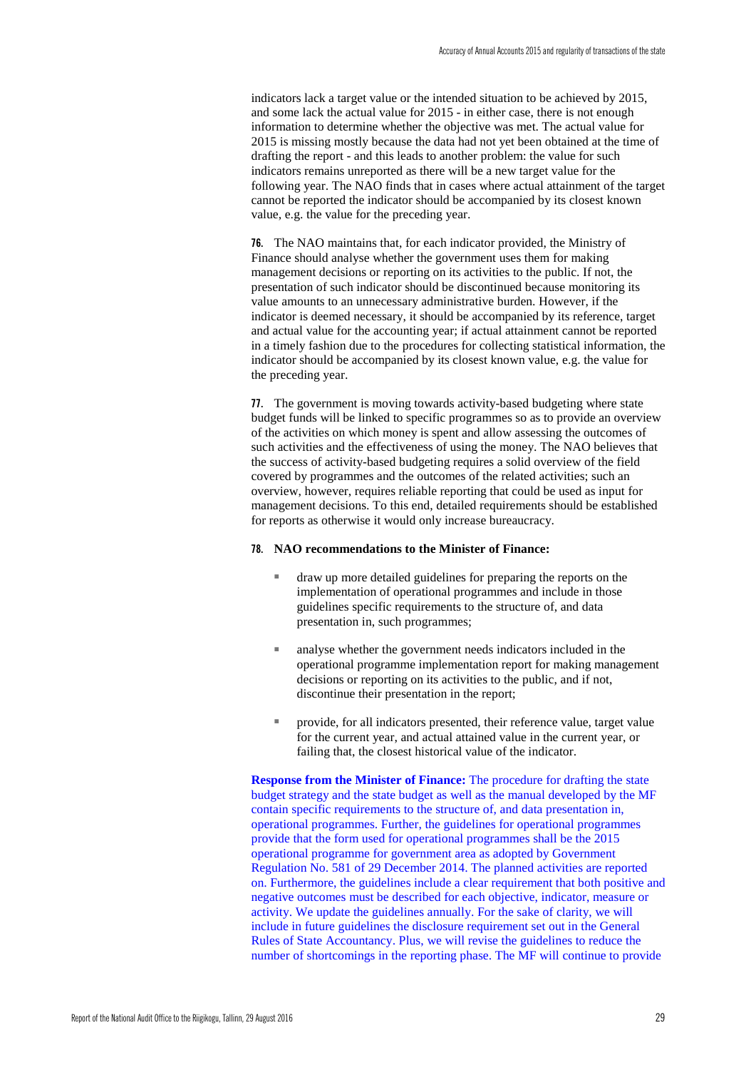indicators lack a target value or the intended situation to be achieved by 2015, and some lack the actual value for 2015 - in either case, there is not enough information to determine whether the objective was met. The actual value for 2015 is missing mostly because the data had not yet been obtained at the time of drafting the report - and this leads to another problem: the value for such indicators remains unreported as there will be a new target value for the following year. The NAO finds that in cases where actual attainment of the target cannot be reported the indicator should be accompanied by its closest known value, e.g. the value for the preceding year.

**76.** The NAO maintains that, for each indicator provided, the Ministry of Finance should analyse whether the government uses them for making management decisions or reporting on its activities to the public. If not, the presentation of such indicator should be discontinued because monitoring its value amounts to an unnecessary administrative burden. However, if the indicator is deemed necessary, it should be accompanied by its reference, target and actual value for the accounting year; if actual attainment cannot be reported in a timely fashion due to the procedures for collecting statistical information, the indicator should be accompanied by its closest known value, e.g. the value for the preceding year.

**77.** The government is moving towards activity-based budgeting where state budget funds will be linked to specific programmes so as to provide an overview of the activities on which money is spent and allow assessing the outcomes of such activities and the effectiveness of using the money. The NAO believes that the success of activity-based budgeting requires a solid overview of the field covered by programmes and the outcomes of the related activities; such an overview, however, requires reliable reporting that could be used as input for management decisions. To this end, detailed requirements should be established for reports as otherwise it would only increase bureaucracy.

**78. NAO recommendations to the Minister of Finance:**

- draw up more detailed guidelines for preparing the reports on the implementation of operational programmes and include in those guidelines specific requirements to the structure of, and data presentation in, such programmes;
- analyse whether the government needs indicators included in the operational programme implementation report for making management decisions or reporting on its activities to the public, and if not, discontinue their presentation in the report;
- provide, for all indicators presented, their reference value, target value for the current year, and actual attained value in the current year, or failing that, the closest historical value of the indicator.

**Response from the Minister of Finance:** The procedure for drafting the state budget strategy and the state budget as well as the manual developed by the MF contain specific requirements to the structure of, and data presentation in, operational programmes. Further, the guidelines for operational programmes provide that the form used for operational programmes shall be the 2015 operational programme for government area as adopted by Government Regulation No. 581 of 29 December 2014. The planned activities are reported on. Furthermore, the guidelines include a clear requirement that both positive and negative outcomes must be described for each objective, indicator, measure or activity. We update the guidelines annually. For the sake of clarity, we will include in future guidelines the disclosure requirement set out in the General Rules of State Accountancy. Plus, we will revise the guidelines to reduce the number of shortcomings in the reporting phase. The MF will continue to provide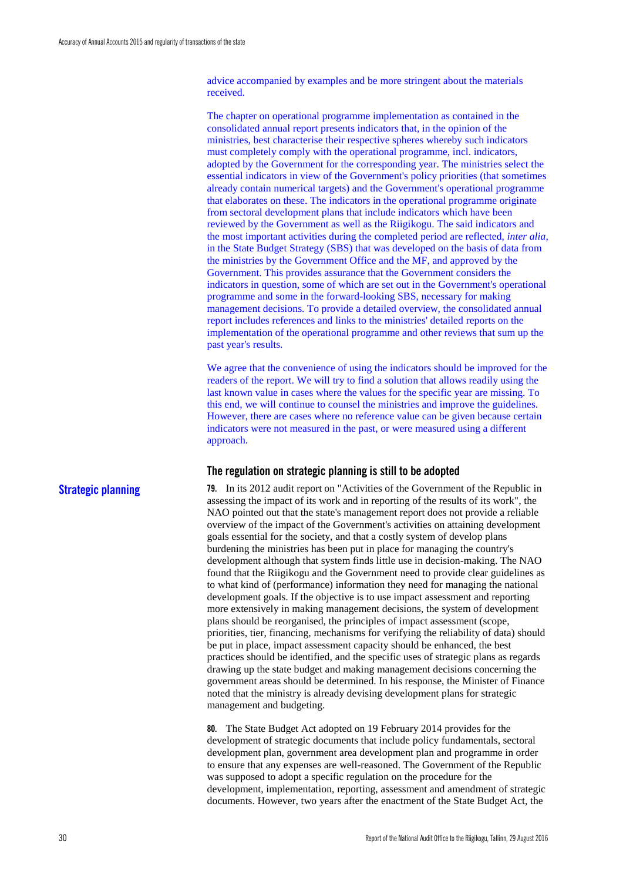advice accompanied by examples and be more stringent about the materials received.

The chapter on operational programme implementation as contained in the consolidated annual report presents indicators that, in the opinion of the ministries, best characterise their respective spheres whereby such indicators must completely comply with the operational programme, incl. indicators, adopted by the Government for the corresponding year. The ministries select the essential indicators in view of the Government's policy priorities (that sometimes already contain numerical targets) and the Government's operational programme that elaborates on these. The indicators in the operational programme originate from sectoral development plans that include indicators which have been reviewed by the Government as well as the Riigikogu. The said indicators and the most important activities during the completed period are reflected, *inter alia*, in the State Budget Strategy (SBS) that was developed on the basis of data from the ministries by the Government Office and the MF, and approved by the Government. This provides assurance that the Government considers the indicators in question, some of which are set out in the Government's operational programme and some in the forward-looking SBS, necessary for making management decisions. To provide a detailed overview, the consolidated annual report includes references and links to the ministries' detailed reports on the implementation of the operational programme and other reviews that sum up the past year's results.

We agree that the convenience of using the indicators should be improved for the readers of the report. We will try to find a solution that allows readily using the last known value in cases where the values for the specific year are missing. To this end, we will continue to counsel the ministries and improve the guidelines. However, there are cases where no reference value can be given because certain indicators were not measured in the past, or were measured using a different approach.

## Strategic planning

### The regulation on strategic planning is still to be adopted

**79.** In its 2012 audit report on "Activities of the Government of the Republic in assessing the impact of its work and in reporting of the results of its work", the NAO pointed out that the state's management report does not provide a reliable overview of the impact of the Government's activities on attaining development goals essential for the society, and that a costly system of develop plans burdening the ministries has been put in place for managing the country's development although that system finds little use in decision-making. The NAO found that the Riigikogu and the Government need to provide clear guidelines as to what kind of (performance) information they need for managing the national development goals. If the objective is to use impact assessment and reporting more extensively in making management decisions, the system of development plans should be reorganised, the principles of impact assessment (scope, priorities, tier, financing, mechanisms for verifying the reliability of data) should be put in place, impact assessment capacity should be enhanced, the best practices should be identified, and the specific uses of strategic plans as regards drawing up the state budget and making management decisions concerning the government areas should be determined. In his response, the Minister of Finance noted that the ministry is already devising development plans for strategic management and budgeting.

**80.** The State Budget Act adopted on 19 February 2014 provides for the development of strategic documents that include policy fundamentals, sectoral development plan, government area development plan and programme in order to ensure that any expenses are well-reasoned. The Government of the Republic was supposed to adopt a specific regulation on the procedure for the development, implementation, reporting, assessment and amendment of strategic documents. However, two years after the enactment of the State Budget Act, the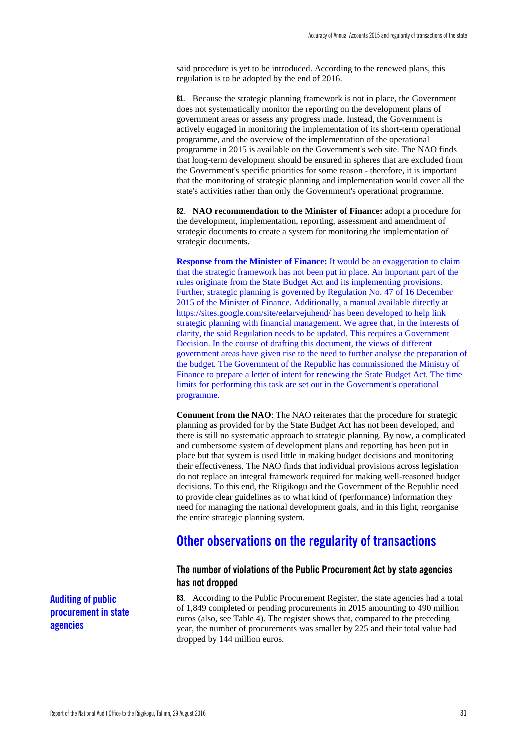said procedure is yet to be introduced. According to the renewed plans, this regulation is to be adopted by the end of 2016.

**81.** Because the strategic planning framework is not in place, the Government does not systematically monitor the reporting on the development plans of government areas or assess any progress made. Instead, the Government is actively engaged in monitoring the implementation of its short-term operational programme, and the overview of the implementation of the operational programme in 2015 is available on the Government's web site. The NAO finds that long-term development should be ensured in spheres that are excluded from the Government's specific priorities for some reason - therefore, it is important that the monitoring of strategic planning and implementation would cover all the state's activities rather than only the Government's operational programme.

**82.** **NAO recommendation to the Minister of Finance:** adopt a procedure for the development, implementation, reporting, assessment and amendment of strategic documents to create a system for monitoring the implementation of strategic documents.

**Response from the Minister of Finance:** It would be an exaggeration to claim that the strategic framework has not been put in place. An important part of the rules originate from the State Budget Act and its implementing provisions. Further, strategic planning is governed by Regulation No. 47 of 16 December 2015 of the Minister of Finance. Additionally, a manual available directly at https://sites.google.com/site/eelarvejuhend/ has been developed to help link strategic planning with financial management. We agree that, in the interests of clarity, the said Regulation needs to be updated. This requires a Government Decision. In the course of drafting this document, the views of different government areas have given rise to the need to further analyse the preparation of the budget. The Government of the Republic has commissioned the Ministry of Finance to prepare a letter of intent for renewing the State Budget Act. The time limits for performing this task are set out in the Government's operational programme.

**Comment from the NAO**: The NAO reiterates that the procedure for strategic planning as provided for by the State Budget Act has not been developed, and there is still no systematic approach to strategic planning. By now, a complicated and cumbersome system of development plans and reporting has been put in place but that system is used little in making budget decisions and monitoring their effectiveness. The NAO finds that individual provisions across legislation do not replace an integral framework required for making well-reasoned budget decisions. To this end, the Riigikogu and the Government of the Republic need to provide clear guidelines as to what kind of (performance) information they need for managing the national development goals, and in this light, reorganise the entire strategic planning system.

## Other observations on the regularity of transactions

### The number of violations of the Public Procurement Act by state agencies has not dropped

**Auditing of public procurement in state agencies**

**83.** According to the Public Procurement Register, the state agencies had a total of 1,849 completed or pending procurements in 2015 amounting to 490 million euros (also, see Table 4). The register shows that, compared to the preceding year, the number of procurements was smaller by 225 and their total value had dropped by 144 million euros.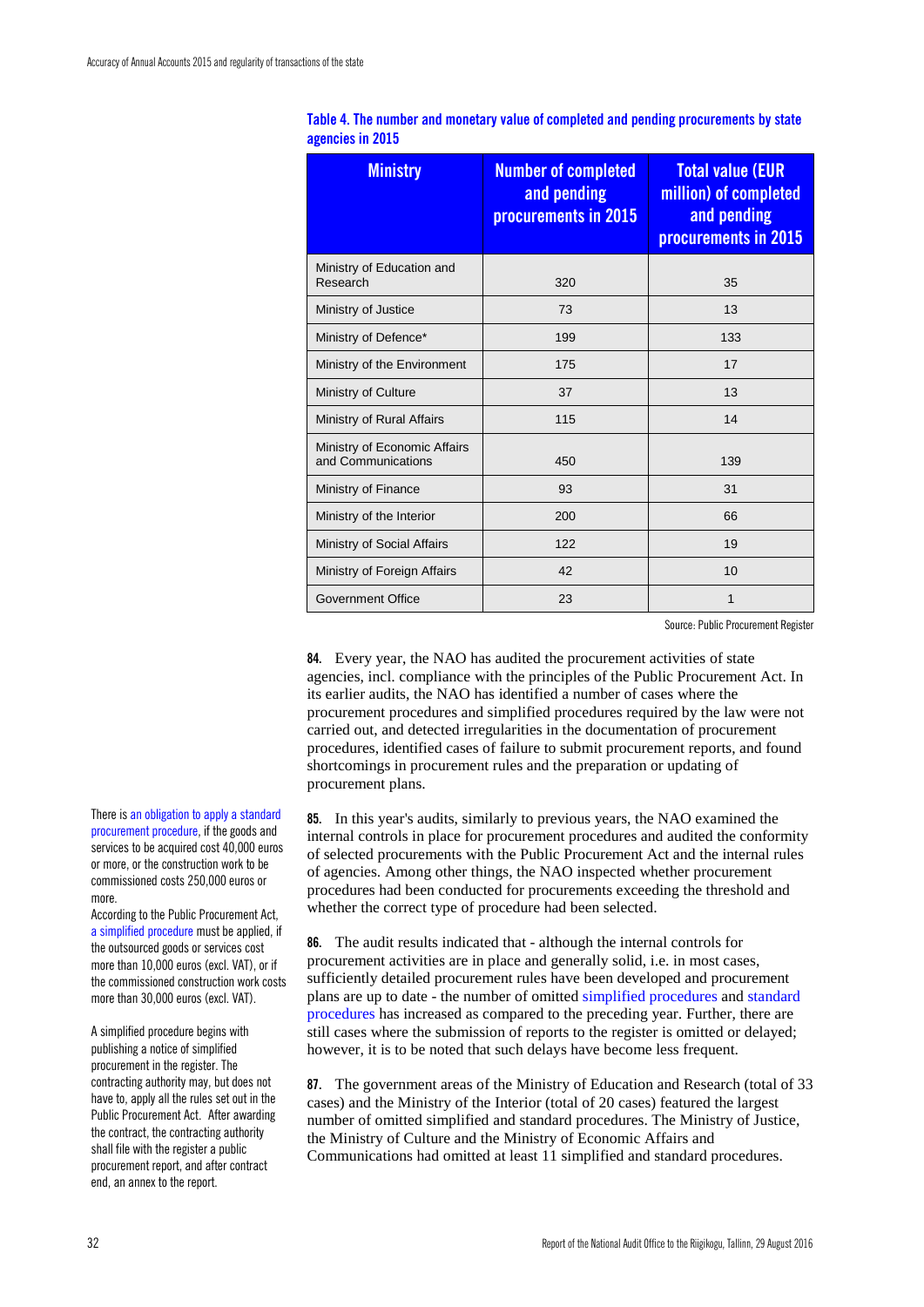**Table 4. The number and monetary value of completed and pending procurements by state agencies in 2015**

| Ministry | Number of completed and pending procurements in 2015 | Total value (EUR million) of completed and pending procurements in 2015 |
|---|---|---|
| Ministry of Education and Research | 320 | 35 |
| Ministry of Justice | 73 | 13 |
| Ministry of Defence* | 199 | 133 |
| Ministry of the Environment | 175 | 17 |
| Ministry of Culture | 37 | 13 |
| Ministry of Rural Affairs | 115 | 14 |
| Ministry of Economic Affairs and Communications | 450 | 139 |
| Ministry of Finance | 93 | 31 |
| Ministry of the Interior | 200 | 66 |
| Ministry of Social Affairs | 122 | 19 |
| Ministry of Foreign Affairs | 42 | 10 |
| Government Office | 23 | 1 |

Source: Public Procurement Register

**84.** Every year, the NAO has audited the procurement activities of state agencies, incl. compliance with the principles of the Public Procurement Act. In its earlier audits, the NAO has identified a number of cases where the procurement procedures and simplified procedures required by the law were not carried out, and detected irregularities in the documentation of procurement procedures, identified cases of failure to submit procurement reports, and found shortcomings in procurement rules and the preparation or updating of procurement plans.

**85.** In this year's audits, similarly to previous years, the NAO examined the internal controls in place for procurement procedures and audited the conformity of selected procurements with the Public Procurement Act and the internal rules of agencies. Among other things, the NAO inspected whether procurement procedures had been conducted for procurements exceeding the threshold and whether the correct type of procedure had been selected.

There is an obligation to apply a standard procurement procedure, if the goods and services to be acquired cost 40,000 euros or more, or the construction work to be commissioned costs 250,000 euros or more.

According to the Public Procurement Act, a simplified procedure must be applied, if the outsourced goods or services cost more than 10,000 euros (excl. VAT), or if the commissioned construction work costs more than 30,000 euros (excl. VAT).

A simplified procedure begins with publishing a notice of simplified procurement in the register. The contracting authority may, but does not have to, apply all the rules set out in the Public Procurement Act. After awarding the contract, the contracting authority shall file with the register a public procurement report, and after contract end, an annex to the report.

**86.** The audit results indicated that - although the internal controls for procurement activities are in place and generally solid, i.e. in most cases, sufficiently detailed procurement rules have been developed and procurement plans are up to date - the number of omitted simplified procedures and standard procedures has increased as compared to the preceding year. Further, there are still cases where the submission of reports to the register is omitted or delayed; however, it is to be noted that such delays have become less frequent.

**87.** The government areas of the Ministry of Education and Research (total of 33 cases) and the Ministry of the Interior (total of 20 cases) featured the largest number of omitted simplified and standard procedures. The Ministry of Justice, the Ministry of Culture and the Ministry of Economic Affairs and Communications had omitted at least 11 simplified and standard procedures.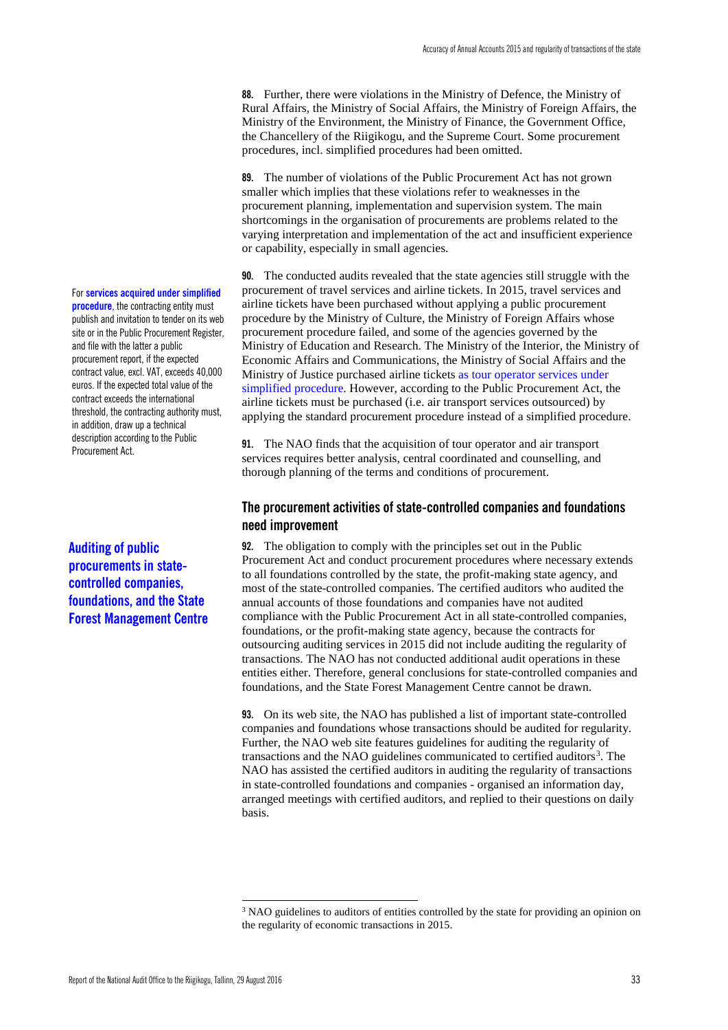**88.** Further, there were violations in the Ministry of Defence, the Ministry of Rural Affairs, the Ministry of Social Affairs, the Ministry of Foreign Affairs, the Ministry of the Environment, the Ministry of Finance, the Government Office, the Chancellery of the Riigikogu, and the Supreme Court. Some procurement procedures, incl. simplified procedures had been omitted.

**89.** The number of violations of the Public Procurement Act has not grown smaller which implies that these violations refer to weaknesses in the procurement planning, implementation and supervision system. The main shortcomings in the organisation of procurements are problems related to the varying interpretation and implementation of the act and insufficient experience or capability, especially in small agencies.

For **services acquired under simplified procedure**, the contracting entity must publish and invitation to tender on its web site or in the Public Procurement Register, and file with the latter a public procurement report, if the expected contract value, excl. VAT, exceeds 40,000 euros. If the expected total value of the contract exceeds the international threshold, the contracting authority must, in addition, draw up a technical description according to the Public Procurement Act.

**90.** The conducted audits revealed that the state agencies still struggle with the procurement of travel services and airline tickets. In 2015, travel services and airline tickets have been purchased without applying a public procurement procedure by the Ministry of Culture, the Ministry of Foreign Affairs whose procurement procedure failed, and some of the agencies governed by the Ministry of Education and Research. The Ministry of the Interior, the Ministry of Economic Affairs and Communications, the Ministry of Social Affairs and the Ministry of Justice purchased airline tickets as tour operator services under simplified procedure. However, according to the Public Procurement Act, the airline tickets must be purchased (i.e. air transport services outsourced) by applying the standard procurement procedure instead of a simplified procedure.

**91.** The NAO finds that the acquisition of tour operator and air transport services requires better analysis, central coordinated and counselling, and thorough planning of the terms and conditions of procurement.

## The procurement activities of state-controlled companies and foundations need improvement

**Auditing of public procurements in state-controlled companies, foundations, and the State Forest Management Centre**

**92.** The obligation to comply with the principles set out in the Public Procurement Act and conduct procurement procedures where necessary extends to all foundations controlled by the state, the profit-making state agency, and most of the state-controlled companies. The certified auditors who audited the annual accounts of those foundations and companies have not audited compliance with the Public Procurement Act in all state-controlled companies, foundations, or the profit-making state agency, because the contracts for outsourcing auditing services in 2015 did not include auditing the regularity of transactions. The NAO has not conducted additional audit operations in these entities either. Therefore, general conclusions for state-controlled companies and foundations, and the State Forest Management Centre cannot be drawn.

**93.** On its web site, the NAO has published a list of important state-controlled companies and foundations whose transactions should be audited for regularity. Further, the NAO web site features guidelines for auditing the regularity of transactions and the NAO guidelines communicated to certified auditors[3]. The NAO has assisted the certified auditors in auditing the regularity of transactions in state-controlled foundations and companies - organised an information day, arranged meetings with certified auditors, and replied to their questions on daily basis.

[3] NAO guidelines to auditors of entities controlled by the state for providing an opinion on the regularity of economic transactions in 2015.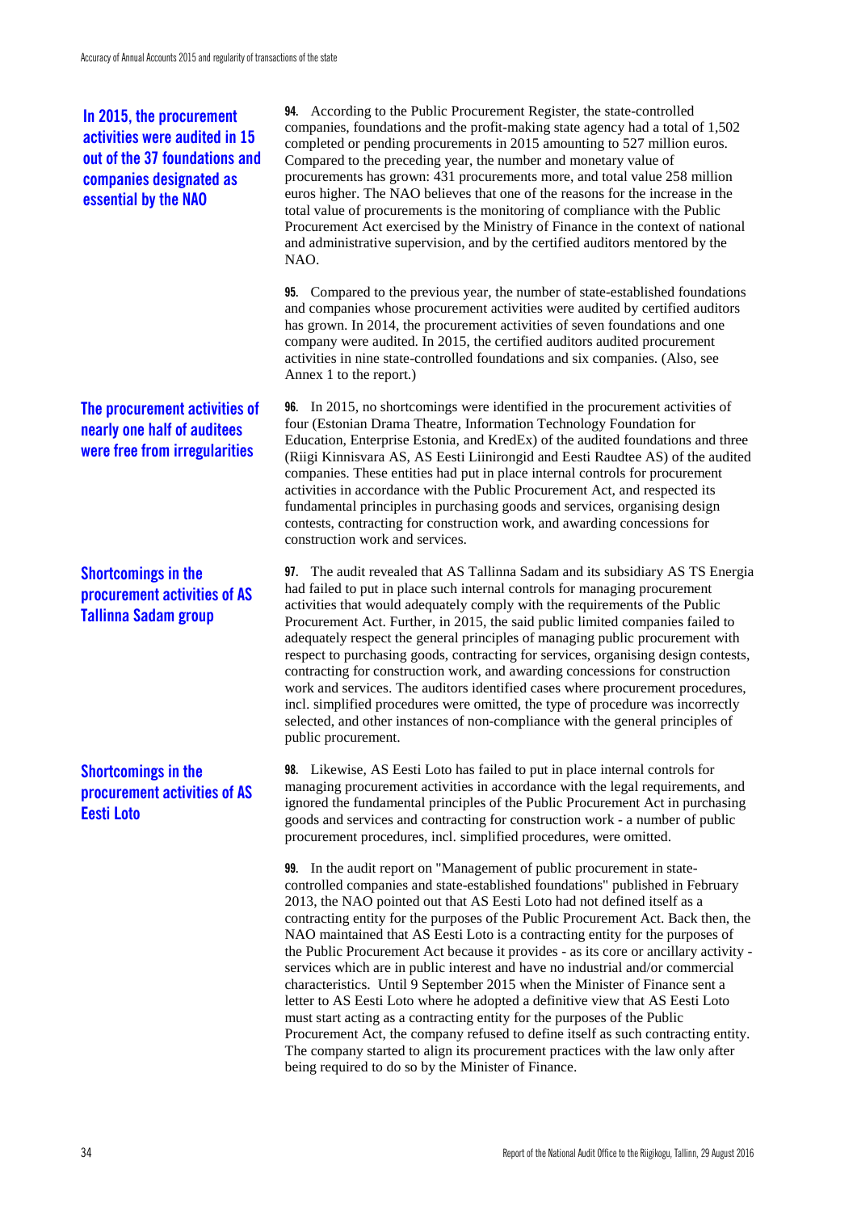**In 2015, the procurement activities were audited in 15 out of the 37 foundations and companies designated as essential by the NAO**

**94.** According to the Public Procurement Register, the state-controlled companies, foundations and the profit-making state agency had a total of 1,502 completed or pending procurements in 2015 amounting to 527 million euros. Compared to the preceding year, the number and monetary value of procurements has grown: 431 procurements more, and total value 258 million euros higher. The NAO believes that one of the reasons for the increase in the total value of procurements is the monitoring of compliance with the Public Procurement Act exercised by the Ministry of Finance in the context of national and administrative supervision, and by the certified auditors mentored by the NAO.

**95.** Compared to the previous year, the number of state-established foundations and companies whose procurement activities were audited by certified auditors has grown. In 2014, the procurement activities of seven foundations and one company were audited. In 2015, the certified auditors audited procurement activities in nine state-controlled foundations and six companies. (Also, see Annex 1 to the report.)

**The procurement activities of nearly one half of auditees were free from irregularities**

**96.** In 2015, no shortcomings were identified in the procurement activities of four (Estonian Drama Theatre, Information Technology Foundation for Education, Enterprise Estonia, and KredEx) of the audited foundations and three (Riigi Kinnisvara AS, AS Eesti Liinirongid and Eesti Raudtee AS) of the audited companies. These entities had put in place internal controls for procurement activities in accordance with the Public Procurement Act, and respected its fundamental principles in purchasing goods and services, organising design contests, contracting for construction work, and awarding concessions for construction work and services.

**Shortcomings in the procurement activities of AS Tallinna Sadam group**

**97.** The audit revealed that AS Tallinna Sadam and its subsidiary AS TS Energia had failed to put in place such internal controls for managing procurement activities that would adequately comply with the requirements of the Public Procurement Act. Further, in 2015, the said public limited companies failed to adequately respect the general principles of managing public procurement with respect to purchasing goods, contracting for services, organising design contests, contracting for construction work, and awarding concessions for construction work and services. The auditors identified cases where procurement procedures, incl. simplified procedures were omitted, the type of procedure was incorrectly selected, and other instances of non-compliance with the general principles of public procurement.

**Shortcomings in the procurement activities of AS Eesti Loto**

**98.** Likewise, AS Eesti Loto has failed to put in place internal controls for managing procurement activities in accordance with the legal requirements, and ignored the fundamental principles of the Public Procurement Act in purchasing goods and services and contracting for construction work - a number of public procurement procedures, incl. simplified procedures, were omitted.

**99.** In the audit report on "Management of public procurement in state-controlled companies and state-established foundations" published in February 2013, the NAO pointed out that AS Eesti Loto had not defined itself as a contracting entity for the purposes of the Public Procurement Act. Back then, the NAO maintained that AS Eesti Loto is a contracting entity for the purposes of the Public Procurement Act because it provides - as its core or ancillary activity - services which are in public interest and have no industrial and/or commercial characteristics. Until 9 September 2015 when the Minister of Finance sent a letter to AS Eesti Loto where he adopted a definitive view that AS Eesti Loto must start acting as a contracting entity for the purposes of the Public Procurement Act, the company refused to define itself as such contracting entity. The company started to align its procurement practices with the law only after being required to do so by the Minister of Finance.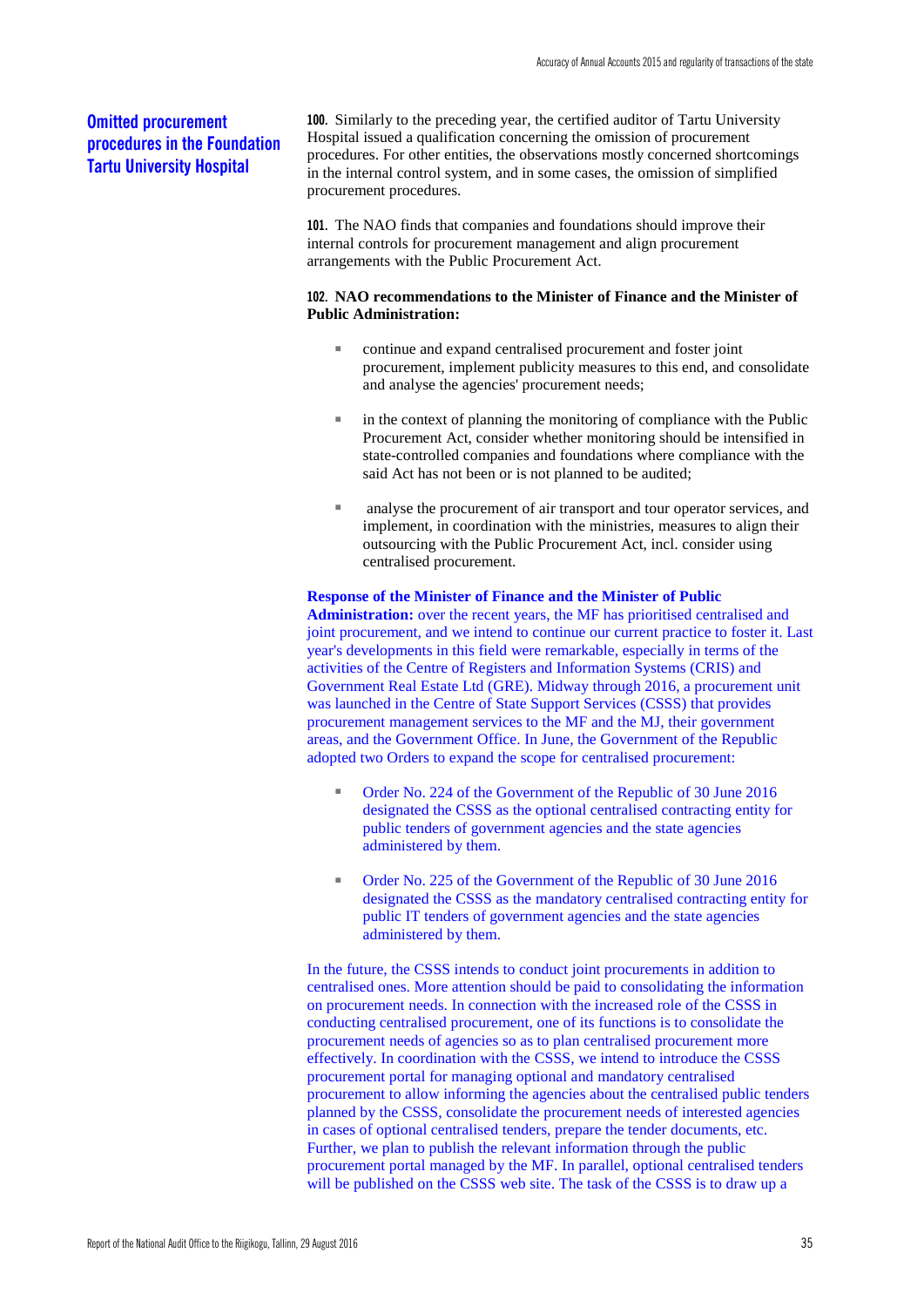### Omitted procurement procedures in the Foundation Tartu University Hospital

**100.** Similarly to the preceding year, the certified auditor of Tartu University Hospital issued a qualification concerning the omission of procurement procedures. For other entities, the observations mostly concerned shortcomings in the internal control system, and in some cases, the omission of simplified procurement procedures.

**101.** The NAO finds that companies and foundations should improve their internal controls for procurement management and align procurement arrangements with the Public Procurement Act.

**102. NAO recommendations to the Minister of Finance and the Minister of Public Administration:**

- continue and expand centralised procurement and foster joint procurement, implement publicity measures to this end, and consolidate and analyse the agencies' procurement needs;
- in the context of planning the monitoring of compliance with the Public Procurement Act, consider whether monitoring should be intensified in state-controlled companies and foundations where compliance with the said Act has not been or is not planned to be audited;
- analyse the procurement of air transport and tour operator services, and implement, in coordination with the ministries, measures to align their outsourcing with the Public Procurement Act, incl. consider using centralised procurement.

**Response of the Minister of Finance and the Minister of Public Administration:** over the recent years, the MF has prioritised centralised and joint procurement, and we intend to continue our current practice to foster it. Last year's developments in this field were remarkable, especially in terms of the activities of the Centre of Registers and Information Systems (CRIS) and Government Real Estate Ltd (GRE). Midway through 2016, a procurement unit was launched in the Centre of State Support Services (CSSS) that provides procurement management services to the MF and the MJ, their government areas, and the Government Office. In June, the Government of the Republic adopted two Orders to expand the scope for centralised procurement:

- Order No. 224 of the Government of the Republic of 30 June 2016 designated the CSSS as the optional centralised contracting entity for public tenders of government agencies and the state agencies administered by them.
- Order No. 225 of the Government of the Republic of 30 June 2016 designated the CSSS as the mandatory centralised contracting entity for public IT tenders of government agencies and the state agencies administered by them.

In the future, the CSSS intends to conduct joint procurements in addition to centralised ones. More attention should be paid to consolidating the information on procurement needs. In connection with the increased role of the CSSS in conducting centralised procurement, one of its functions is to consolidate the procurement needs of agencies so as to plan centralised procurement more effectively. In coordination with the CSSS, we intend to introduce the CSSS procurement portal for managing optional and mandatory centralised procurement to allow informing the agencies about the centralised public tenders planned by the CSSS, consolidate the procurement needs of interested agencies in cases of optional centralised tenders, prepare the tender documents, etc. Further, we plan to publish the relevant information through the public procurement portal managed by the MF. In parallel, optional centralised tenders will be published on the CSSS web site. The task of the CSSS is to draw up a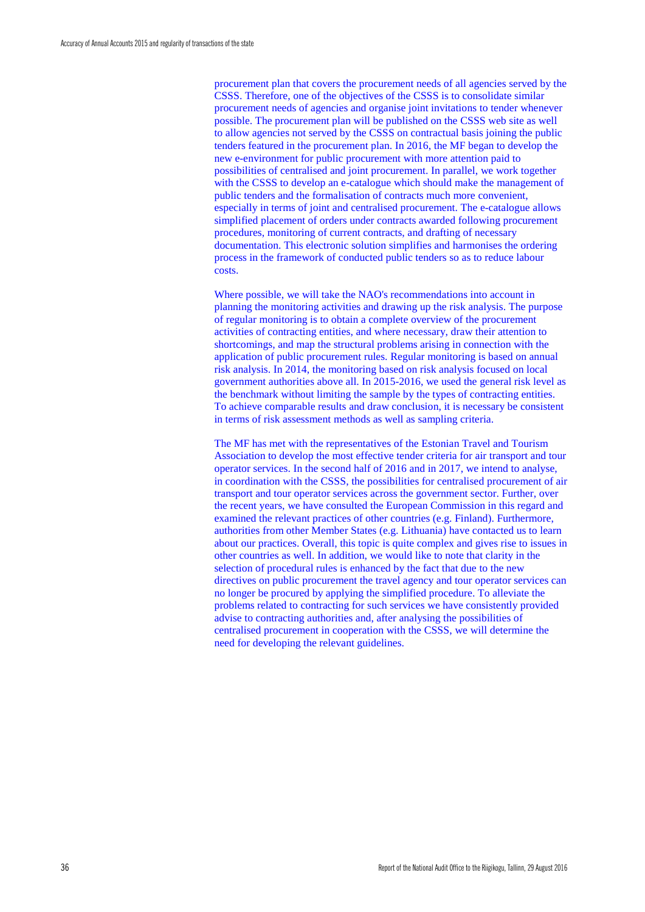procurement plan that covers the procurement needs of all agencies served by the CSSS. Therefore, one of the objectives of the CSSS is to consolidate similar procurement needs of agencies and organise joint invitations to tender whenever possible. The procurement plan will be published on the CSSS web site as well to allow agencies not served by the CSSS on contractual basis joining the public tenders featured in the procurement plan. In 2016, the MF began to develop the new e-environment for public procurement with more attention paid to possibilities of centralised and joint procurement. In parallel, we work together with the CSSS to develop an e-catalogue which should make the management of public tenders and the formalisation of contracts much more convenient, especially in terms of joint and centralised procurement. The e-catalogue allows simplified placement of orders under contracts awarded following procurement procedures, monitoring of current contracts, and drafting of necessary documentation. This electronic solution simplifies and harmonises the ordering process in the framework of conducted public tenders so as to reduce labour costs.

Where possible, we will take the NAO's recommendations into account in planning the monitoring activities and drawing up the risk analysis. The purpose of regular monitoring is to obtain a complete overview of the procurement activities of contracting entities, and where necessary, draw their attention to shortcomings, and map the structural problems arising in connection with the application of public procurement rules. Regular monitoring is based on annual risk analysis. In 2014, the monitoring based on risk analysis focused on local government authorities above all. In 2015-2016, we used the general risk level as the benchmark without limiting the sample by the types of contracting entities. To achieve comparable results and draw conclusion, it is necessary be consistent in terms of risk assessment methods as well as sampling criteria.

The MF has met with the representatives of the Estonian Travel and Tourism Association to develop the most effective tender criteria for air transport and tour operator services. In the second half of 2016 and in 2017, we intend to analyse, in coordination with the CSSS, the possibilities for centralised procurement of air transport and tour operator services across the government sector. Further, over the recent years, we have consulted the European Commission in this regard and examined the relevant practices of other countries (e.g. Finland). Furthermore, authorities from other Member States (e.g. Lithuania) have contacted us to learn about our practices. Overall, this topic is quite complex and gives rise to issues in other countries as well. In addition, we would like to note that clarity in the selection of procedural rules is enhanced by the fact that due to the new directives on public procurement the travel agency and tour operator services can no longer be procured by applying the simplified procedure. To alleviate the problems related to contracting for such services we have consistently provided advise to contracting authorities and, after analysing the possibilities of centralised procurement in cooperation with the CSSS, we will determine the need for developing the relevant guidelines.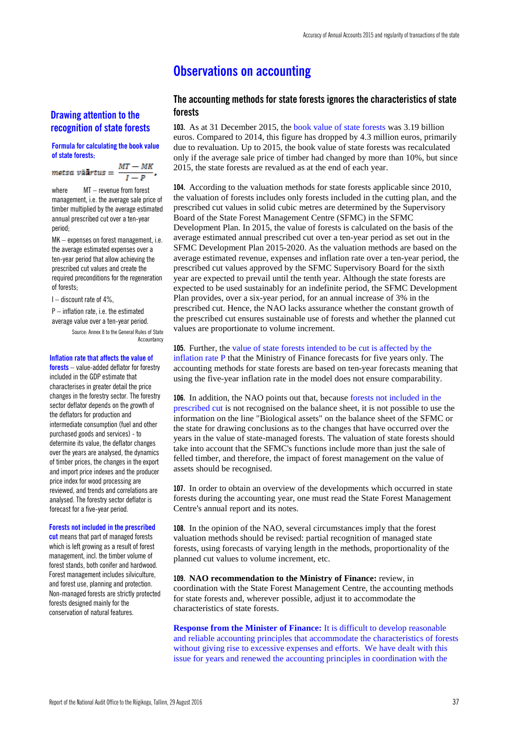# Observations on accounting

## The accounting methods for state forests ignores the characteristics of state forests

**103.** As at 31 December 2015, the book value of state forests was 3.19 billion euros. Compared to 2014, this figure has dropped by 4.3 million euros, primarily due to revaluation. Up to 2015, the book value of state forests was recalculated only if the average sale price of timber had changed by more than 10%, but since 2015, the state forests are revalued as at the end of each year.

**104.** According to the valuation methods for state forests applicable since 2010, the valuation of forests includes only forests included in the cutting plan, and the prescribed cut values in solid cubic metres are determined by the Supervisory Board of the State Forest Management Centre (SFMC) in the SFMC Development Plan. In 2015, the value of forests is calculated on the basis of the average estimated annual prescribed cut over a ten-year period as set out in the SFMC Development Plan 2015-2020. As the valuation methods are based on the average estimated revenue, expenses and inflation rate over a ten-year period, the prescribed cut values approved by the SFMC Supervisory Board for the sixth year are expected to prevail until the tenth year. Although the state forests are expected to be used sustainably for an indefinite period, the SFMC Development Plan provides, over a six-year period, for an annual increase of 3% in the prescribed cut. Hence, the NAO lacks assurance whether the constant growth of the prescribed cut ensures sustainable use of forests and whether the planned cut values are proportionate to volume increment.

**105.** Further, the value of state forests intended to be cut is affected by the inflation rate P that the Ministry of Finance forecasts for five years only. The accounting methods for state forests are based on ten-year forecasts meaning that using the five-year inflation rate in the model does not ensure comparability.

**106.** In addition, the NAO points out that, because forests not included in the prescribed cut is not recognised on the balance sheet, it is not possible to use the information on the line "Biological assets" on the balance sheet of the SFMC or the state for drawing conclusions as to the changes that have occurred over the years in the value of state-managed forests. The valuation of state forests should take into account that the SFMC's functions include more than just the sale of felled timber, and therefore, the impact of forest management on the value of assets should be recognised.

**107.** In order to obtain an overview of the developments which occurred in state forests during the accounting year, one must read the State Forest Management Centre's annual report and its notes.

**108.** In the opinion of the NAO, several circumstances imply that the forest valuation methods should be revised: partial recognition of managed state forests, using forecasts of varying length in the methods, proportionality of the planned cut values to volume increment, etc.

**109. NAO recommendation to the Ministry of Finance:** review, in coordination with the State Forest Management Centre, the accounting methods for state forests and, wherever possible, adjust it to accommodate the characteristics of state forests.

**Response from the Minister of Finance:** It is difficult to develop reasonable and reliable accounting principles that accommodate the characteristics of forests without giving rise to excessive expenses and efforts. We have dealt with this issue for years and renewed the accounting principles in coordination with the

### Drawing attention to the recognition of state forests

**Formula for calculating the book value of state forests:**

$$metsa\ v\ddot{a}\ddot{a}rtus = \frac{MT - MK}{I - P},$$

where MT – revenue from forest management, i.e. the average sale price of timber multiplied by the average estimated annual prescribed cut over a ten-year period;

MK – expenses on forest management, i.e. the average estimated expenses over a ten-year period that allow achieving the prescribed cut values and create the required preconditions for the regeneration of forests;

I – discount rate of 4%,

P – inflation rate, i.e. the estimated average value over a ten-year period.

Source: Annex 8 to the General Rules of State Accountancy

**Inflation rate that affects the value of forests** – value-added deflator for forestry included in the GDP estimate that characterises in greater detail the price changes in the forestry sector. The forestry sector deflator depends on the growth of the deflators for production and intermediate consumption (fuel and other purchased goods and services) - to determine its value, the deflator changes over the years are analysed, the dynamics of timber prices, the changes in the export and import price indexes and the producer price index for wood processing are reviewed, and trends and correlations are analysed. The forestry sector deflator is forecast for a five-year period.

**Forests not included in the prescribed cut** means that part of managed forests which is left growing as a result of forest management, incl. the timber volume of forest stands, both conifer and hardwood. Forest management includes silviculture, and forest use, planning and protection. Non-managed forests are strictly protected forests designed mainly for the conservation of natural features.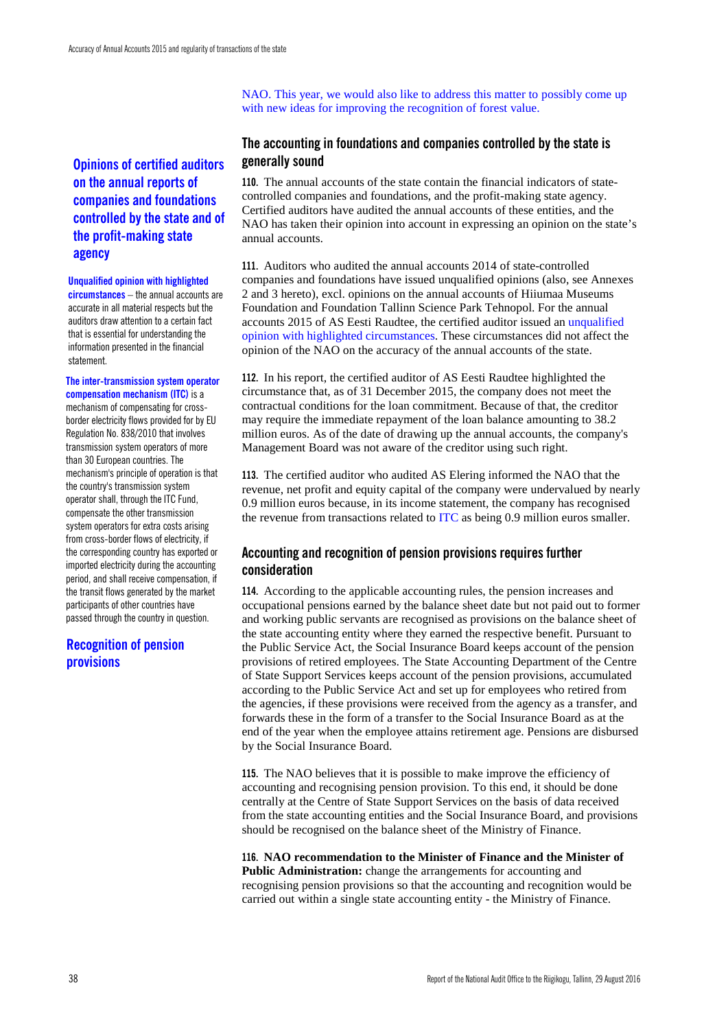NAO. This year, we would also like to address this matter to possibly come up with new ideas for improving the recognition of forest value.

## The accounting in foundations and companies controlled by the state is generally sound

### Opinions of certified auditors on the annual reports of companies and foundations controlled by the state and of the profit-making state agency

**Unqualified opinion with highlighted circumstances** – the annual accounts are accurate in all material respects but the auditors draw attention to a certain fact that is essential for understanding the information presented in the financial statement.

**The inter-transmission system operator compensation mechanism (ITC)** is a mechanism of compensating for cross-border electricity flows provided for by EU Regulation No. 838/2010 that involves transmission system operators of more than 30 European countries. The mechanism's principle of operation is that the country's transmission system operator shall, through the ITC Fund, compensate the other transmission system operators for extra costs arising from cross-border flows of electricity, if the corresponding country has exported or imported electricity during the accounting period, and shall receive compensation, if the transit flows generated by the market participants of other countries have passed through the country in question.

**110.** The annual accounts of the state contain the financial indicators of state-controlled companies and foundations, and the profit-making state agency. Certified auditors have audited the annual accounts of these entities, and the NAO has taken their opinion into account in expressing an opinion on the state's annual accounts.

**111.** Auditors who audited the annual accounts 2014 of state-controlled companies and foundations have issued unqualified opinions (also, see Annexes 2 and 3 hereto), excl. opinions on the annual accounts of Hiiumaa Museums Foundation and Foundation Tallinn Science Park Tehnopol. For the annual accounts 2015 of AS Eesti Raudtee, the certified auditor issued an unqualified opinion with highlighted circumstances. These circumstances did not affect the opinion of the NAO on the accuracy of the annual accounts of the state.

**112.** In his report, the certified auditor of AS Eesti Raudtee highlighted the circumstance that, as of 31 December 2015, the company does not meet the contractual conditions for the loan commitment. Because of that, the creditor may require the immediate repayment of the loan balance amounting to 38.2 million euros. As of the date of drawing up the annual accounts, the company's Management Board was not aware of the creditor using such right.

**113.** The certified auditor who audited AS Elering informed the NAO that the revenue, net profit and equity capital of the company were undervalued by nearly 0.9 million euros because, in its income statement, the company has recognised the revenue from transactions related to ITC as being 0.9 million euros smaller.

## Accounting and recognition of pension provisions requires further consideration

### Recognition of pension provisions

**114.** According to the applicable accounting rules, the pension increases and occupational pensions earned by the balance sheet date but not paid out to former and working public servants are recognised as provisions on the balance sheet of the state accounting entity where they earned the respective benefit. Pursuant to the Public Service Act, the Social Insurance Board keeps account of the pension provisions of retired employees. The State Accounting Department of the Centre of State Support Services keeps account of the pension provisions, accumulated according to the Public Service Act and set up for employees who retired from the agencies, if these provisions were received from the agency as a transfer, and forwards these in the form of a transfer to the Social Insurance Board as at the end of the year when the employee attains retirement age. Pensions are disbursed by the Social Insurance Board.

**115.** The NAO believes that it is possible to make improve the efficiency of accounting and recognising pension provision. To this end, it should be done centrally at the Centre of State Support Services on the basis of data received from the state accounting entities and the Social Insurance Board, and provisions should be recognised on the balance sheet of the Ministry of Finance.

**116. NAO recommendation to the Minister of Finance and the Minister of Public Administration:** change the arrangements for accounting and recognising pension provisions so that the accounting and recognition would be carried out within a single state accounting entity - the Ministry of Finance.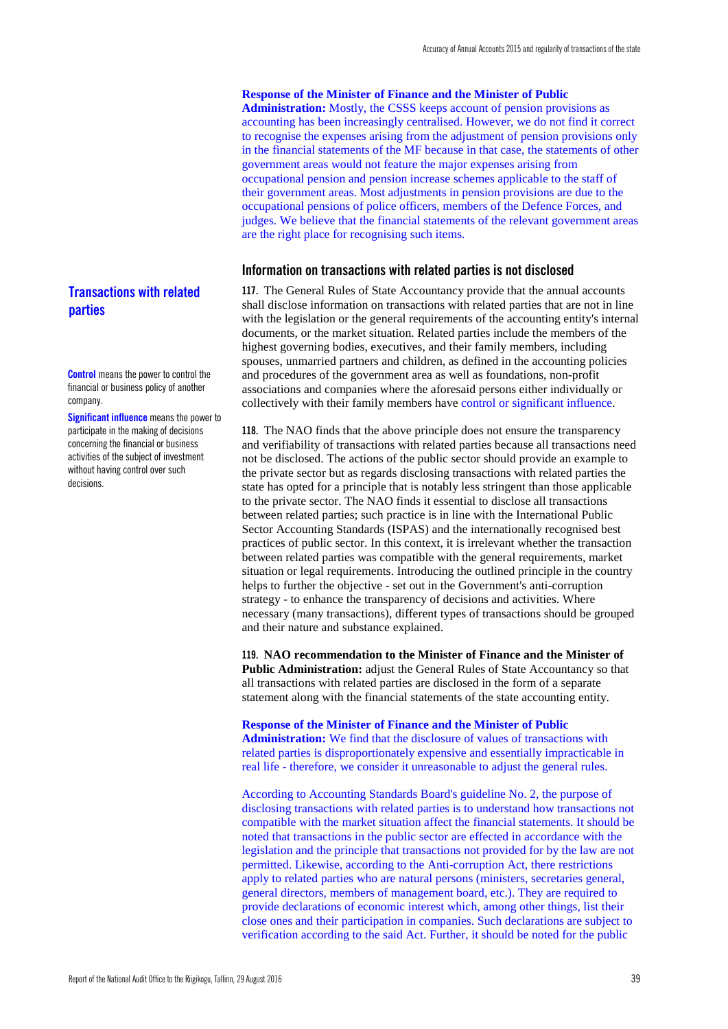**Response of the Minister of Finance and the Minister of Public Administration:** Mostly, the CSSS keeps account of pension provisions as accounting has been increasingly centralised. However, we do not find it correct to recognise the expenses arising from the adjustment of pension provisions only in the financial statements of the MF because in that case, the statements of other government areas would not feature the major expenses arising from occupational pension and pension increase schemes applicable to the staff of their government areas. Most adjustments in pension provisions are due to the occupational pensions of police officers, members of the Defence Forces, and judges. We believe that the financial statements of the relevant government areas are the right place for recognising such items.

## Information on transactions with related parties is not disclosed

### Transactions with related parties

**Control** means the power to control the financial or business policy of another company.

**Significant influence** means the power to participate in the making of decisions concerning the financial or business activities of the subject of investment without having control over such decisions.

**117.** The General Rules of State Accountancy provide that the annual accounts shall disclose information on transactions with related parties that are not in line with the legislation or the general requirements of the accounting entity's internal documents, or the market situation. Related parties include the members of the highest governing bodies, executives, and their family members, including spouses, unmarried partners and children, as defined in the accounting policies and procedures of the government area as well as foundations, non-profit associations and companies where the aforesaid persons either individually or collectively with their family members have control or significant influence.

**118.** The NAO finds that the above principle does not ensure the transparency and verifiability of transactions with related parties because all transactions need not be disclosed. The actions of the public sector should provide an example to the private sector but as regards disclosing transactions with related parties the state has opted for a principle that is notably less stringent than those applicable to the private sector. The NAO finds it essential to disclose all transactions between related parties; such practice is in line with the International Public Sector Accounting Standards (ISPAS) and the internationally recognised best practices of public sector. In this context, it is irrelevant whether the transaction between related parties was compatible with the general requirements, market situation or legal requirements. Introducing the outlined principle in the country helps to further the objective - set out in the Government's anti-corruption strategy - to enhance the transparency of decisions and activities. Where necessary (many transactions), different types of transactions should be grouped and their nature and substance explained.

**119. NAO recommendation to the Minister of Finance and the Minister of Public Administration:** adjust the General Rules of State Accountancy so that all transactions with related parties are disclosed in the form of a separate statement along with the financial statements of the state accounting entity.

**Response of the Minister of Finance and the Minister of Public Administration:** We find that the disclosure of values of transactions with related parties is disproportionately expensive and essentially irrelevant in real life - therefore, we consider it unreasonable to adjust the general rules.

According to Accounting Standards Board's guideline No. 2, the purpose of disclosing transactions with related parties is to understand how transactions not compatible with the market situation affect the financial statements. It should be noted that transactions in the public sector are effected in accordance with the legislation and the principle that transactions not provided for by the law are not permitted. Likewise, according to the Anti-corruption Act, there restrictions apply to related parties who are natural persons (ministers, secretaries general, general directors, members of management board, etc.). They are required to provide declarations of economic interest which, among other things, list their close ones and their participation in companies. Such declarations are subject to verification according to the said Act. Further, it should be noted for the public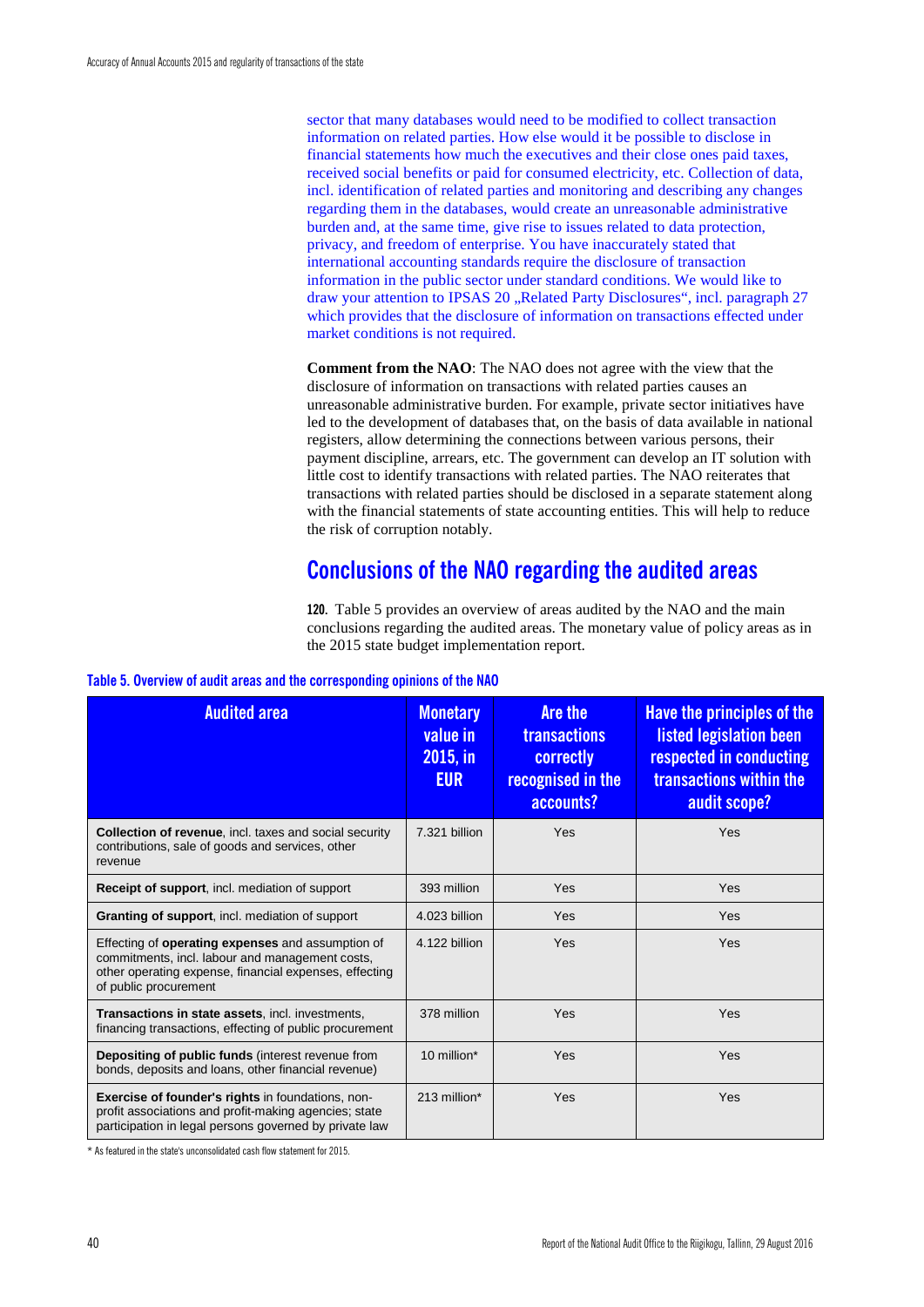sector that many databases would need to be modified to collect transaction information on related parties. How else would it be possible to disclose in financial statements how much the executives and their close ones paid taxes, received social benefits or paid for consumed electricity, etc. Collection of data, incl. identification of related parties and monitoring and describing any changes regarding them in the databases, would create an unreasonable administrative burden and, at the same time, give rise to issues related to data protection, privacy, and freedom of enterprise. You have inaccurately stated that international accounting standards require the disclosure of transaction information in the public sector under standard conditions. We would like to draw your attention to IPSAS 20 „Related Party Disclosures", incl. paragraph 27 which provides that the disclosure of information on transactions effected under market conditions is not required.

**Comment from the NAO**: The NAO does not agree with the view that the disclosure of information on transactions with related parties causes an unreasonable administrative burden. For example, private sector initiatives have led to the development of databases that, on the basis of data available in national registers, allow determining the connections between various persons, their payment discipline, arrears, etc. The government can develop an IT solution with little cost to identify transactions with related parties. The NAO reiterates that transactions with related parties should be disclosed in a separate statement along with the financial statements of state accounting entities. This will help to reduce the risk of corruption notably.

## Conclusions of the NAO regarding the audited areas

**120.** Table 5 provides an overview of areas audited by the NAO and the main conclusions regarding the audited areas. The monetary value of policy areas as in the 2015 state budget implementation report.

**Table 5. Overview of audit areas and the corresponding opinions of the NAO**

| Audited area | Monetary value in 2015, in EUR | Are the transactions correctly recognised in the accounts? | Have the principles of the listed legislation been respected in conducting transactions within the audit scope? |
|---|---|---|---|
| **Collection of revenue**, incl. taxes and social security contributions, sale of goods and services, other revenue | 7.321 billion | Yes | Yes |
| **Receipt of support**, incl. mediation of support | 393 million | Yes | Yes |
| **Granting of support**, incl. mediation of support | 4.023 billion | Yes | Yes |
| Effecting of **operating expenses** and assumption of commitments, incl. labour and management costs, other operating expense, financial expenses, effecting of public procurement | 4.122 billion | Yes | Yes |
| **Transactions in state assets**, incl. investments, financing transactions, effecting of public procurement | 378 million | Yes | Yes |
| **Depositing of public funds** (interest revenue from bonds, deposits and loans, other financial revenue) | 10 million* | Yes | Yes |
| **Exercise of founder's rights** in foundations, non-profit associations and profit-making agencies; state participation in legal persons governed by private law | 213 million* | Yes | Yes |

\* As featured in the state's unconsolidated cash flow statement for 2015.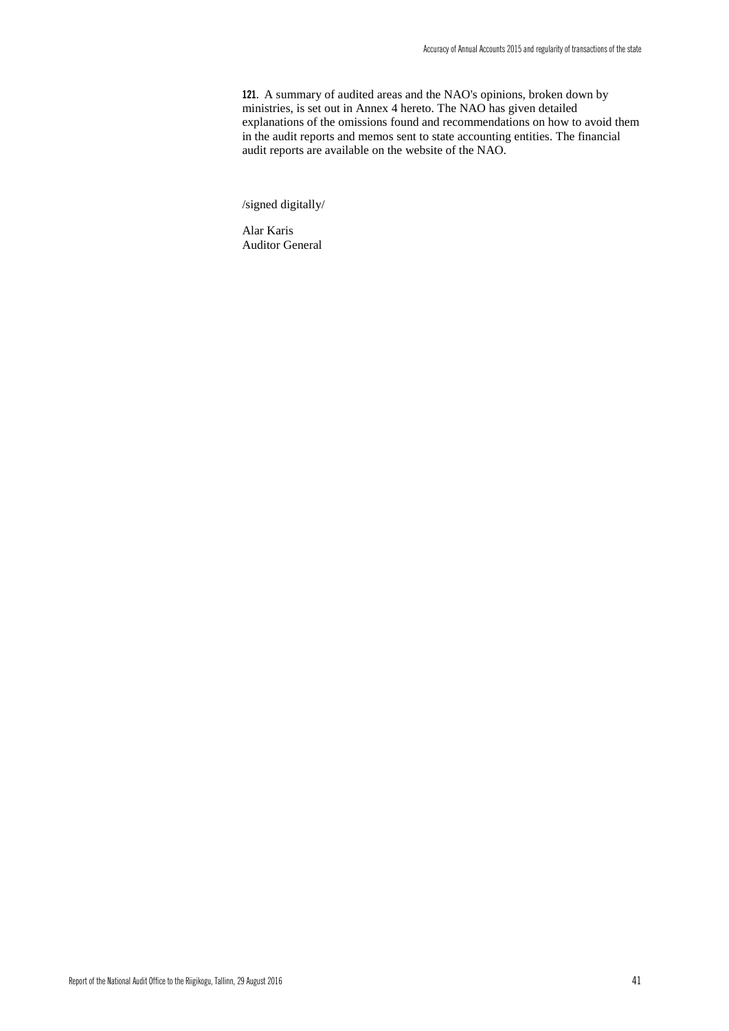**121.** A summary of audited areas and the NAO's opinions, broken down by ministries, is set out in Annex 4 hereto. The NAO has given detailed explanations of the omissions found and recommendations on how to avoid them in the audit reports and memos sent to state accounting entities. The financial audit reports are available on the website of the NAO.

/signed digitally/

Alar Karis
Auditor General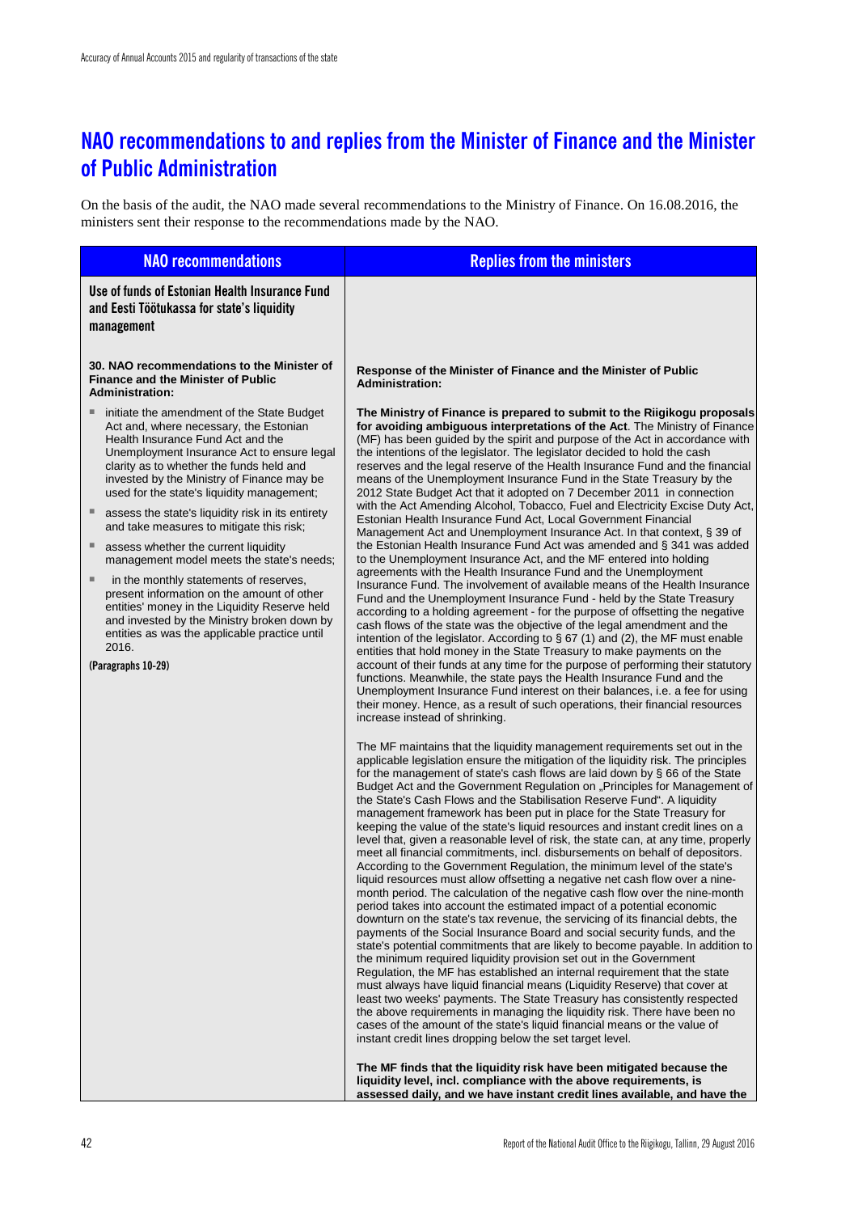# NAO recommendations to and replies from the Minister of Finance and the Minister of Public Administration

On the basis of the audit, the NAO made several recommendations to the Ministry of Finance. On 16.08.2016, the ministers sent their response to the recommendations made by the NAO.

| NAO recommendations | Replies from the ministers |
|---|---|
| **Use of funds of Estonian Health Insurance Fund and Eesti Töötukassa for state's liquidity management** | |
| **30. NAO recommendations to the Minister of Finance and the Minister of Public Administration:**<br><br>▪ initiate the amendment of the State Budget Act and, where necessary, the Estonian Health Insurance Fund Act and the Unemployment Insurance Act to ensure legal clarity as to whether the funds held and invested by the Ministry of Finance may be used for the state's liquidity management;<br>▪ assess the state's liquidity risk in its entirety and take measures to mitigate this risk;<br>▪ assess whether the current liquidity management model meets the state's needs;<br>▪ in the monthly statements of reserves, present information on the amount of other entities' money in the Liquidity Reserve held and invested by the Ministry broken down by entities as was the applicable practice until 2016.<br><br>**(Paragraphs 10-29)** | **Response of the Minister of Finance and the Minister of Public Administration:**<br><br>**The Ministry of Finance is prepared to submit to the Riigikogu proposals for avoiding ambiguous interpretations of the Act**. The Ministry of Finance (MF) has been guided by the spirit and purpose of the Act in accordance with the intentions of the legislator. The legislator decided to hold the cash reserves and the legal reserve of the Health Insurance Fund and the financial means of the Unemployment Insurance Fund in the State Treasury by the 2012 State Budget Act that it adopted on 7 December 2011 in connection with the Act Amending Alcohol, Tobacco, Fuel and Electricity Excise Duty Act, Estonian Health Insurance Fund Act, Local Government Financial Management Act and Unemployment Insurance Act. In that context, § 39 of the Estonian Health Insurance Fund Act was amended and § 341 was added to the Unemployment Insurance Act, and the MF entered into holding agreements with the Health Insurance Fund and the Unemployment Insurance Fund. The involvement of available means of the Health Insurance Fund and the Unemployment Insurance Fund - held by the State Treasury according to a holding agreement - for the purpose of offsetting the negative cash flows of the state was the objective of the legal amendment and the intention of the legislator. According to § 67 (1) and (2), the MF must enable entities that hold money in the State Treasury to make payments on the account of their funds at any time for the purpose of performing their statutory functions. Meanwhile, the state pays the Health Insurance Fund and the Unemployment Insurance Fund interest on their balances, i.e. a fee for using their money. Hence, as a result of such operations, their financial resources increase instead of shrinking.<br><br>The MF maintains that the liquidity management requirements set out in the applicable legislation ensure the mitigation of the liquidity risk. The principles for the management of state's cash flows are laid down by § 66 of the State Budget Act and the Government Regulation on „Principles for Management of the State's Cash Flows and the Stabilisation Reserve Fund". A liquidity management framework has been put in place for the State Treasury for keeping the value of the state's liquid resources and instant credit lines on a level that, given a reasonable level of risk, the state can, at any time, properly meet all financial commitments, incl. disbursements on behalf of depositors. According to the Government Regulation, the minimum level of the state's liquid resources must allow offsetting a negative net cash flow over a nine-month period. The calculation of the negative cash flow over the nine-month period takes into account the estimated impact of a potential economic downturn on the state's tax revenue, the servicing of its financial debts, the payments of the Social Insurance Board and social security funds, and the state's potential commitments that are likely to become payable. In addition to the minimum required liquidity provision set out in the Government Regulation, the MF has established an internal requirement that the state must always have liquid financial means (Liquidity Reserve) that cover at least two weeks' payments. The State Treasury has consistently respected the above requirements in managing the liquidity risk. There have been no cases of the amount of the state's liquid financial means or the value of instant credit lines dropping below the set target level.<br><br>**The MF finds that the liquidity risk have been mitigated because the liquidity level, incl. compliance with the above requirements, is assessed daily, and we have instant credit lines available, and have the** |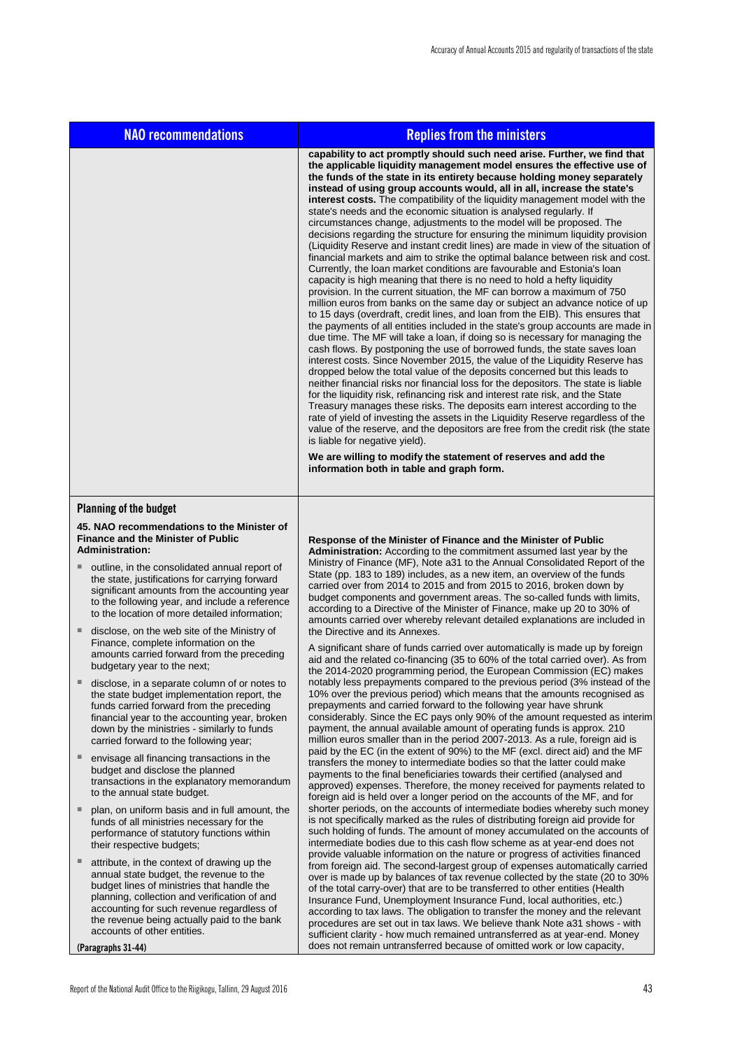| NAO recommendations | Replies from the ministers |
|---|---|
| | **capability to act promptly should such need arise. Further, we find that the applicable liquidity management model ensures the effective use of the funds of the state in its entirety because holding money separately instead of using group accounts would, all in all, increase the state's interest costs.** The compatibility of the liquidity management model with the state's needs and the economic situation is analysed regularly. If circumstances change, adjustments to the model will be proposed. The decisions regarding the structure for ensuring the minimum liquidity provision (Liquidity Reserve and instant credit lines) are made in view of the situation of financial markets and aim to strike the optimal balance between risk and cost. Currently, the loan market conditions are favourable and Estonia's loan capacity is high meaning that there is no need to hold a hefty liquidity provision. In the current situation, the MF can borrow a maximum of 750 million euros from banks on the same day or subject an advance notice of up to 15 days (overdraft, credit lines, and loan from the EIB). This ensures that the payments of all entities included in the state's group accounts are made in due time. The MF will take a loan, if doing so is necessary for managing the cash flows. By postponing the use of borrowed funds, the state saves loan interest costs. Since November 2015, the value of the Liquidity Reserve has dropped below the total value of the deposits concerned but this leads to neither financial risks nor financial loss for the depositors. The state is liable for the liquidity risk, refinancing risk and interest rate risk, and the State Treasury manages these risks. The deposits earn interest according to the rate of yield of investing the assets in the Liquidity Reserve regardless of the value of the reserve, and the depositors are free from the credit risk (the state is liable for negative yield).<br><br>**We are willing to modify the statement of reserves and add the information both in table and graph form.** |
| **Planning of the budget**<br><br>**45. NAO recommendations to the Minister of Finance and the Minister of Public Administration:**<br><br>▪ outline, in the consolidated annual report of the state, justifications for carrying forward significant amounts from the accounting year to the following year, and include a reference to the location of more detailed information;<br><br>▪ disclose, on the web site of the Ministry of Finance, complete information on the amounts carried forward from the preceding budgetary year to the next;<br><br>▪ disclose, in a separate column of or notes to the state budget implementation report, the funds carried forward from the preceding financial year to the accounting year, broken down by the ministries - similarly to funds carried forward to the following year;<br><br>▪ envisage all financing transactions in the budget and disclose the planned transactions in the explanatory memorandum to the annual state budget.<br><br>▪ plan, on uniform basis and in full amount, the funds of all ministries necessary for the performance of statutory functions within their respective budgets;<br><br>▪ attribute, in the context of drawing up the annual state budget, the revenue to the budget lines of ministries that handle the planning, collection and verification of and accounting for such revenue regardless of the revenue being actually paid to the bank accounts of other entities.<br><br>**(Paragraphs 31-44)** | **Response of the Minister of Finance and the Minister of Public Administration:** According to the commitment assumed last year by the Ministry of Finance (MF), Note a31 to the Annual Consolidated Report of the State (pp. 183 to 189) includes, as a new item, an overview of the funds carried over from 2014 to 2015 and from 2015 to 2016, broken down by budget components and government areas. The so-called funds with limits, according to a Directive of the Minister of Finance, make up 20 to 30% of amounts carried over whereby relevant detailed explanations are included in the Directive and its Annexes.<br><br>A significant share of funds carried over automatically is made up by foreign aid and the related co-financing (35 to 60% of the total carried over). As from the 2014-2020 programming period, the European Commission (EC) makes notably less prepayments compared to the previous period (3% instead of the 10% over the previous period) which means that the amounts recognised as prepayments and carried forward to the following year have shrunk considerably. Since the EC pays only 90% of the amount requested as interim payment, the annual available amount of operating funds is approx. 210 million euros smaller than in the period 2007-2013. As a rule, foreign aid is paid by the EC (in the extent of 90%) to the MF (excl. direct aid) and the MF transfers the money to intermediate bodies so that the latter could make payments to the final beneficiaries towards their certified (analysed and approved) expenses. Therefore, the money received for payments related to foreign aid is held over a longer period on the accounts of the MF, and for shorter periods, on the accounts of intermediate bodies whereby such money is not specifically marked as the rules of distributing foreign aid provide for such holding of funds. The amount of money accumulated on the accounts of intermediate bodies due to this cash flow scheme as at year-end does not provide valuable information on the nature or progress of activities financed from foreign aid. The second-largest group of expenses automatically carried over is made up by balances of tax revenue collected by the state (20 to 30% of the total carry-over) that are to be transferred to other entities (Health Insurance Fund, Unemployment Insurance Fund, local authorities, etc.) according to tax laws. The obligation to transfer the money and the relevant procedures are set out in tax laws. We believe thank Note a31 shows - with sufficient clarity - how much remained untransferred as at year-end. Money does not remain untransferred because of omitted work or low capacity, |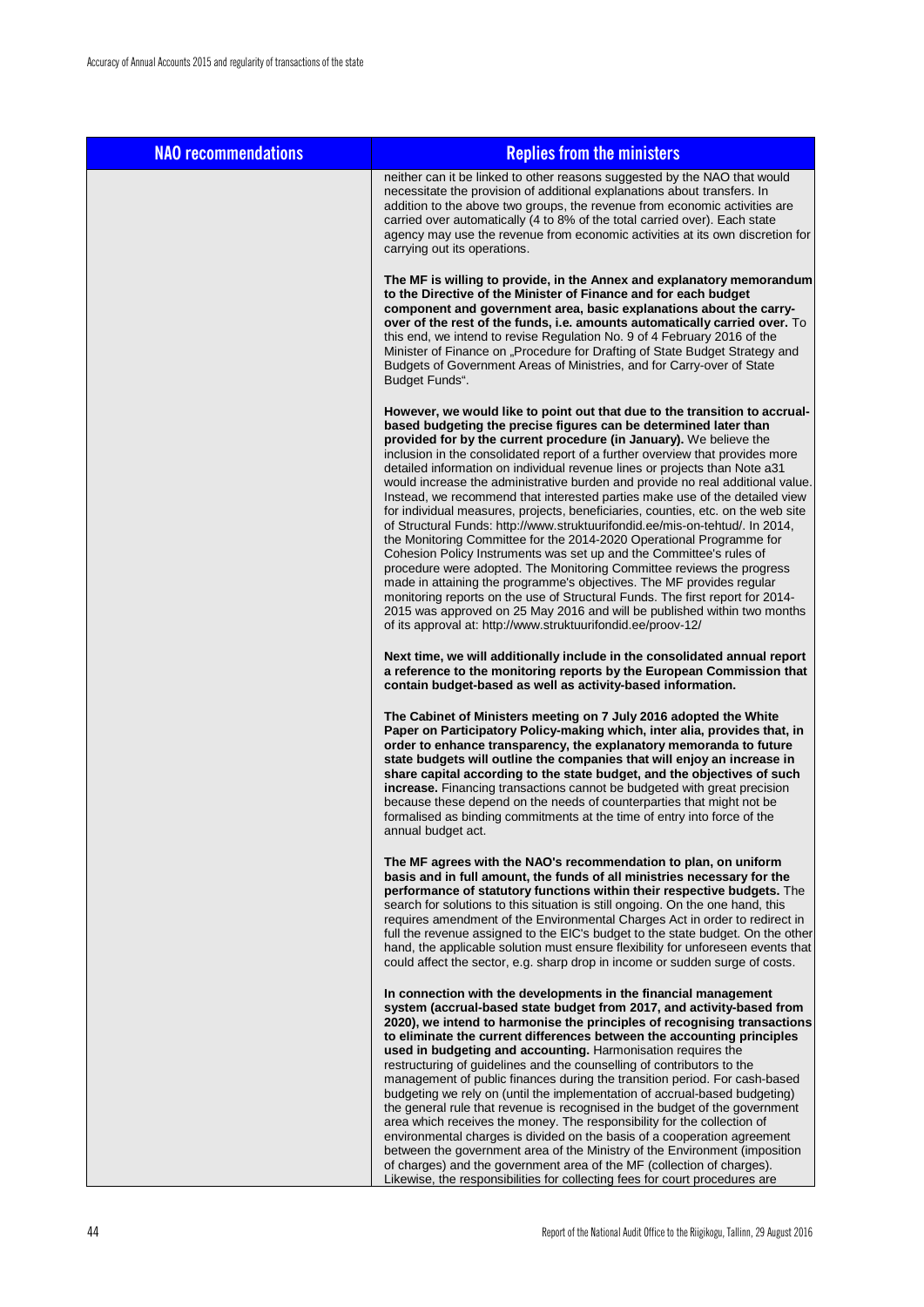| NAO recommendations | Replies from the ministers |
| --- | --- |
| | neither can it be linked to other reasons suggested by the NAO that would necessitate the provision of additional explanations about transfers. In addition to the above two groups, the revenue from economic activities are carried over automatically (4 to 8% of the total carried over). Each state agency may use the revenue from economic activities at its own discretion for carrying out its operations.<br><br>**The MF is willing to provide, in the Annex and explanatory memorandum to the Directive of the Minister of Finance and for each budget component and government area, basic explanations about the carry-over of the rest of the funds, i.e. amounts automatically carried over.** To this end, we intend to revise Regulation No. 9 of 4 February 2016 of the Minister of Finance on „Procedure for Drafting of State Budget Strategy and Budgets of Government Areas of Ministries, and for Carry-over of State Budget Funds".<br><br>**However, we would like to point out that due to the transition to accrual-based budgeting the precise figures can be determined later than provided for by the current procedure (in January).** We believe the inclusion in the consolidated report of a further overview that provides more detailed information on individual revenue lines or projects than Note a31 would increase the administrative burden and provide no real additional value. Instead, we recommend that interested parties make use of the detailed view for individual measures, projects, beneficiaries, counties, etc. on the web site of Structural Funds: http://www.struktuurifondid.ee/mis-on-tehtud/. In 2014, the Monitoring Committee for the 2014-2020 Operational Programme for Cohesion Policy Instruments was set up and the Committee's rules of procedure were adopted. The Monitoring Committee reviews the progress made in attaining the programme's objectives. The MF provides regular monitoring reports on the use of Structural Funds. The first report for 2014-2015 was approved on 25 May 2016 and will be published within two months of its approval at: http://www.struktuurifondid.ee/proov-12/<br><br>**Next time, we will additionally include in the consolidated annual report a reference to the monitoring reports by the European Commission that contain budget-based as well as activity-based information.**<br><br>**The Cabinet of Ministers meeting on 7 July 2016 adopted the White Paper on Participatory Policy-making which, inter alia, provides that, in order to enhance transparency, the explanatory memoranda to future state budgets will outline the companies that will enjoy an increase in share capital according to the state budget, and the objectives of such increase.** Financing transactions cannot be budgeted with great precision because these depend on the needs of counterparties that might not be formalised as binding commitments at the time of entry into force of the annual budget act.<br><br>**The MF agrees with the NAO's recommendation to plan, on uniform basis and in full amount, the funds of all ministries necessary for the performance of statutory functions within their respective budgets.** The search for solutions to this situation is still ongoing. On the one hand, this requires amendment of the Environmental Charges Act in order to redirect in full the revenue assigned to the EIC's budget to the state budget. On the other hand, the applicable solution must ensure flexibility for unforeseen events that could affect the sector, e.g. sharp drop in income or sudden surge of costs.<br><br>**In connection with the developments in the financial management system (accrual-based state budget from 2017, and activity-based from 2020), we intend to harmonise the principles of recognising transactions to eliminate the current differences between the accounting principles used in budgeting and accounting.** Harmonisation requires the restructuring of guidelines and the counselling of contributors to the management of public finances during the transition period. For cash-based budgeting we rely on (until the implementation of accrual-based budgeting) the general rule that revenue is recognised in the budget of the government area which receives the money. The responsibility for the collection of environmental charges is divided on the basis of a cooperation agreement between the government area of the Ministry of the Environment (imposition of charges) and the government area of the MF (collection of charges). Likewise, the responsibilities for collecting fees for court procedures are |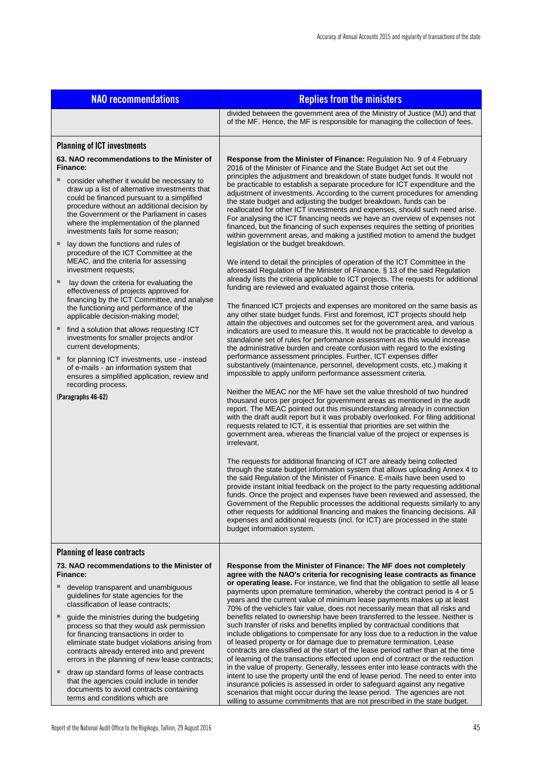| NAO recommendations | Replies from the ministers |
|---|---|
| | divided between the government area of the Ministry of Justice (MJ) and that of the MF. Hence, the MF is responsible for managing the collection of fees. |
| **Planning of ICT investments**<br><br>**63. NAO recommendations to the Minister of Finance:**<br><br>▪ consider whether it would be necessary to draw up a list of alternative investments that could be financed pursuant to a simplified procedure without an additional decision by the Government or the Parliament in cases where the implementation of the planned investments fails for some reason;<br>▪ lay down the functions and rules of procedure of the ICT Committee at the MEAC, and the criteria for assessing investment requests;<br>▪ lay down the criteria for evaluating the effectiveness of projects approved for financing by the ICT Committee, and analyse the functioning and performance of the applicable decision-making model;<br>▪ find a solution that allows requesting ICT investments for smaller projects and/or current developments;<br>▪ for planning ICT investments, use - instead of e-mails - an information system that ensures a simplified application, review and recording process.<br><br>**(Paragraphs 46-62)** | **Response from the Minister of Finance:** Regulation No. 9 of 4 February 2016 of the Minister of Finance and the State Budget Act set out the principles the adjustment and breakdown of state budget funds. It would not be practicable to establish a separate procedure for ICT expenditure and the adjustment of investments. According to the current procedures for amending the state budget and adjusting the budget breakdown, funds can be reallocated for other ICT investments and expenses, should such need arise. For analysing the ICT financing needs we have an overview of expenses not financed, but the financing of such expenses requires the setting of priorities within government areas, and making a justified motion to amend the budget legislation or the budget breakdown.<br><br>We intend to detail the principles of operation of the ICT Committee in the aforesaid Regulation of the Minister of Finance. § 13 of the said Regulation already lists the criteria applicable to ICT projects. The requests for additional funding are reviewed and evaluated against those criteria.<br><br>The financed ICT projects and expenses are monitored on the same basis as any other state budget funds. First and foremost, ICT projects should help attain the objectives and outcomes set for the government area, and various indicators are used to measure this. It would not be practicable to develop a standalone set of rules for performance assessment as this would increase the administrative burden and create confusion with regard to the existing performance assessment principles. Further, ICT expenses differ substantively (maintenance, personnel, development costs, etc.) making it impossible to apply uniform performance assessment criteria.<br><br>Neither the MEAC nor the MF have set the value threshold of two hundred thousand euros per project for government areas as mentioned in the audit report. The MEAC pointed out this misunderstanding already in connection with the draft audit report but it was probably overlooked. For filing additional requests related to ICT, it is essential that priorities are set within the government area, whereas the financial value of the project or expenses is irrelevant.<br><br>The requests for additional financing of ICT are already being collected through the state budget information system that allows uploading Annex 4 to the said Regulation of the Minister of Finance. E-mails have been used to provide instant initial feedback on the project to the party requesting additional funds. Once the project and expenses have been reviewed and assessed, the Government of the Republic processes the additional requests similarly to any other requests for additional financing and makes the financing decisions. All expenses and additional requests (incl. for ICT) are processed in the state budget information system. |
| **Planning of lease contracts**<br><br>**73. NAO recommendations to the Minister of Finance:**<br><br>▪ develop transparent and unambiguous guidelines for state agencies for the classification of lease contracts;<br>▪ guide the ministries during the budgeting process so that they would ask permission for financing transactions in order to eliminate state budget violations arising from contracts already entered into and prevent errors in the planning of new lease contracts;<br>▪ draw up standard forms of lease contracts that the agencies could include in tender documents to avoid contracts containing terms and conditions which are | **Response from the Minister of Finance: The MF does not completely agree with the NAO's criteria for recognising lease contracts as finance or operating lease.** For instance, we find that the obligation to settle all lease payments upon premature termination, whereby the contract period is 4 or 5 years and the current value of minimum lease payments makes up at least 70% of the vehicle's fair value, does not necessarily mean that all risks and benefits related to ownership have been transferred to the lessee. Neither is such transfer of risks and benefits implied by contractual conditions that include obligations to compensate for any loss due to a reduction in the value of leased property or for damage due to premature termination. Lease contracts are classified at the start of the lease period rather than at the time of learning of the transactions effected upon end of contract or the reduction in the value of property. Generally, lessees enter into lease contracts with the intent to use the property until the end of lease period. The need to enter into insurance policies is assessed in order to safeguard against any negative scenarios that might occur during the lease period. The agencies are not willing to assume commitments that are not prescribed in the state budget. |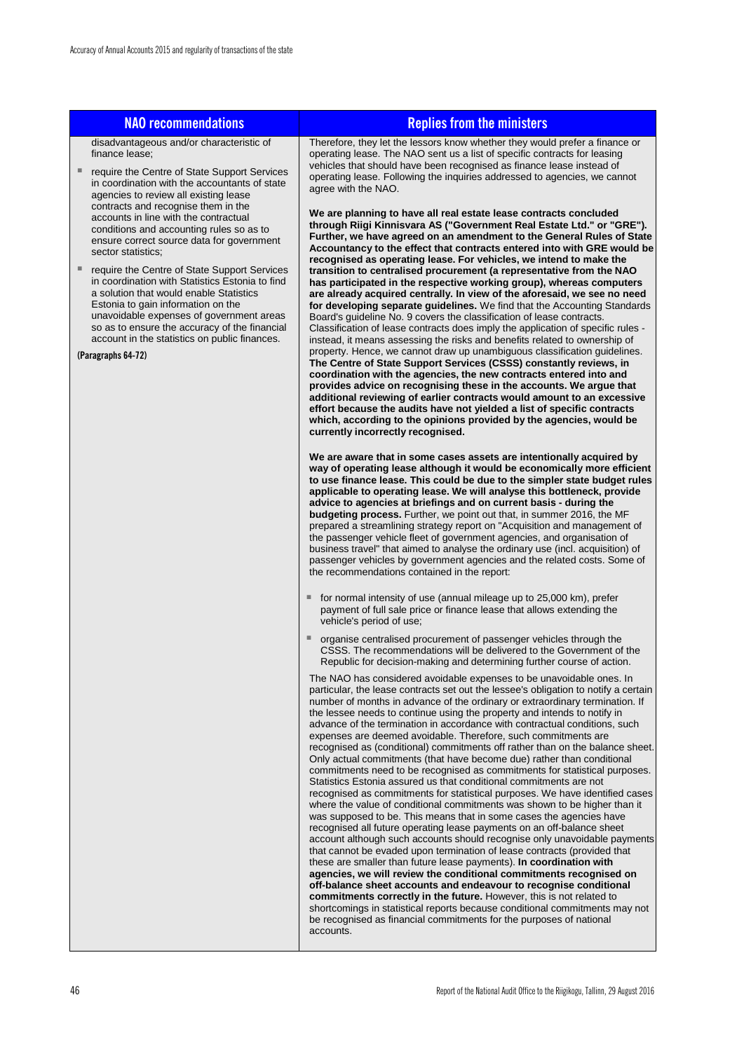| NAO recommendations | Replies from the ministers |
| --- | --- |
| disadvantageous and/or characteristic of finance lease;<br><br>▪ require the Centre of State Support Services in coordination with the accountants of state agencies to review all existing lease contracts and recognise them in the accounts in line with the contractual conditions and accounting rules so as to ensure correct source data for government sector statistics;<br><br>▪ require the Centre of State Support Services in coordination with Statistics Estonia to find a solution that would enable Statistics Estonia to gain information on the unavoidable expenses of government areas so as to ensure the accuracy of the financial account in the statistics on public finances.<br><br>**(Paragraphs 64-72)** | Therefore, they let the lessors know whether they would prefer a finance or operating lease. The NAO sent us a list of specific contracts for leasing vehicles that should have been recognised as finance lease instead of operating lease. Following the inquiries addressed to agencies, we cannot agree with the NAO.<br><br>**We are planning to have all real estate lease contracts concluded through Riigi Kinnisvara AS ("Government Real Estate Ltd." or "GRE"). Further, we have agreed on an amendment to the General Rules of State Accountancy to the effect that contracts entered into with GRE would be recognised as operating lease. For vehicles, we intend to make the transition to centralised procurement (a representative from the NAO has participated in the respective working group), whereas computers are already acquired centrally. In view of the aforesaid, we see no need for developing separate guidelines.** We find that the Accounting Standards Board's guideline No. 9 covers the classification of lease contracts. Classification of lease contracts does imply the application of specific rules - instead, it means assessing the risks and benefits related to ownership of property. Hence, we cannot draw up unambiguous classification guidelines. **The Centre of State Support Services (CSSS) constantly reviews, in coordination with the agencies, the new contracts entered into and provides advice on recognising these in the accounts. We argue that additional reviewing of earlier contracts would amount to an excessive effort because the audits have not yielded a list of specific contracts which, according to the opinions provided by the agencies, would be currently incorrectly recognised.**<br><br>**We are aware that in some cases assets are intentionally acquired by way of operating lease although it would be economically more efficient to use finance lease. This could be due to the simpler state budget rules applicable to operating lease. We will analyse this bottleneck, provide advice to agencies at briefings and on current basis - during the budgeting process.** Further, we point out that, in summer 2016, the MF prepared a streamlining strategy report on "Acquisition and management of the passenger vehicle fleet of government agencies, and organisation of business travel" that aimed to analyse the ordinary use (incl. acquisition) of passenger vehicles by government agencies and the related costs. Some of the recommendations contained in the report:<br><br>▪ for normal intensity of use (annual mileage up to 25,000 km), prefer payment of full sale price or finance lease that allows extending the vehicle's period of use;<br><br>▪ organise centralised procurement of passenger vehicles through the CSSS. The recommendations will be delivered to the Government of the Republic for decision-making and determining further course of action.<br><br>The NAO has considered avoidable expenses to be unavoidable ones. In particular, the lease contracts set out the lessee's obligation to notify a certain number of months in advance of the ordinary or extraordinary termination. If the lessee needs to continue using the property and intends to notify in advance of the termination in accordance with contractual conditions, such expenses are deemed avoidable. Therefore, such commitments are recognised as (conditional) commitments off rather than on the balance sheet. Only actual commitments (that have become due) rather than conditional commitments need to be recognised as commitments for statistical purposes. Statistics Estonia assured us that conditional commitments are not recognised as commitments for statistical purposes. We have identified cases where the value of conditional commitments was shown to be higher than it was supposed to be. This means that in some cases the agencies have recognised all future operating lease payments on an off-balance sheet account although such accounts should recognise only unavoidable payments that cannot be evaded upon termination of lease contracts (provided that these are smaller than future lease payments). **In coordination with agencies, we will review the conditional commitments recognised on off-balance sheet accounts and endeavour to recognise conditional commitments correctly in the future.** However, this is not related to shortcomings in statistical reports because conditional commitments may not be recognised as financial commitments for the purposes of national accounts. |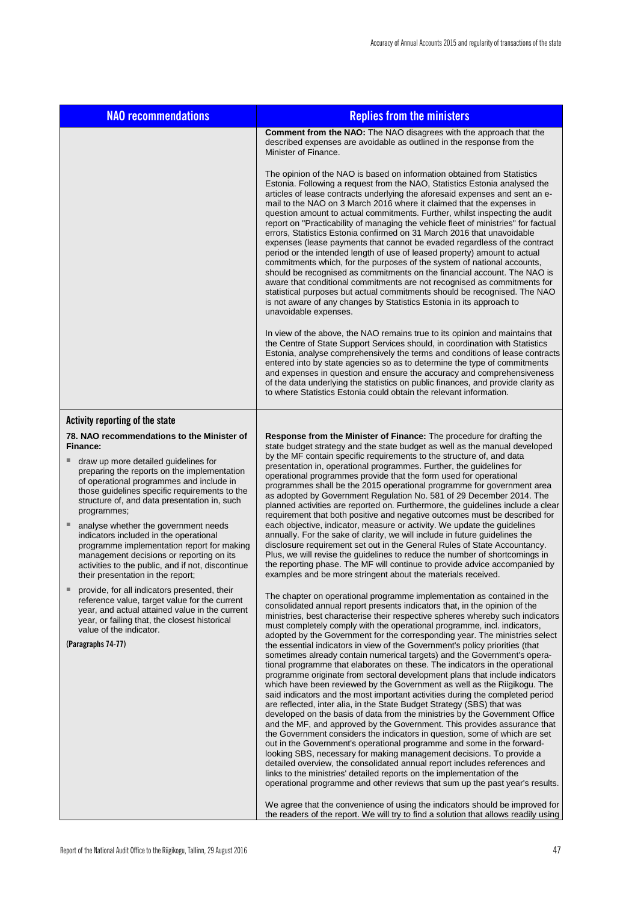| NAO recommendations | Replies from the ministers |
|---|---|
| | **Comment from the NAO:** The NAO disagrees with the approach that the described expenses are avoidable as outlined in the response from the Minister of Finance.<br><br>The opinion of the NAO is based on information obtained from Statistics Estonia. Following a request from the NAO, Statistics Estonia analysed the articles of lease contracts underlying the aforesaid expenses and sent an e-mail to the NAO on 3 March 2016 where it claimed that the expenses in question amount to actual commitments. Further, whilst inspecting the audit report on "Practicability of managing the vehicle fleet of ministries" for factual errors, Statistics Estonia confirmed on 31 March 2016 that unavoidable expenses (lease payments that cannot be evaded regardless of the contract period or the intended length of use of leased property) amount to actual commitments which, for the purposes of the system of national accounts, should be recognised as commitments on the financial account. The NAO is aware that conditional commitments are not recognised as commitments for statistical purposes but actual commitments should be recognised. The NAO is not aware of any changes by Statistics Estonia in its approach to unavoidable expenses.<br><br>In view of the above, the NAO remains true to its opinion and maintains that the Centre of State Support Services should, in coordination with Statistics Estonia, analyse comprehensively the terms and conditions of lease contracts entered into by state agencies so as to determine the type of commitments and expenses in question and ensure the accuracy and comprehensiveness of the data underlying the statistics on public finances, and provide clarity as to where Statistics Estonia could obtain the relevant information. |
| **Activity reporting of the state**<br><br>**78. NAO recommendations to the Minister of Finance:**<br><br>- draw up more detailed guidelines for preparing the reports on the implementation of operational programmes and include in those guidelines specific requirements to the structure of, and data presentation in, such programmes;<br>- analyse whether the government needs indicators included in the operational programme implementation report for making management decisions or reporting on its activities to the public, and if not, discontinue their presentation in the report;<br>- provide, for all indicators presented, their reference value, target value for the current year, and actual attained value in the current year, or failing that, the closest historical value of the indicator.<br><br>(Paragraphs 74-77) | **Response from the Minister of Finance:** The procedure for drafting the state budget strategy and the state budget as well as the manual developed by the MF contain specific requirements to the structure of, and data presentation in, operational programmes. Further, the guidelines for operational programmes provide that the form used for operational programmes shall be the 2015 operational programme for government area as adopted by Government Regulation No. 581 of 29 December 2014. The planned activities are reported on. Furthermore, the guidelines include a clear requirement that both positive and negative outcomes must be described for each objective, indicator, measure or activity. We update the guidelines annually. For the sake of clarity, we will include in future guidelines the disclosure requirement set out in the General Rules of State Accountancy. Plus, we will revise the guidelines to reduce the number of shortcomings in the reporting phase. The MF will continue to provide advice accompanied by examples and be more stringent about the materials received.<br><br>The chapter on operational programme implementation as contained in the consolidated annual report presents indicators that, in the opinion of the ministries, best characterise their respective spheres whereby such indicators must completely comply with the operational programme, incl. indicators, adopted by the Government for the corresponding year. The ministries select the essential indicators in view of the Government's policy priorities (that sometimes already contain numerical targets) and the Government's operational programme that elaborates on these. The indicators in the operational programme originate from sectoral development plans that include indicators which have been reviewed by the Government as well as the Riigikogu. The said indicators and the most important activities during the completed period are reflected, inter alia, in the State Budget Strategy (SBS) that was developed on the basis of data from the ministries by the Government Office and the MF, and approved by the Government. This provides assurance that the Government considers the indicators in question, some of which are set out in the Government's operational programme and some in the forward-looking SBS, necessary for making management decisions. To provide a detailed overview, the consolidated annual report includes references and links to the ministries' detailed reports on the implementation of the operational programme and other reviews that sum up the past year's results.<br><br>We agree that the convenience of using the indicators should be improved for the readers of the report. We will try to find a solution that allows readily using |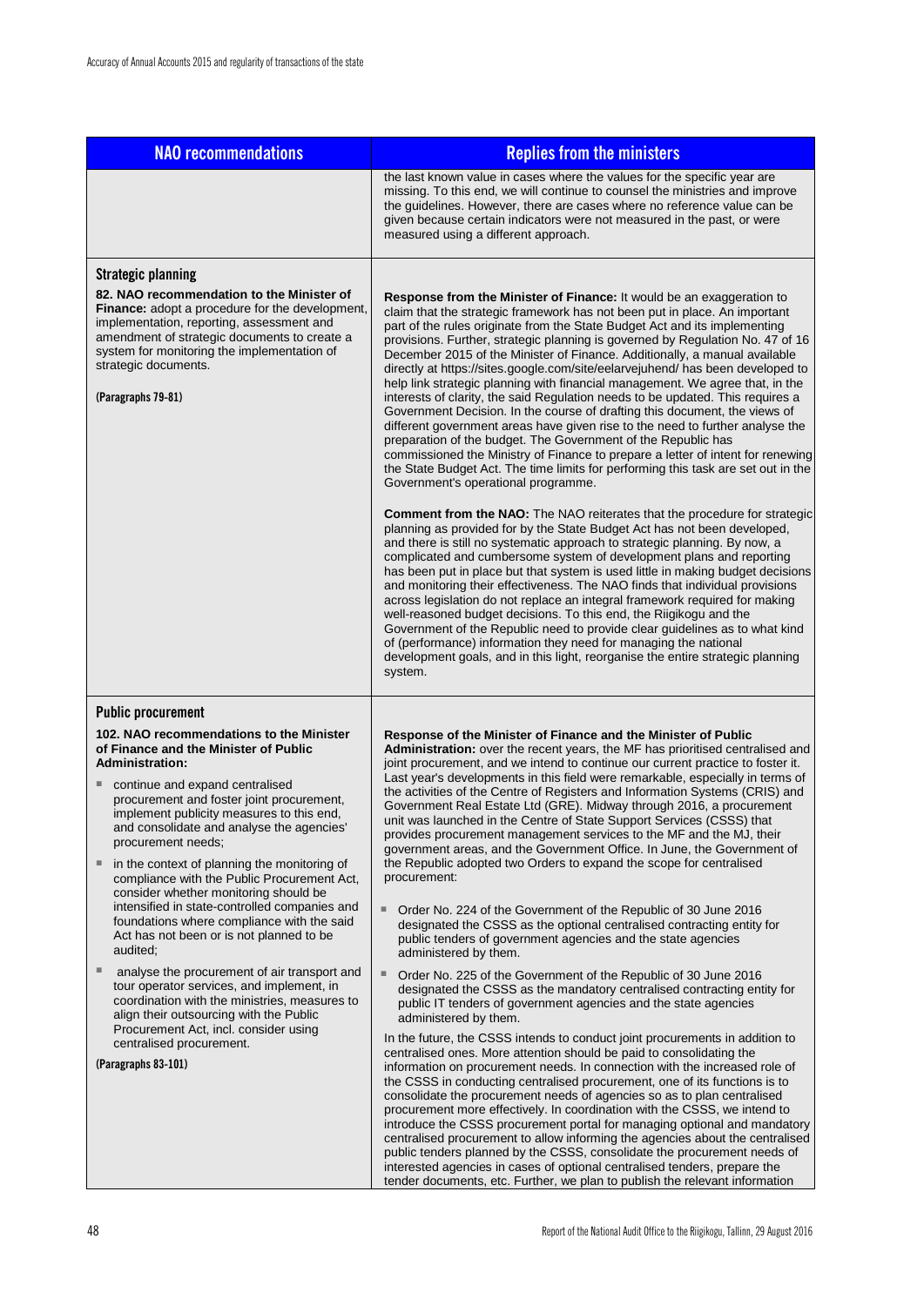| NAO recommendations | Replies from the ministers |
| --- | --- |
| | the last known value in cases where the values for the specific year are missing. To this end, we will continue to counsel the ministries and improve the guidelines. However, there are cases where no reference value can be given because certain indicators were not measured in the past, or were measured using a different approach. |
| **Strategic planning**<br><br>**82. NAO recommendation to the Minister of Finance:** adopt a procedure for the development, implementation, reporting, assessment and amendment of strategic documents to create a system for monitoring the implementation of strategic documents.<br><br>**(Paragraphs 79-81)** | **Response from the Minister of Finance:** It would be an exaggeration to claim that the strategic framework has not been put in place. An important part of the rules originate from the State Budget Act and its implementing provisions. Further, strategic planning is governed by Regulation No. 47 of 16 December 2015 of the Minister of Finance. Additionally, a manual available directly at https://sites.google.com/site/eelarvejuhend/ has been developed to help link strategic planning with financial management. We agree that, in the interests of clarity, the said Regulation needs to be updated. This requires a Government Decision. In the course of drafting this document, the views of different government areas have given rise to the need to further analyse the preparation of the budget. The Government of the Republic has commissioned the Ministry of Finance to prepare a letter of intent for renewing the State Budget Act. The time limits for performing this task are set out in the Government's operational programme.<br><br>**Comment from the NAO:** The NAO reiterates that the procedure for strategic planning as provided for by the State Budget Act has not been developed, and there is still no systematic approach to strategic planning. By now, a complicated and cumbersome system of development plans and reporting has been put in place but that system is used little in making budget decisions and monitoring their effectiveness. The NAO finds that individual provisions across legislation do not replace an integral framework required for making well-reasoned budget decisions. To this end, the Riigikogu and the Government of the Republic need to provide clear guidelines as to what kind of (performance) information they need for managing the national development goals, and in this light, reorganise the entire strategic planning system. |
| **Public procurement**<br><br>**102. NAO recommendations to the Minister of Finance and the Minister of Public Administration:**<br>- continue and expand centralised procurement and foster joint procurement, implement publicity measures to this end, and consolidate and analyse the agencies' procurement needs;<br>- in the context of planning the monitoring of compliance with the Public Procurement Act, consider whether monitoring should be intensified in state-controlled companies and foundations where compliance with the said Act has not been or is not planned to be audited;<br>- analyse the procurement of air transport and tour operator services, and implement, in coordination with the ministries, measures to align their outsourcing with the Public Procurement Act, incl. consider using centralised procurement.<br><br>**(Paragraphs 83-101)** | **Response of the Minister of Finance and the Minister of Public Administration:** over the recent years, the MF has prioritised centralised and joint procurement, and we intend to continue our current practice to foster it. Last year's developments in this field were remarkable, especially in terms of the activities of the Centre of Registers and Information Systems (CRIS) and Government Real Estate Ltd (GRE). Midway through 2016, a procurement unit was launched in the Centre of State Support Services (CSSS) that provides procurement management services to the MF and the MJ, their government areas, and the Government Office. In June, the Government of the Republic adopted two Orders to expand the scope for centralised procurement:<br>- Order No. 224 of the Government of the Republic of 30 June 2016 designated the CSSS as the optional centralised contracting entity for public tenders of government agencies and the state agencies administered by them.<br>- Order No. 225 of the Government of the Republic of 30 June 2016 designated the CSSS as the mandatory centralised contracting entity for public IT tenders of government agencies and the state agencies administered by them.<br><br>In the future, the CSSS intends to conduct joint procurements in addition to centralised ones. More attention should be paid to consolidating the information on procurement needs. In connection with the increased role of the CSSS in conducting centralised procurement, one of its functions is to consolidate the procurement needs of agencies so as to plan centralised procurement more effectively. In coordination with the CSSS, we intend to introduce the CSSS procurement portal for managing optional and mandatory centralised procurement to allow informing the agencies about the centralised public tenders planned by the CSSS, consolidate the procurement needs of interested agencies in cases of optional centralised tenders, prepare the tender documents, etc. Further, we plan to publish the relevant information |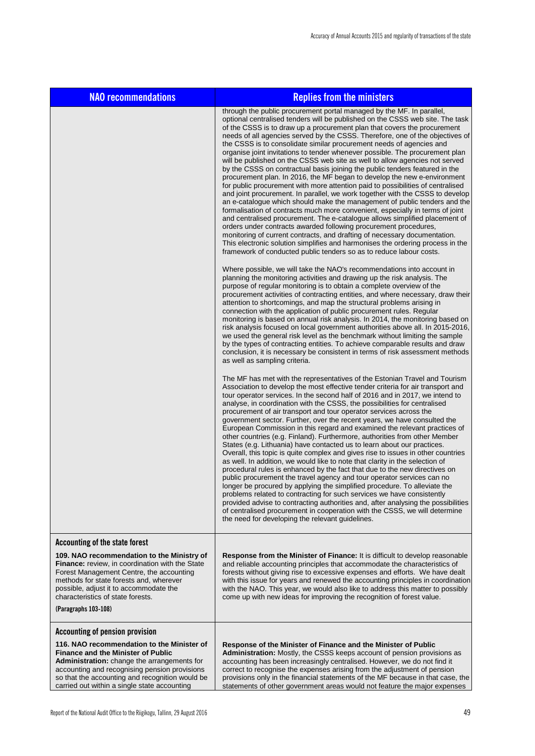| NAO recommendations | Replies from the ministers |
|---|---|
| | through the public procurement portal managed by the MF. In parallel, optional centralised tenders will be published on the CSSS web site. The task of the CSSS is to draw up a procurement plan that covers the procurement needs of all agencies served by the CSSS. Therefore, one of the objectives of the CSSS is to consolidate similar procurement needs of agencies and organise joint invitations to tender whenever possible. The procurement plan will be published on the CSSS web site as well to allow agencies not served by the CSSS on contractual basis joining the public tenders featured in the procurement plan. In 2016, the MF began to develop the new e-environment for public procurement with more attention paid to possibilities of centralised and joint procurement. In parallel, we work together with the CSSS to develop an e-catalogue which should make the management of public tenders and the formalisation of contracts much more convenient, especially in terms of joint and centralised procurement. The e-catalogue allows simplified placement of orders under contracts awarded following procurement procedures, monitoring of current contracts, and drafting of necessary documentation. This electronic solution simplifies and harmonises the ordering process in the framework of conducted public tenders so as to reduce labour costs.<br><br>Where possible, we will take the NAO's recommendations into account in planning the monitoring activities and drawing up the risk analysis. The purpose of regular monitoring is to obtain a complete overview of the procurement activities of contracting entities, and where necessary, draw their attention to shortcomings, and map the structural problems arising in connection with the application of public procurement rules. Regular monitoring is based on annual risk analysis. In 2014, the monitoring based on risk analysis focused on local government authorities above all. In 2015-2016, we used the general risk level as the benchmark without limiting the sample by the types of contracting entities. To achieve comparable results and draw conclusion, it is necessary be consistent in terms of risk assessment methods as well as sampling criteria.<br><br>The MF has met with the representatives of the Estonian Travel and Tourism Association to develop the most effective tender criteria for air transport and tour operator services. In the second half of 2016 and in 2017, we intend to analyse, in coordination with the CSSS, the possibilities for centralised procurement of air transport and tour operator services across the government sector. Further, over the recent years, we have consulted the European Commission in this regard and examined the relevant practices of other countries (e.g. Finland). Furthermore, authorities from other Member States (e.g. Lithuania) have contacted us to learn about our practices. Overall, this topic is quite complex and gives rise to issues in other countries as well. In addition, we would like to note that clarity in the selection of procedural rules is enhanced by the fact that due to the new directives on public procurement the travel agency and tour operator services can no longer be procured by applying the simplified procedure. To alleviate the problems related to contracting for such services we have consistently provided advise to contracting authorities and, after analysing the possibilities of centralised procurement in cooperation with the CSSS, we will determine the need for developing the relevant guidelines. |
| **Accounting of the state forest**<br><br>**109. NAO recommendation to the Ministry of Finance:** review, in coordination with the State Forest Management Centre, the accounting methods for state forests and, wherever possible, adjust it to accommodate the characteristics of state forests.<br><br>**(Paragraphs 103-108)** | **Response from the Minister of Finance:** It is difficult to develop reasonable and reliable accounting principles that accommodate the characteristics of forests without giving rise to excessive expenses and efforts. We have dealt with this issue for years and renewed the accounting principles in coordination with the NAO. This year, we would also like to address this matter to possibly come up with new ideas for improving the recognition of forest value. |
| **Accounting of pension provision**<br><br>**116. NAO recommendation to the Minister of Finance and the Minister of Public Administration:** change the arrangements for accounting and recognising pension provisions so that the accounting and recognition would be carried out within a single state accounting | **Response of the Minister of Finance and the Minister of Public Administration:** Mostly, the CSSS keeps account of pension provisions as accounting has been increasingly centralised. However, we do not find it correct to recognise the expenses arising from the adjustment of pension provisions only in the financial statements of the MF because in that case, the statements of other government areas would not feature the major expenses |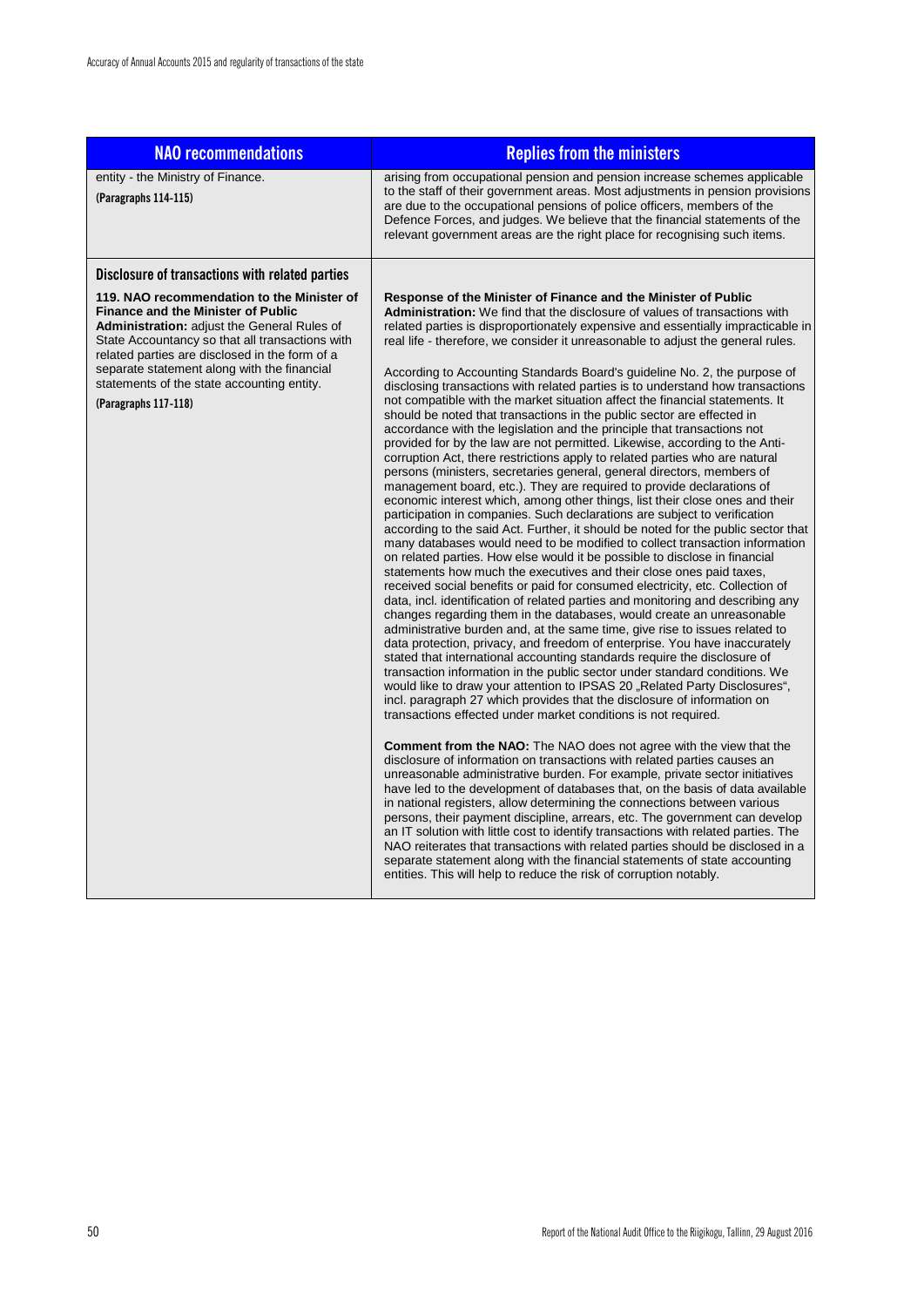| NAO recommendations | Replies from the ministers |
|---|---|
| entity - the Ministry of Finance.<br><br>(Paragraphs 114-115) | arising from occupational pension and pension increase schemes applicable to the staff of their government areas. Most adjustments in pension provisions are due to the occupational pensions of police officers, members of the Defence Forces, and judges. We believe that the financial statements of the relevant government areas are the right place for recognising such items. |
| **Disclosure of transactions with related parties** | |
| **119. NAO recommendation to the Minister of Finance and the Minister of Public Administration:** adjust the General Rules of State Accountancy so that all transactions with related parties are disclosed in the form of a separate statement along with the financial statements of the state accounting entity.<br><br>(Paragraphs 117-118) | **Response of the Minister of Finance and the Minister of Public Administration:** We find that the disclosure of values of transactions with related parties is disproportionately expensive and essentially impracticable in real life - therefore, we consider it unreasonable to adjust the general rules.<br><br>According to Accounting Standards Board's guideline No. 2, the purpose of disclosing transactions with related parties is to understand how transactions not compatible with the market situation affect the financial statements. It should be noted that transactions in the public sector are effected in accordance with the legislation and the principle that transactions not provided for by the law are not permitted. Likewise, according to the Anti-corruption Act, there restrictions apply to related parties who are natural persons (ministers, secretaries general, general directors, members of management board, etc.). They are required to provide declarations of economic interest which, among other things, list their close ones and their participation in companies. Such declarations are subject to verification according to the said Act. Further, it should be noted for the public sector that many databases would need to be modified to collect transaction information on related parties. How else would it be possible to disclose in financial statements how much the executives and their close ones paid taxes, received social benefits or paid for consumed electricity, etc. Collection of data, incl. identification of related parties and monitoring and describing any changes regarding them in the databases, would create an unreasonable administrative burden and, at the same time, give rise to issues related to data protection, privacy, and freedom of enterprise. You have inaccurately stated that international accounting standards require the disclosure of transaction information in the public sector under standard conditions. We would like to draw your attention to IPSAS 20 „Related Party Disclosures", incl. paragraph 27 which provides that the disclosure of information on transactions effected under market conditions is not required.<br><br>**Comment from the NAO:** The NAO does not agree with the view that the disclosure of information on transactions with related parties causes an unreasonable administrative burden. For example, private sector initiatives have led to the development of databases that, on the basis of data available in national registers, allow determining the connections between various persons, their payment discipline, arrears, etc. The government can develop an IT solution with little cost to identify transactions with related parties. The NAO reiterates that transactions with related parties should be disclosed in a separate statement along with the financial statements of state accounting entities. This will help to reduce the risk of corruption notably. |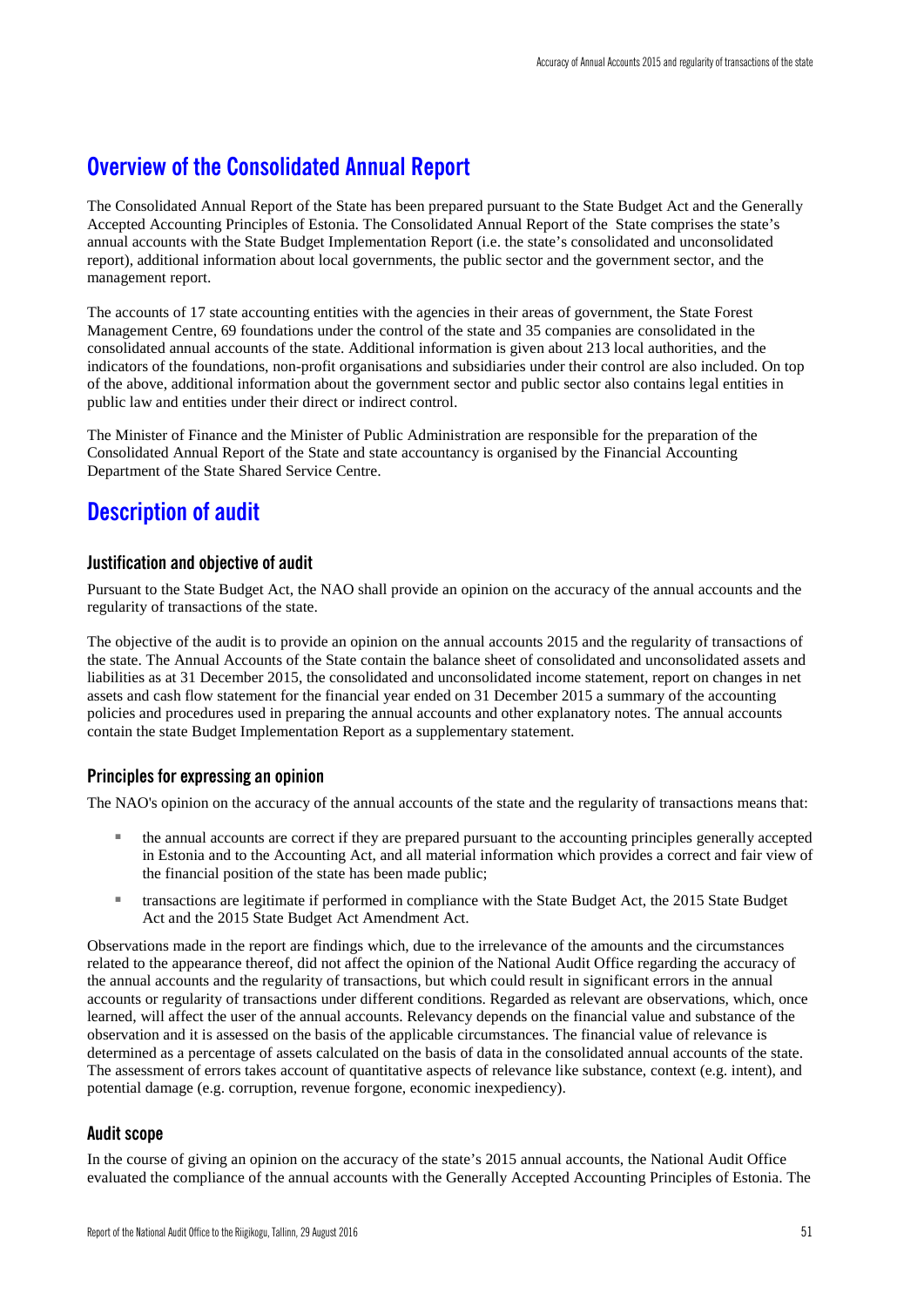# Overview of the Consolidated Annual Report

The Consolidated Annual Report of the State has been prepared pursuant to the State Budget Act and the Generally Accepted Accounting Principles of Estonia. The Consolidated Annual Report of the State comprises the state's annual accounts with the State Budget Implementation Report (i.e. the state's consolidated and unconsolidated report), additional information about local governments, the public sector and the government sector, and the management report.

The accounts of 17 state accounting entities with the agencies in their areas of government, the State Forest Management Centre, 69 foundations under the control of the state and 35 companies are consolidated in the consolidated annual accounts of the state. Additional information is given about 213 local authorities, and the indicators of the foundations, non-profit organisations and subsidiaries under their control are also included. On top of the above, additional information about the government sector and public sector also contains legal entities in public law and entities under their direct or indirect control.

The Minister of Finance and the Minister of Public Administration are responsible for the preparation of the Consolidated Annual Report of the State and state accountancy is organised by the Financial Accounting Department of the State Shared Service Centre.

# Description of audit

## Justification and objective of audit

Pursuant to the State Budget Act, the NAO shall provide an opinion on the accuracy of the annual accounts and the regularity of transactions of the state.

The objective of the audit is to provide an opinion on the annual accounts 2015 and the regularity of transactions of the state. The Annual Accounts of the State contain the balance sheet of consolidated and unconsolidated assets and liabilities as at 31 December 2015, the consolidated and unconsolidated income statement, report on changes in net assets and cash flow statement for the financial year ended on 31 December 2015 a summary of the accounting policies and procedures used in preparing the annual accounts and other explanatory notes. The annual accounts contain the state Budget Implementation Report as a supplementary statement.

## Principles for expressing an opinion

The NAO's opinion on the accuracy of the annual accounts of the state and the regularity of transactions means that:

- the annual accounts are correct if they are prepared pursuant to the accounting principles generally accepted in Estonia and to the Accounting Act, and all material information which provides a correct and fair view of the financial position of the state has been made public;
- transactions are legitimate if performed in compliance with the State Budget Act, the 2015 State Budget Act and the 2015 State Budget Act Amendment Act.

Observations made in the report are findings which, due to the irrelevance of the amounts and the circumstances related to the appearance thereof, did not affect the opinion of the National Audit Office regarding the accuracy of the annual accounts and the regularity of transactions, but which could result in significant errors in the annual accounts or regularity of transactions under different conditions. Regarded as relevant are observations, which, once learned, will affect the user of the annual accounts. Relevancy depends on the financial value and substance of the observation and it is assessed on the basis of the applicable circumstances. The financial value of relevance is determined as a percentage of assets calculated on the basis of data in the consolidated annual accounts of the state. The assessment of errors takes account of quantitative aspects of relevance like substance, context (e.g. intent), and potential damage (e.g. corruption, revenue forgone, economic inexpediency).

## Audit scope

In the course of giving an opinion on the accuracy of the state's 2015 annual accounts, the National Audit Office evaluated the compliance of the annual accounts with the Generally Accepted Accounting Principles of Estonia. The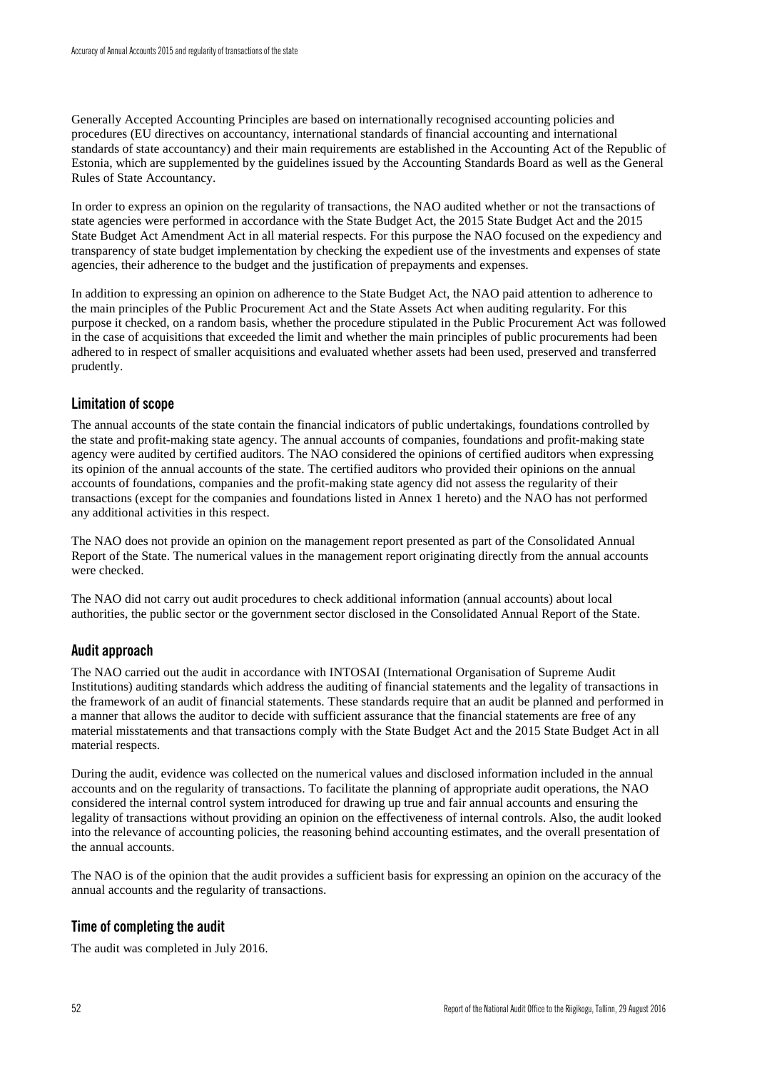Generally Accepted Accounting Principles are based on internationally recognised accounting policies and procedures (EU directives on accountancy, international standards of financial accounting and international standards of state accountancy) and their main requirements are established in the Accounting Act of the Republic of Estonia, which are supplemented by the guidelines issued by the Accounting Standards Board as well as the General Rules of State Accountancy.

In order to express an opinion on the regularity of transactions, the NAO audited whether or not the transactions of state agencies were performed in accordance with the State Budget Act, the 2015 State Budget Act and the 2015 State Budget Act Amendment Act in all material respects. For this purpose the NAO focused on the expediency and transparency of state budget implementation by checking the expedient use of the investments and expenses of state agencies, their adherence to the budget and the justification of prepayments and expenses.

In addition to expressing an opinion on adherence to the State Budget Act, the NAO paid attention to adherence to the main principles of the Public Procurement Act and the State Assets Act when auditing regularity. For this purpose it checked, on a random basis, whether the procedure stipulated in the Public Procurement Act was followed in the case of acquisitions that exceeded the limit and whether the main principles of public procurements had been adhered to in respect of smaller acquisitions and evaluated whether assets had been used, preserved and transferred prudently.

## Limitation of scope

The annual accounts of the state contain the financial indicators of public undertakings, foundations controlled by the state and profit-making state agency. The annual accounts of companies, foundations and profit-making state agency were audited by certified auditors. The NAO considered the opinions of certified auditors when expressing its opinion of the annual accounts of the state. The certified auditors who provided their opinions on the annual accounts of foundations, companies and the profit-making state agency did not assess the regularity of their transactions (except for the companies and foundations listed in Annex 1 hereto) and the NAO has not performed any additional activities in this respect.

The NAO does not provide an opinion on the management report presented as part of the Consolidated Annual Report of the State. The numerical values in the management report originating directly from the annual accounts were checked.

The NAO did not carry out audit procedures to check additional information (annual accounts) about local authorities, the public sector or the government sector disclosed in the Consolidated Annual Report of the State.

## Audit approach

The NAO carried out the audit in accordance with INTOSAI (International Organisation of Supreme Audit Institutions) auditing standards which address the auditing of financial statements and the legality of transactions in the framework of an audit of financial statements. These standards require that an audit be planned and performed in a manner that allows the auditor to decide with sufficient assurance that the financial statements are free of any material misstatements and that transactions comply with the State Budget Act and the 2015 State Budget Act in all material respects.

During the audit, evidence was collected on the numerical values and disclosed information included in the annual accounts and on the regularity of transactions. To facilitate the planning of appropriate audit operations, the NAO considered the internal control system introduced for drawing up true and fair annual accounts and ensuring the legality of transactions without providing an opinion on the effectiveness of internal controls. Also, the audit looked into the relevance of accounting policies, the reasoning behind accounting estimates, and the overall presentation of the annual accounts.

The NAO is of the opinion that the audit provides a sufficient basis for expressing an opinion on the accuracy of the annual accounts and the regularity of transactions.

## Time of completing the audit

The audit was completed in July 2016.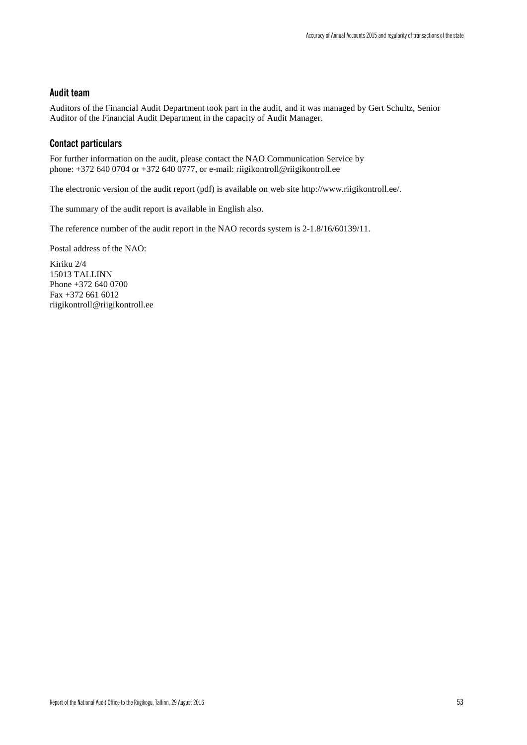## Audit team

Auditors of the Financial Audit Department took part in the audit, and it was managed by Gert Schultz, Senior Auditor of the Financial Audit Department in the capacity of Audit Manager.

## Contact particulars

For further information on the audit, please contact the NAO Communication Service by phone: +372 640 0704 or +372 640 0777, or e-mail: riigikontroll@riigikontroll.ee

The electronic version of the audit report (pdf) is available on web site http://www.riigikontroll.ee/.

The summary of the audit report is available in English also.

The reference number of the audit report in the NAO records system is 2-1.8/16/60139/11.

Postal address of the NAO:

Kiriku 2/4
15013 TALLINN
Phone +372 640 0700
Fax +372 661 6012
riigikontroll@riigikontroll.ee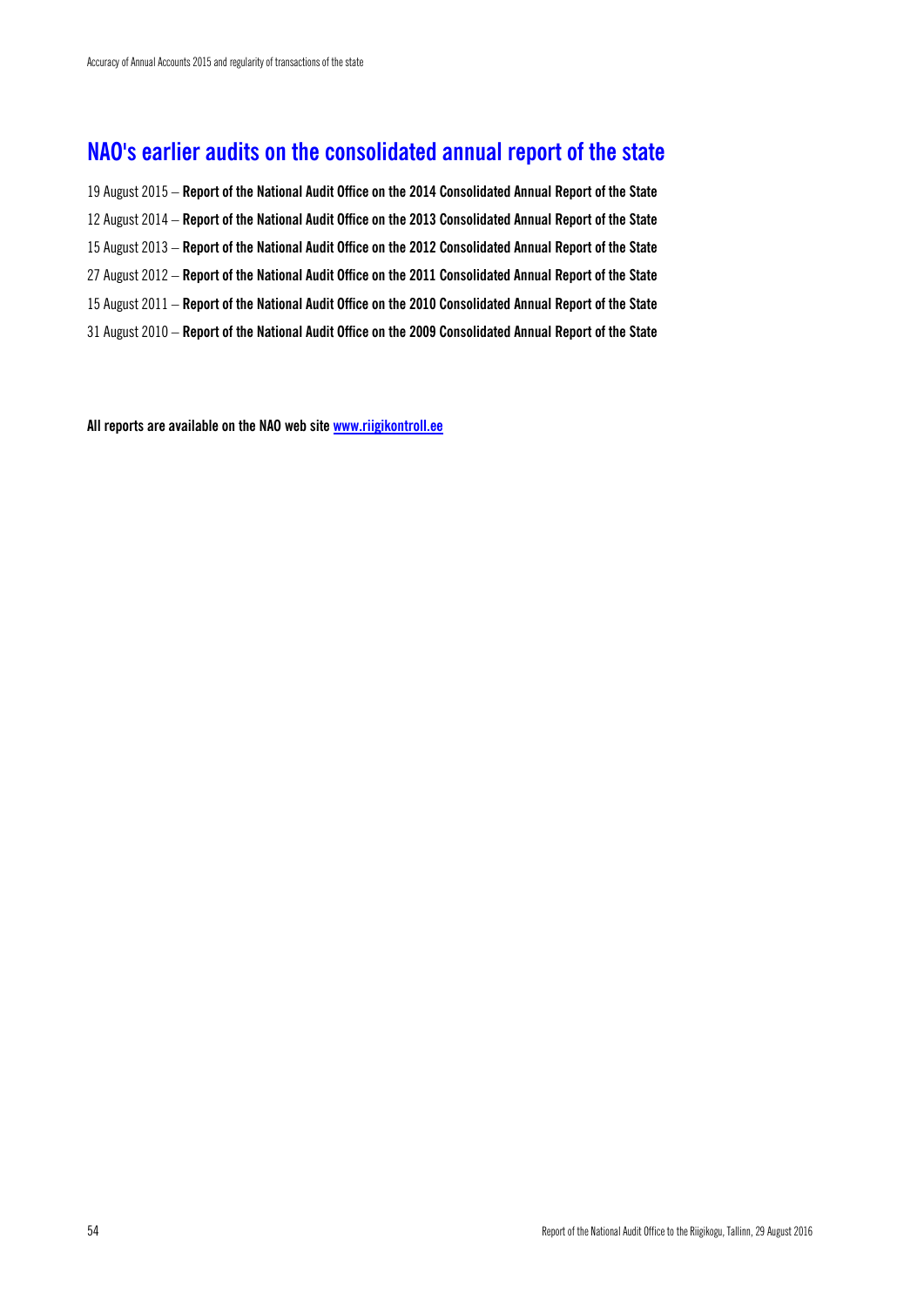# NAO's earlier audits on the consolidated annual report of the state

19 August 2015 – **Report of the National Audit Office on the 2014 Consolidated Annual Report of the State**

12 August 2014 – **Report of the National Audit Office on the 2013 Consolidated Annual Report of the State**

15 August 2013 – **Report of the National Audit Office on the 2012 Consolidated Annual Report of the State**

27 August 2012 – **Report of the National Audit Office on the 2011 Consolidated Annual Report of the State**

15 August 2011 – **Report of the National Audit Office on the 2010 Consolidated Annual Report of the State**

31 August 2010 – **Report of the National Audit Office on the 2009 Consolidated Annual Report of the State**

**All reports are available on the NAO web site [www.riigikontroll.ee](http://www.riigikontroll.ee)**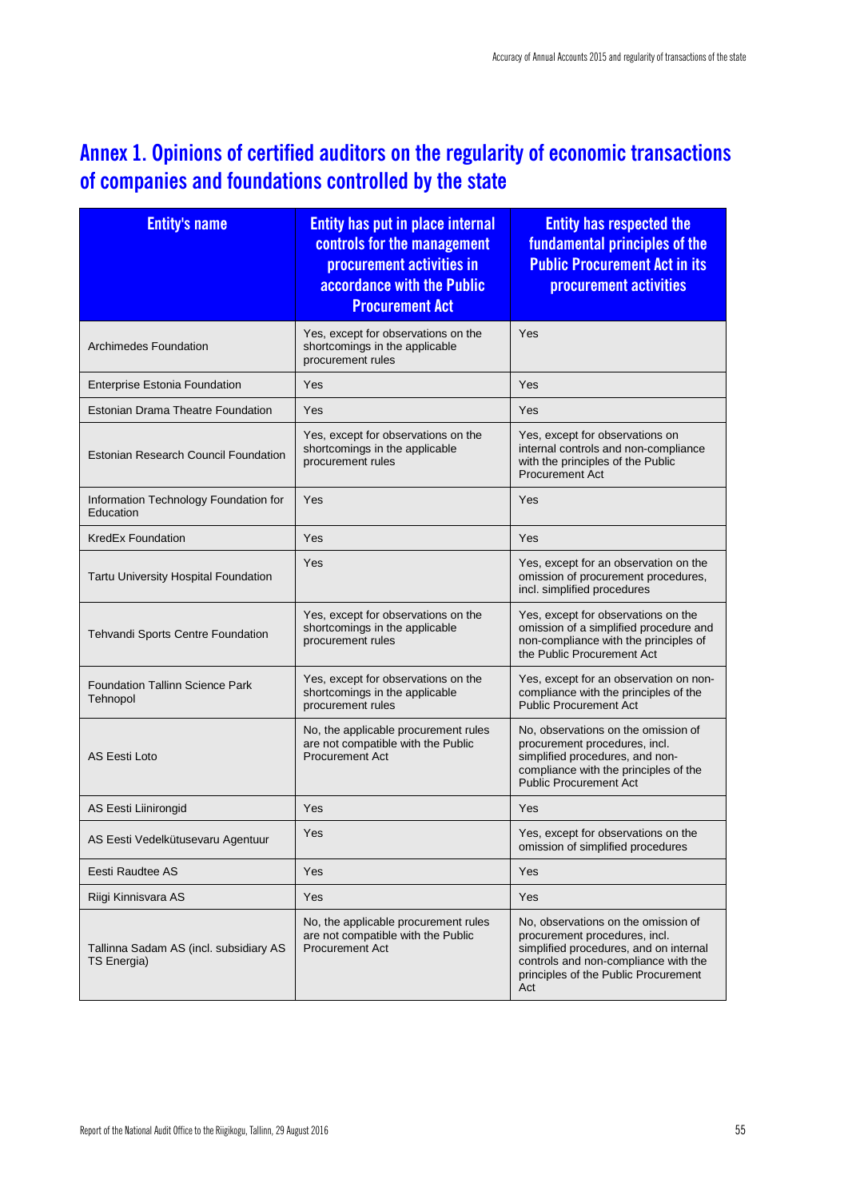# Annex 1. Opinions of certified auditors on the regularity of economic transactions of companies and foundations controlled by the state

| Entity's name | Entity has put in place internal controls for the management procurement activities in accordance with the Public Procurement Act | Entity has respected the fundamental principles of the Public Procurement Act in its procurement activities |
|---|---|---|
| Archimedes Foundation | Yes, except for observations on the shortcomings in the applicable procurement rules | Yes |
| Enterprise Estonia Foundation | Yes | Yes |
| Estonian Drama Theatre Foundation | Yes | Yes |
| Estonian Research Council Foundation | Yes, except for observations on the shortcomings in the applicable procurement rules | Yes, except for observations on internal controls and non-compliance with the principles of the Public Procurement Act |
| Information Technology Foundation for Education | Yes | Yes |
| KredEx Foundation | Yes | Yes |
| Tartu University Hospital Foundation | Yes | Yes, except for an observation on the omission of procurement procedures, incl. simplified procedures |
| Tehvandi Sports Centre Foundation | Yes, except for observations on the shortcomings in the applicable procurement rules | Yes, except for observations on the omission of a simplified procedure and non-compliance with the principles of the Public Procurement Act |
| Foundation Tallinn Science Park Tehnopol | Yes, except for observations on the shortcomings in the applicable procurement rules | Yes, except for an observation on non-compliance with the principles of the Public Procurement Act |
| AS Eesti Loto | No, the applicable procurement rules are not compatible with the Public Procurement Act | No, observations on the omission of procurement procedures, incl. simplified procedures, and non-compliance with the principles of the Public Procurement Act |
| AS Eesti Liinirongid | Yes | Yes |
| AS Eesti Vedelkütusevaru Agentuur | Yes | Yes, except for observations on the omission of simplified procedures |
| Eesti Raudtee AS | Yes | Yes |
| Riigi Kinnisvara AS | Yes | Yes |
| Tallinna Sadam AS (incl. subsidiary AS TS Energia) | No, the applicable procurement rules are not compatible with the Public Procurement Act | No, observations on the omission of procurement procedures, incl. simplified procedures, and on internal controls and non-compliance with the principles of the Public Procurement Act |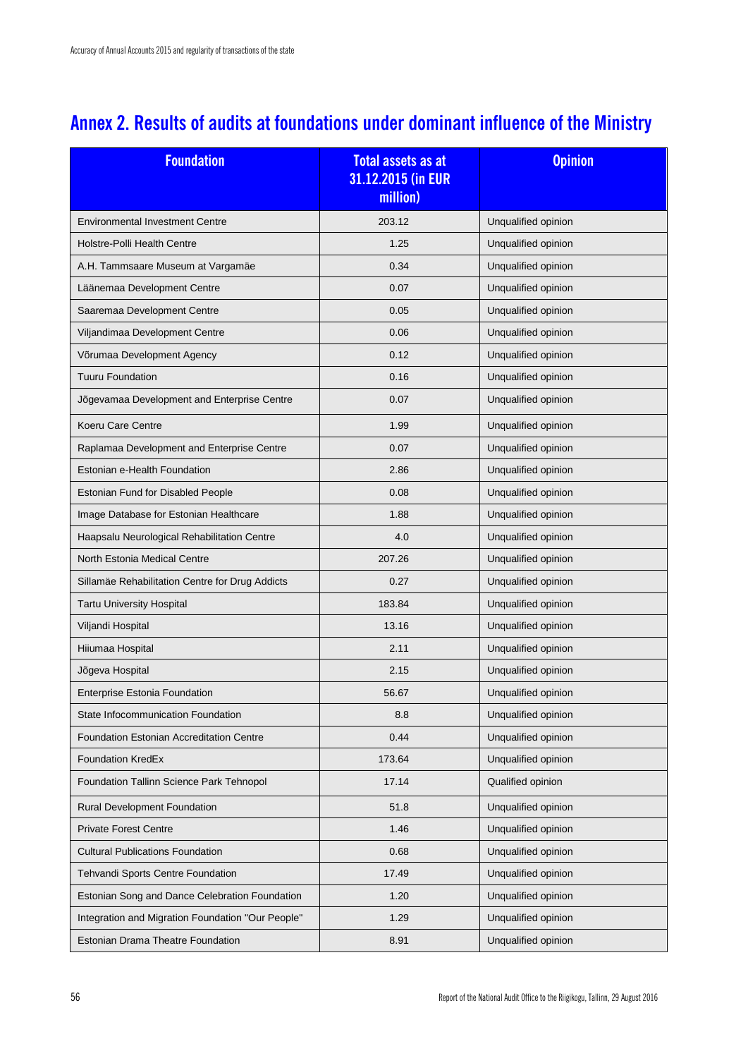# Annex 2. Results of audits at foundations under dominant influence of the Ministry

| Foundation | Total assets as at 31.12.2015 (in EUR million) | Opinion |
|---|---|---|
| Environmental Investment Centre | 203.12 | Unqualified opinion |
| Holstre-Polli Health Centre | 1.25 | Unqualified opinion |
| A.H. Tammsaare Museum at Vargamäe | 0.34 | Unqualified opinion |
| Läänemaa Development Centre | 0.07 | Unqualified opinion |
| Saaremaa Development Centre | 0.05 | Unqualified opinion |
| Viljandimaa Development Centre | 0.06 | Unqualified opinion |
| Võrumaa Development Agency | 0.12 | Unqualified opinion |
| Tuuru Foundation | 0.16 | Unqualified opinion |
| Jõgevamaa Development and Enterprise Centre | 0.07 | Unqualified opinion |
| Koeru Care Centre | 1.99 | Unqualified opinion |
| Raplamaa Development and Enterprise Centre | 0.07 | Unqualified opinion |
| Estonian e-Health Foundation | 2.86 | Unqualified opinion |
| Estonian Fund for Disabled People | 0.08 | Unqualified opinion |
| Image Database for Estonian Healthcare | 1.88 | Unqualified opinion |
| Haapsalu Neurological Rehabilitation Centre | 4.0 | Unqualified opinion |
| North Estonia Medical Centre | 207.26 | Unqualified opinion |
| Sillamäe Rehabilitation Centre for Drug Addicts | 0.27 | Unqualified opinion |
| Tartu University Hospital | 183.84 | Unqualified opinion |
| Viljandi Hospital | 13.16 | Unqualified opinion |
| Hiiumaa Hospital | 2.11 | Unqualified opinion |
| Jõgeva Hospital | 2.15 | Unqualified opinion |
| Enterprise Estonia Foundation | 56.67 | Unqualified opinion |
| State Infocommunication Foundation | 8.8 | Unqualified opinion |
| Foundation Estonian Accreditation Centre | 0.44 | Unqualified opinion |
| Foundation KredEx | 173.64 | Unqualified opinion |
| Foundation Tallinn Science Park Tehnopol | 17.14 | Qualified opinion |
| Rural Development Foundation | 51.8 | Unqualified opinion |
| Private Forest Centre | 1.46 | Unqualified opinion |
| Cultural Publications Foundation | 0.68 | Unqualified opinion |
| Tehvandi Sports Centre Foundation | 17.49 | Unqualified opinion |
| Estonian Song and Dance Celebration Foundation | 1.20 | Unqualified opinion |
| Integration and Migration Foundation "Our People" | 1.29 | Unqualified opinion |
| Estonian Drama Theatre Foundation | 8.91 | Unqualified opinion |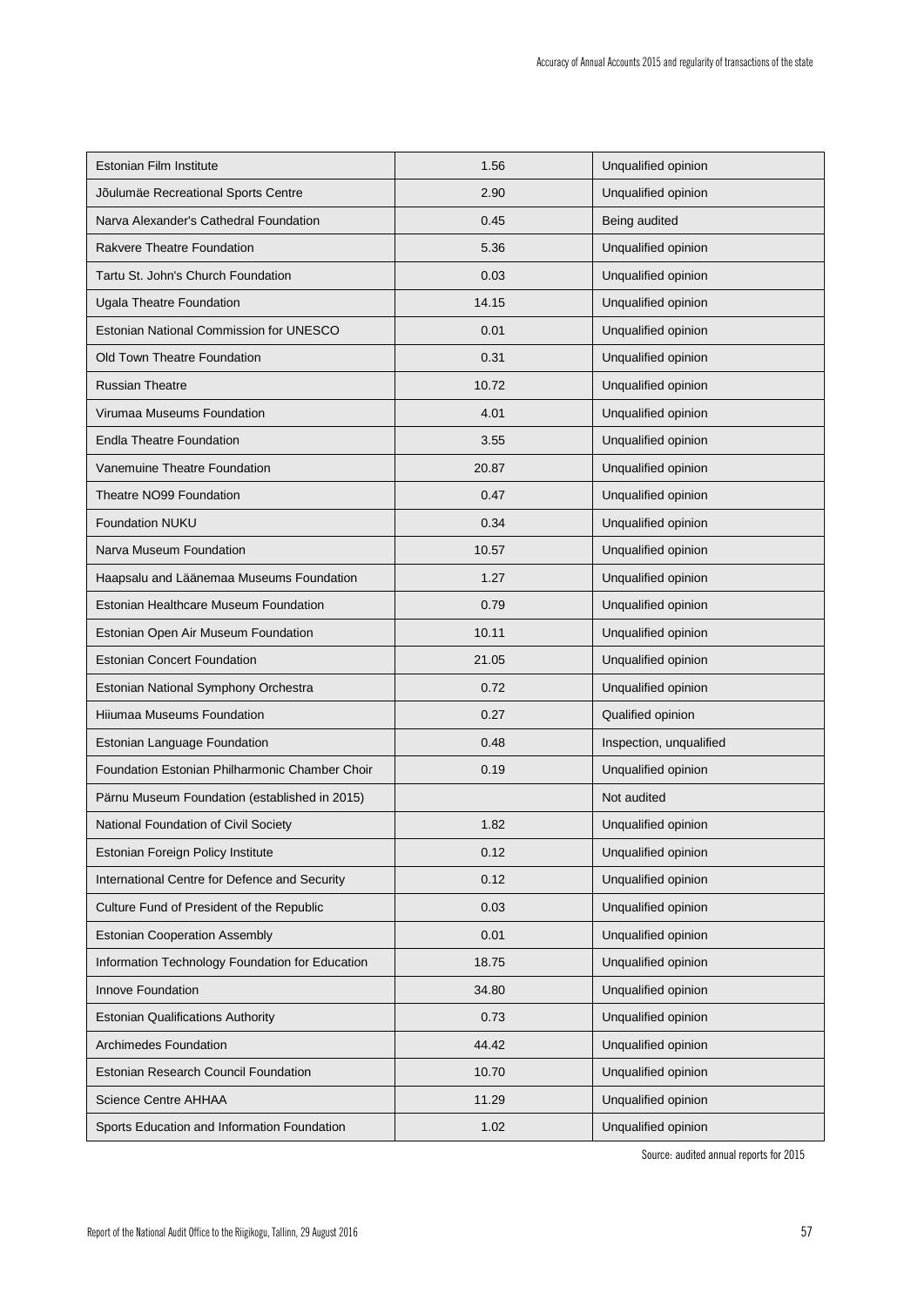| | | |
|---|---|---|
| Estonian Film Institute | 1.56 | Unqualified opinion |
| Jõulumäe Recreational Sports Centre | 2.90 | Unqualified opinion |
| Narva Alexander's Cathedral Foundation | 0.45 | Being audited |
| Rakvere Theatre Foundation | 5.36 | Unqualified opinion |
| Tartu St. John's Church Foundation | 0.03 | Unqualified opinion |
| Ugala Theatre Foundation | 14.15 | Unqualified opinion |
| Estonian National Commission for UNESCO | 0.01 | Unqualified opinion |
| Old Town Theatre Foundation | 0.31 | Unqualified opinion |
| Russian Theatre | 10.72 | Unqualified opinion |
| Virumaa Museums Foundation | 4.01 | Unqualified opinion |
| Endla Theatre Foundation | 3.55 | Unqualified opinion |
| Vanemuine Theatre Foundation | 20.87 | Unqualified opinion |
| Theatre NO99 Foundation | 0.47 | Unqualified opinion |
| Foundation NUKU | 0.34 | Unqualified opinion |
| Narva Museum Foundation | 10.57 | Unqualified opinion |
| Haapsalu and Läänemaa Museums Foundation | 1.27 | Unqualified opinion |
| Estonian Healthcare Museum Foundation | 0.79 | Unqualified opinion |
| Estonian Open Air Museum Foundation | 10.11 | Unqualified opinion |
| Estonian Concert Foundation | 21.05 | Unqualified opinion |
| Estonian National Symphony Orchestra | 0.72 | Unqualified opinion |
| Hiiumaa Museums Foundation | 0.27 | Qualified opinion |
| Estonian Language Foundation | 0.48 | Inspection, unqualified |
| Foundation Estonian Philharmonic Chamber Choir | 0.19 | Unqualified opinion |
| Pärnu Museum Foundation (established in 2015) | | Not audited |
| National Foundation of Civil Society | 1.82 | Unqualified opinion |
| Estonian Foreign Policy Institute | 0.12 | Unqualified opinion |
| International Centre for Defence and Security | 0.12 | Unqualified opinion |
| Culture Fund of President of the Republic | 0.03 | Unqualified opinion |
| Estonian Cooperation Assembly | 0.01 | Unqualified opinion |
| Information Technology Foundation for Education | 18.75 | Unqualified opinion |
| Innove Foundation | 34.80 | Unqualified opinion |
| Estonian Qualifications Authority | 0.73 | Unqualified opinion |
| Archimedes Foundation | 44.42 | Unqualified opinion |
| Estonian Research Council Foundation | 10.70 | Unqualified opinion |
| Science Centre AHHAA | 11.29 | Unqualified opinion |
| Sports Education and Information Foundation | 1.02 | Unqualified opinion |

Source: audited annual reports for 2015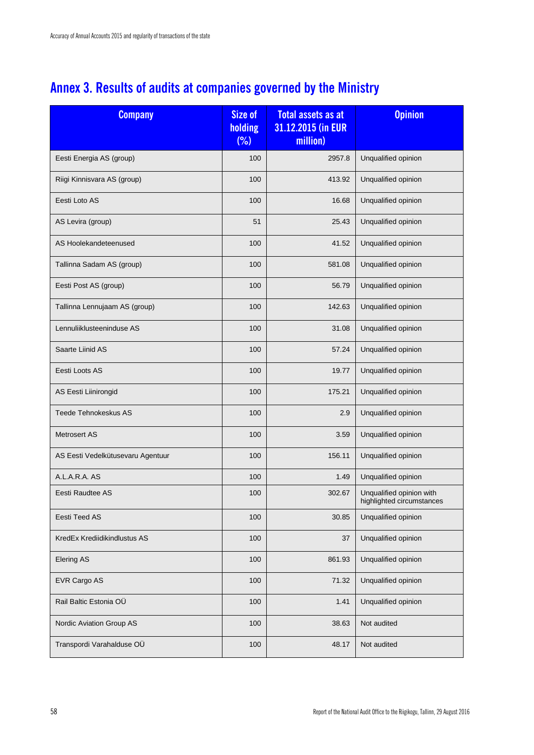## Annex 3. Results of audits at companies governed by the Ministry

| Company | Size of holding (%) | Total assets as at 31.12.2015 (in EUR million) | Opinion |
|---|---|---|---|
| Eesti Energia AS (group) | 100 | 2957.8 | Unqualified opinion |
| Riigi Kinnisvara AS (group) | 100 | 413.92 | Unqualified opinion |
| Eesti Loto AS | 100 | 16.68 | Unqualified opinion |
| AS Levira (group) | 51 | 25.43 | Unqualified opinion |
| AS Hoolekandeteenused | 100 | 41.52 | Unqualified opinion |
| Tallinna Sadam AS (group) | 100 | 581.08 | Unqualified opinion |
| Eesti Post AS (group) | 100 | 56.79 | Unqualified opinion |
| Tallinna Lennujaam AS (group) | 100 | 142.63 | Unqualified opinion |
| Lennuliiklusteeninduse AS | 100 | 31.08 | Unqualified opinion |
| Saarte Liinid AS | 100 | 57.24 | Unqualified opinion |
| Eesti Loots AS | 100 | 19.77 | Unqualified opinion |
| AS Eesti Liinirongid | 100 | 175.21 | Unqualified opinion |
| Teede Tehnokeskus AS | 100 | 2.9 | Unqualified opinion |
| Metrosert AS | 100 | 3.59 | Unqualified opinion |
| AS Eesti Vedelkütusevaru Agentuur | 100 | 156.11 | Unqualified opinion |
| A.L.A.R.A. AS | 100 | 1.49 | Unqualified opinion |
| Eesti Raudtee AS | 100 | 302.67 | Unqualified opinion with highlighted circumstances |
| Eesti Teed AS | 100 | 30.85 | Unqualified opinion |
| KredEx Krediidikindlustus AS | 100 | 37 | Unqualified opinion |
| Elering AS | 100 | 861.93 | Unqualified opinion |
| EVR Cargo AS | 100 | 71.32 | Unqualified opinion |
| Rail Baltic Estonia OÜ | 100 | 1.41 | Unqualified opinion |
| Nordic Aviation Group AS | 100 | 38.63 | Not audited |
| Transpordi Varahalduse OÜ | 100 | 48.17 | Not audited |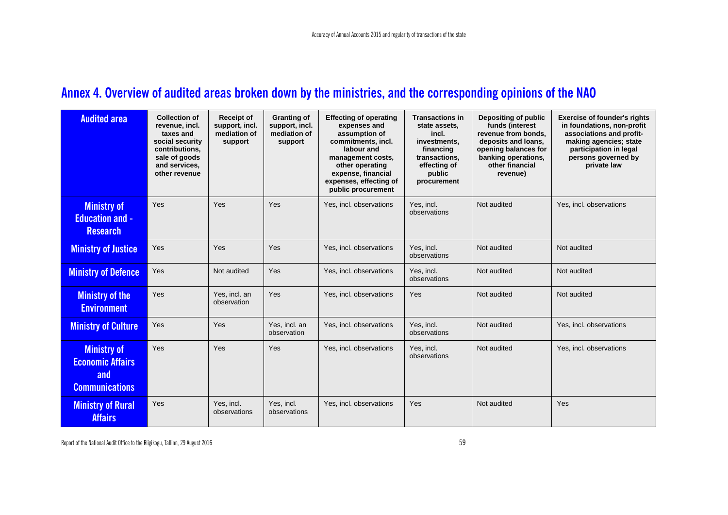## Annex 4. Overview of audited areas broken down by the ministries, and the corresponding opinions of the NAO

| Audited area | Collection of revenue, incl. taxes and social security contributions, sale of goods and services, other revenue | Receipt of support, incl. mediation of support | Granting of support, incl. mediation of support | Effecting of operating expenses and assumption of commitments, incl. labour and management costs, other operating expense, financial expenses, effecting of public procurement | Transactions in state assets, incl. investments, financing transactions, effecting of public procurement | Depositing of public funds (interest revenue from bonds, deposits and loans, opening balances for banking operations, other financial revenue) | Exercise of founder's rights in foundations, non-profit associations and profit-making agencies; state participation in legal persons governed by private law |
|---|---|---|---|---|---|---|---|
| **Ministry of Education and - Research** | Yes | Yes | Yes | Yes, incl. observations | Yes, incl. observations | Not audited | Yes, incl. observations |
| **Ministry of Justice** | Yes | Yes | Yes | Yes, incl. observations | Yes, incl. observations | Not audited | Not audited |
| **Ministry of Defence** | Yes | Not audited | Yes | Yes, incl. observations | Yes, incl. observations | Not audited | Not audited |
| **Ministry of the Environment** | Yes | Yes, incl. an observation | Yes | Yes, incl. observations | Yes | Not audited | Not audited |
| **Ministry of Culture** | Yes | Yes | Yes, incl. an observation | Yes, incl. observations | Yes, incl. observations | Not audited | Yes, incl. observations |
| **Ministry of Economic Affairs and Communications** | Yes | Yes | Yes | Yes, incl. observations | Yes, incl. observations | Not audited | Yes, incl. observations |
| **Ministry of Rural Affairs** | Yes | Yes, incl. observations | Yes, incl. observations | Yes, incl. observations | Yes | Not audited | Yes |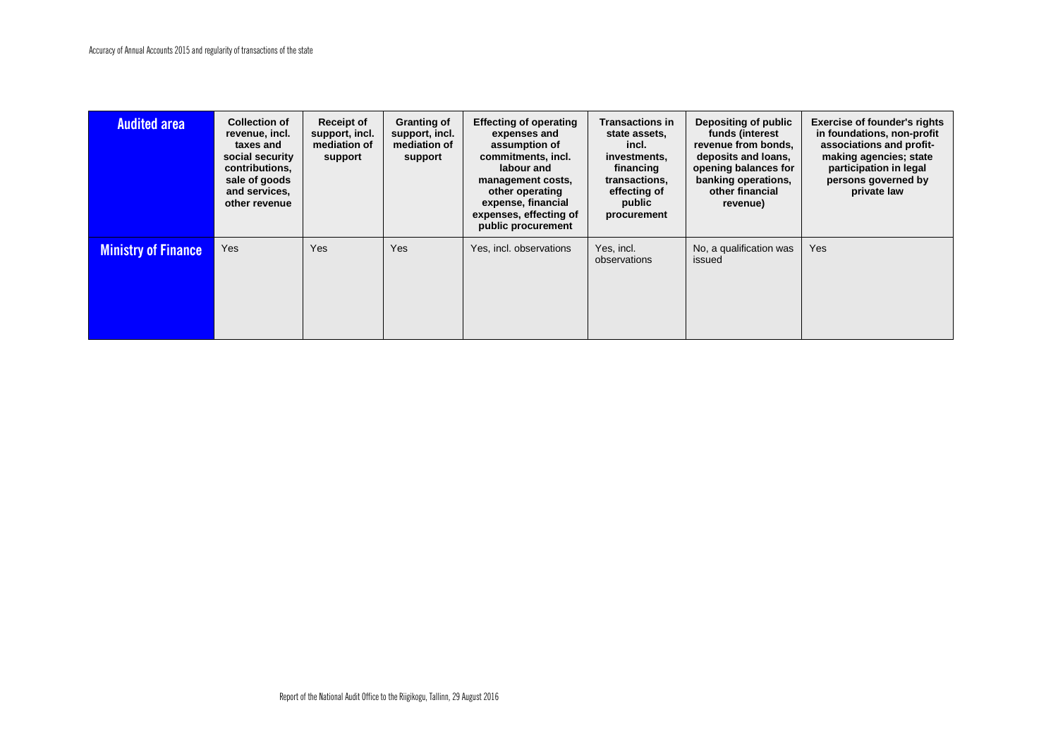| Audited area | Collection of revenue, incl. taxes and social security contributions, sale of goods and services, other revenue | Receipt of support, incl. mediation of support | Granting of support, incl. mediation of support | Effecting of operating expenses and assumption of commitments, incl. labour and management costs, other operating expense, financial expenses, effecting of public procurement | Transactions in state assets, incl. investments, financing transactions, effecting of public procurement | Depositing of public funds (interest revenue from bonds, deposits and loans, opening balances for banking operations, other financial revenue) | Exercise of founder's rights in foundations, non-profit associations and profit-making agencies; state participation in legal persons governed by private law |
|---|---|---|---|---|---|---|---|
| Ministry of Finance | Yes | Yes | Yes | Yes, incl. observations | Yes, incl. observations | No, a qualification was issued | Yes |